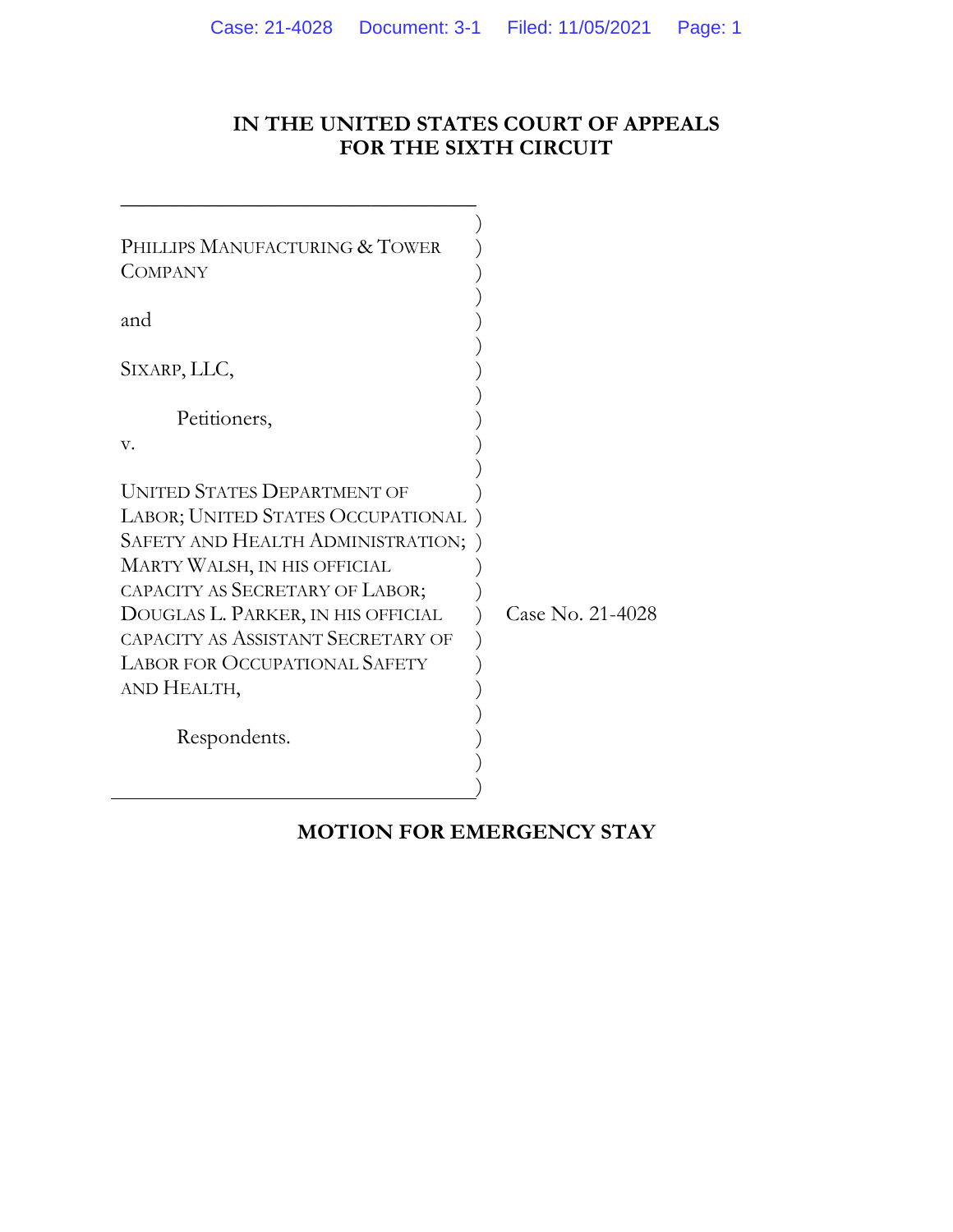# IN THE UNITED STATES COURT OF APPEALS FOR THE SIXTH CIRCUIT

PHILLIPS MANUFACTURING & TOWER COMPANY

and

SIXARP, LLC,

Petitioners,

v.

UNITED STATES DEPARTMENT OF LABOR; UNITED STATES OCCUPATIONAL SAFETY AND HEALTH ADMINISTRATION; MARTY WALSH, IN HIS OFFICIAL CAPACITY AS SECRETARY OF LABOR; DOUGLAS L. PARKER, IN HIS OFFICIAL CAPACITY AS ASSISTANT SECRETARY OF LABOR FOR OCCUPATIONAL SAFETY AND HEALTH,

Respondents.

Case No. 21-4028

## MOTION FOR EMERGENCY STAY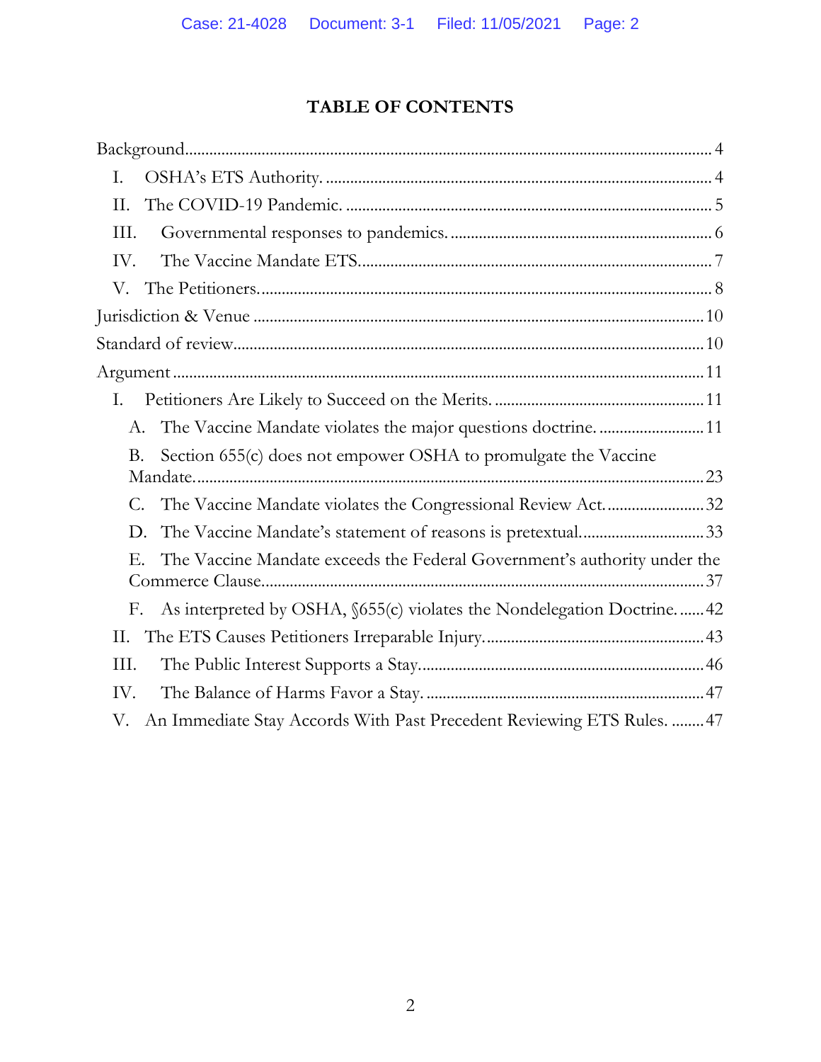# TABLE OF CONTENTS

Background .......... 4

- I. OSHA's ETS Authority. .......... 4
- II. The COVID-19 Pandemic. .......... 5
- III. Governmental responses to pandemics. .......... 6
- IV. The Vaccine Mandate ETS. .......... 7
- V. The Petitioners. .......... 8

Jurisdiction & Venue .......... 10

Standard of review .......... 10

Argument .......... 11

- I. Petitioners Are Likely to Succeed on the Merits. .......... 11
  - A. The Vaccine Mandate violates the major questions doctrine. .......... 11
  - B. Section 655(c) does not empower OSHA to promulgate the Vaccine Mandate. .......... 23
  - C. The Vaccine Mandate violates the Congressional Review Act. .......... 32
  - D. The Vaccine Mandate's statement of reasons is pretextual. .......... 33
  - E. The Vaccine Mandate exceeds the Federal Government's authority under the Commerce Clause. .......... 37
  - F. As interpreted by OSHA, §655(c) violates the Nondelegation Doctrine. .......... 42
- II. The ETS Causes Petitioners Irreparable Injury. .......... 43
- III. The Public Interest Supports a Stay. .......... 46
- IV. The Balance of Harms Favor a Stay. .......... 47
- V. An Immediate Stay Accords With Past Precedent Reviewing ETS Rules. .......... 47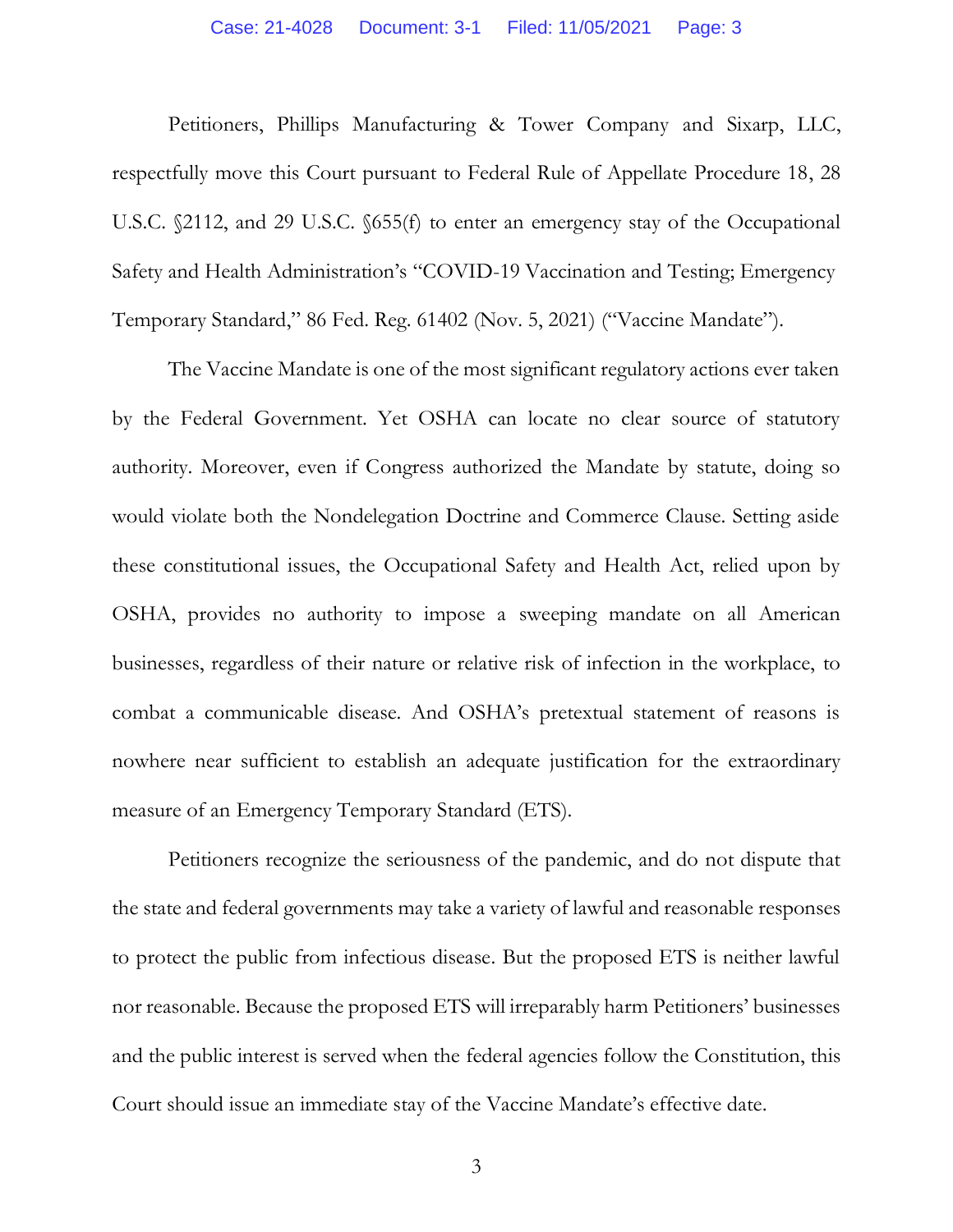Petitioners, Phillips Manufacturing & Tower Company and Sixarp, LLC, respectfully move this Court pursuant to Federal Rule of Appellate Procedure 18, 28 U.S.C. §2112, and 29 U.S.C. §655(f) to enter an emergency stay of the Occupational Safety and Health Administration's "COVID-19 Vaccination and Testing; Emergency Temporary Standard," 86 Fed. Reg. 61402 (Nov. 5, 2021) ("Vaccine Mandate").

The Vaccine Mandate is one of the most significant regulatory actions ever taken by the Federal Government. Yet OSHA can locate no clear source of statutory authority. Moreover, even if Congress authorized the Mandate by statute, doing so would violate both the Nondelegation Doctrine and Commerce Clause. Setting aside these constitutional issues, the Occupational Safety and Health Act, relied upon by OSHA, provides no authority to impose a sweeping mandate on all American businesses, regardless of their nature or relative risk of infection in the workplace, to combat a communicable disease. And OSHA's pretextual statement of reasons is nowhere near sufficient to establish an adequate justification for the extraordinary measure of an Emergency Temporary Standard (ETS).

Petitioners recognize the seriousness of the pandemic, and do not dispute that the state and federal governments may take a variety of lawful and reasonable responses to protect the public from infectious disease. But the proposed ETS is neither lawful nor reasonable. Because the proposed ETS will irreparably harm Petitioners' businesses and the public interest is served when the federal agencies follow the Constitution, this Court should issue an immediate stay of the Vaccine Mandate's effective date.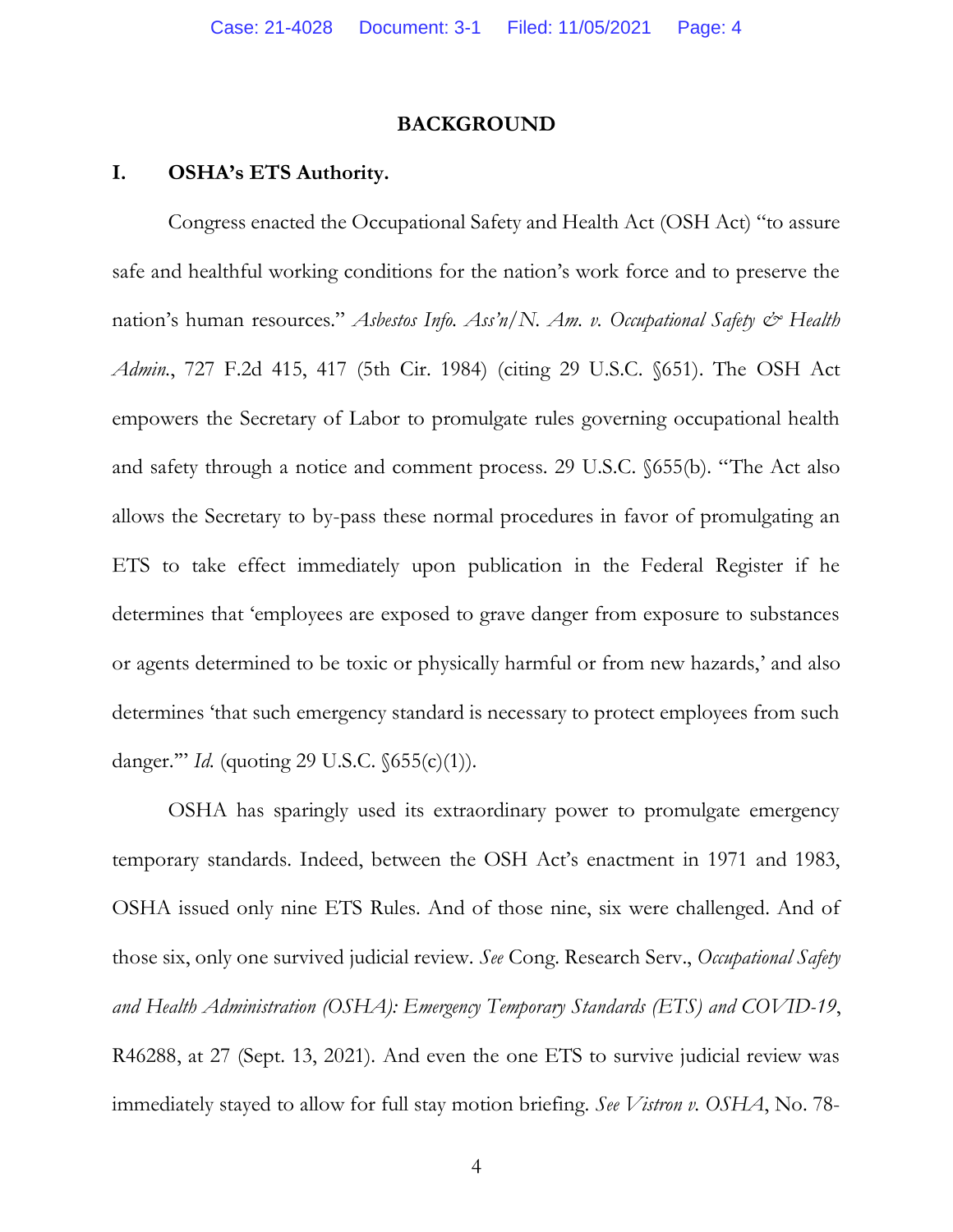## BACKGROUND

### I. OSHA's ETS Authority.

Congress enacted the Occupational Safety and Health Act (OSH Act) "to assure safe and healthful working conditions for the nation's work force and to preserve the nation's human resources." *Asbestos Info. Ass'n/N. Am. v. Occupational Safety & Health Admin.*, 727 F.2d 415, 417 (5th Cir. 1984) (citing 29 U.S.C. §651). The OSH Act empowers the Secretary of Labor to promulgate rules governing occupational health and safety through a notice and comment process. 29 U.S.C. §655(b). "The Act also allows the Secretary to by-pass these normal procedures in favor of promulgating an ETS to take effect immediately upon publication in the Federal Register if he determines that 'employees are exposed to grave danger from exposure to substances or agents determined to be toxic or physically harmful or from new hazards,' and also determines 'that such emergency standard is necessary to protect employees from such danger.'" *Id.* (quoting 29 U.S.C. §655(c)(1)).

OSHA has sparingly used its extraordinary power to promulgate emergency temporary standards. Indeed, between the OSH Act's enactment in 1971 and 1983, OSHA issued only nine ETS Rules. And of those nine, six were challenged. And of those six, only one survived judicial review. *See* Cong. Research Serv., *Occupational Safety and Health Administration (OSHA): Emergency Temporary Standards (ETS) and COVID-19*, R46288, at 27 (Sept. 13, 2021). And even the one ETS to survive judicial review was immediately stayed to allow for full stay motion briefing. *See Vistron v. OSHA*, No. 78-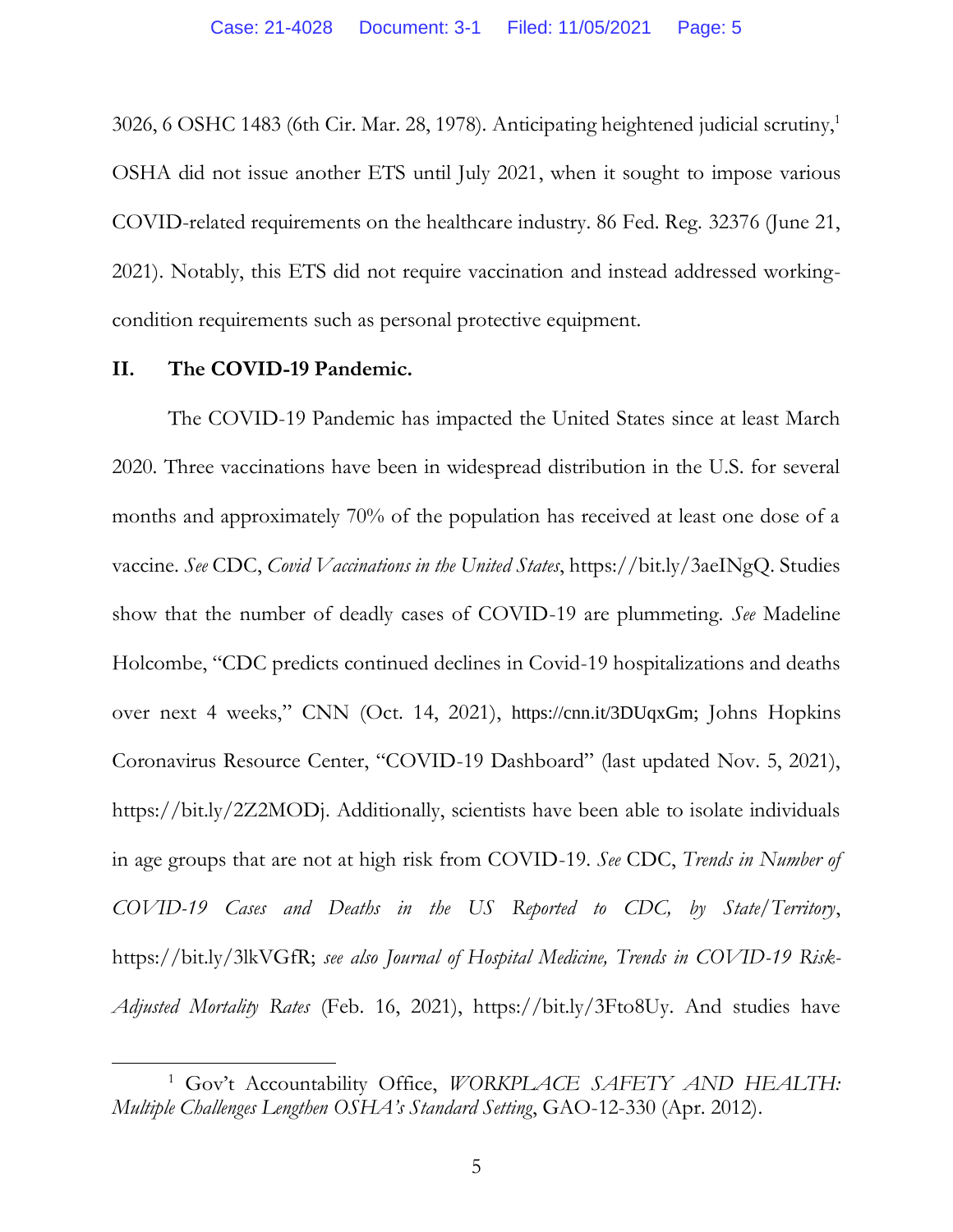3026, 6 OSHC 1483 (6th Cir. Mar. 28, 1978). Anticipating heightened judicial scrutiny,[1] OSHA did not issue another ETS until July 2021, when it sought to impose various COVID-related requirements on the healthcare industry. 86 Fed. Reg. 32376 (June 21, 2021). Notably, this ETS did not require vaccination and instead addressed working-condition requirements such as personal protective equipment.

## II. The COVID-19 Pandemic.

The COVID-19 Pandemic has impacted the United States since at least March 2020. Three vaccinations have been in widespread distribution in the U.S. for several months and approximately 70% of the population has received at least one dose of a vaccine. *See* CDC, *Covid Vaccinations in the United States*, https://bit.ly/3aeINgQ. Studies show that the number of deadly cases of COVID-19 are plummeting. *See* Madeline Holcombe, "CDC predicts continued declines in Covid-19 hospitalizations and deaths over next 4 weeks," CNN (Oct. 14, 2021), https://cnn.it/3DUqxGm; Johns Hopkins Coronavirus Resource Center, "COVID-19 Dashboard" (last updated Nov. 5, 2021), https://bit.ly/2Z2MODj. Additionally, scientists have been able to isolate individuals in age groups that are not at high risk from COVID-19. *See* CDC, *Trends in Number of COVID-19 Cases and Deaths in the US Reported to CDC, by State/Territory*, https://bit.ly/3lkVGfR; *see also Journal of Hospital Medicine, Trends in COVID-19 Risk-Adjusted Mortality Rates* (Feb. 16, 2021), https://bit.ly/3Fto8Uy. And studies have

---

[1] Gov't Accountability Office, *WORKPLACE SAFETY AND HEALTH: Multiple Challenges Lengthen OSHA's Standard Setting*, GAO-12-330 (Apr. 2012).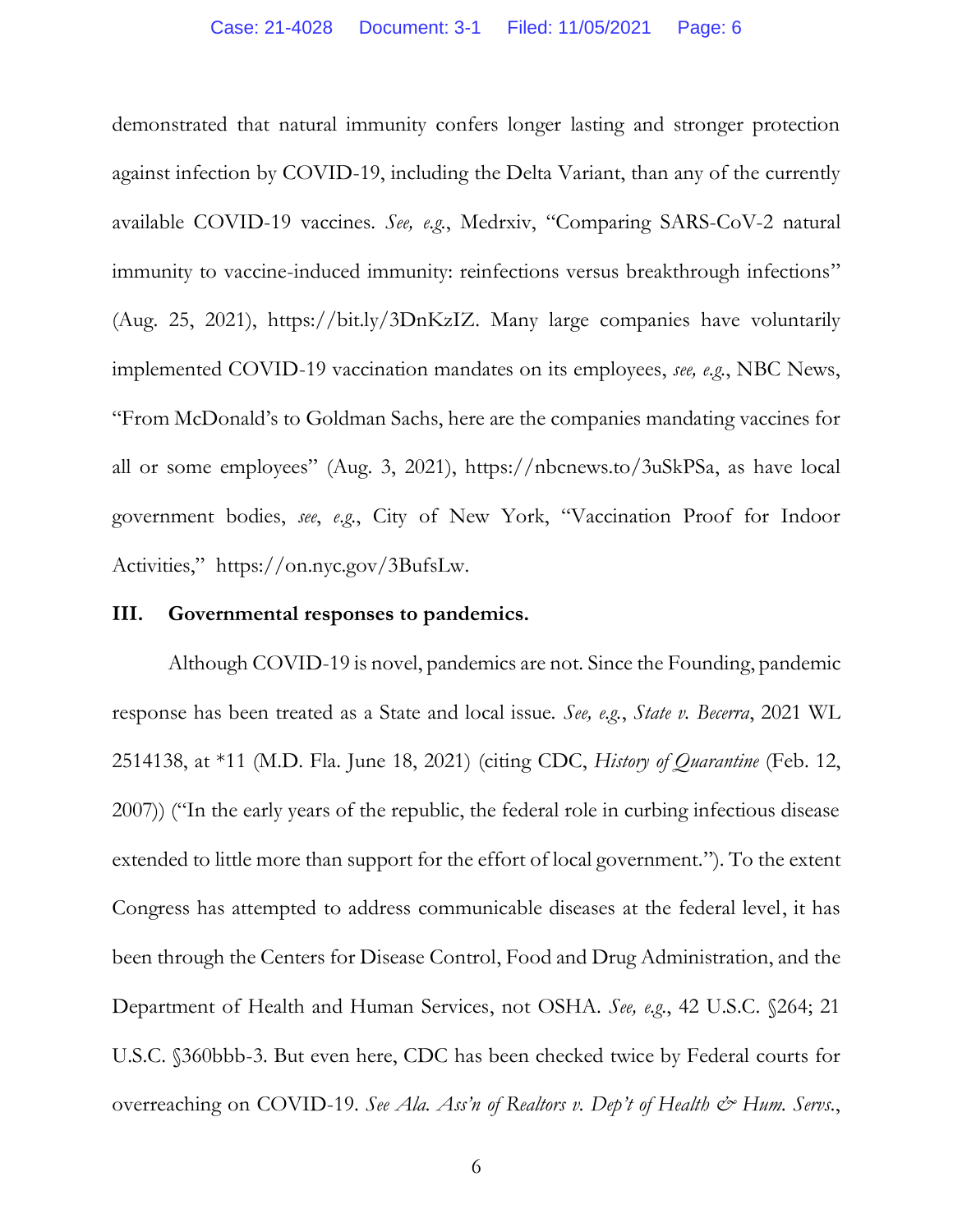demonstrated that natural immunity confers longer lasting and stronger protection against infection by COVID-19, including the Delta Variant, than any of the currently available COVID-19 vaccines. *See, e.g.*, Medrxiv, "Comparing SARS-CoV-2 natural immunity to vaccine-induced immunity: reinfections versus breakthrough infections" (Aug. 25, 2021), https://bit.ly/3DnKzIZ. Many large companies have voluntarily implemented COVID-19 vaccination mandates on its employees, *see, e.g.*, NBC News, "From McDonald's to Goldman Sachs, here are the companies mandating vaccines for all or some employees" (Aug. 3, 2021), https://nbcnews.to/3uSkPSa, as have local government bodies, *see*, *e.g.*, City of New York, "Vaccination Proof for Indoor Activities," https://on.nyc.gov/3BufsLw.

## III. Governmental responses to pandemics.

Although COVID-19 is novel, pandemics are not. Since the Founding, pandemic response has been treated as a State and local issue. *See, e.g.*, *State v. Becerra*, 2021 WL 2514138, at *11 (M.D. Fla. June 18, 2021) (citing CDC, *History of Quarantine* (Feb. 12, 2007)) ("In the early years of the republic, the federal role in curbing infectious disease extended to little more than support for the effort of local government."). To the extent Congress has attempted to address communicable diseases at the federal level, it has been through the Centers for Disease Control, Food and Drug Administration, and the Department of Health and Human Services, not OSHA. *See, e.g.*, 42 U.S.C. §264; 21 U.S.C. §360bbb-3. But even here, CDC has been checked twice by Federal courts for overreaching on COVID-19. *See Ala. Ass'n of Realtors v. Dep't of Health & Hum. Servs.*,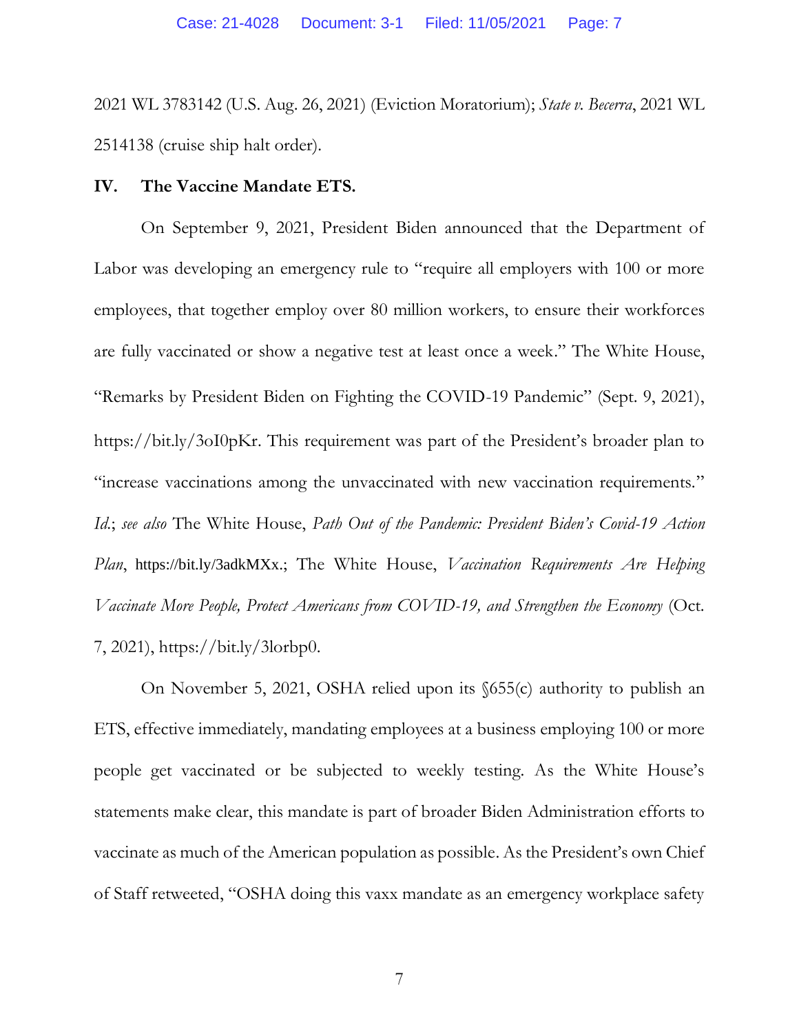2021 WL 3783142 (U.S. Aug. 26, 2021) (Eviction Moratorium); *State v. Becerra*, 2021 WL 2514138 (cruise ship halt order).

**IV. The Vaccine Mandate ETS.**

On September 9, 2021, President Biden announced that the Department of Labor was developing an emergency rule to "require all employers with 100 or more employees, that together employ over 80 million workers, to ensure their workforces are fully vaccinated or show a negative test at least once a week." The White House, "Remarks by President Biden on Fighting the COVID-19 Pandemic" (Sept. 9, 2021), https://bit.ly/3oI0pKr. This requirement was part of the President's broader plan to "increase vaccinations among the unvaccinated with new vaccination requirements." *Id.*; *see also* The White House, *Path Out of the Pandemic: President Biden's Covid-19 Action Plan*, https://bit.ly/3adkMXx.; The White House, *Vaccination Requirements Are Helping Vaccinate More People, Protect Americans from COVID-19, and Strengthen the Economy* (Oct. 7, 2021), https://bit.ly/3lorbp0.

On November 5, 2021, OSHA relied upon its §655(c) authority to publish an ETS, effective immediately, mandating employees at a business employing 100 or more people get vaccinated or be subjected to weekly testing. As the White House's statements make clear, this mandate is part of broader Biden Administration efforts to vaccinate as much of the American population as possible. As the President's own Chief of Staff retweeted, "OSHA doing this vaxx mandate as an emergency workplace safety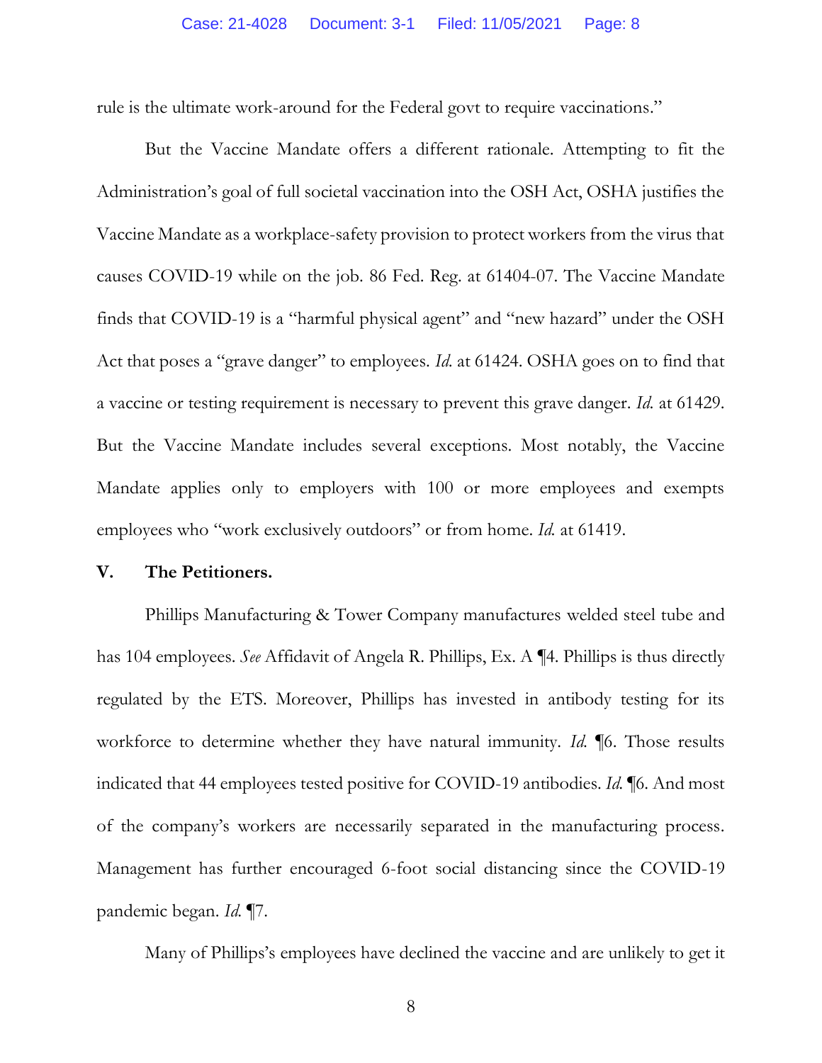rule is the ultimate work-around for the Federal govt to require vaccinations."

But the Vaccine Mandate offers a different rationale. Attempting to fit the Administration's goal of full societal vaccination into the OSH Act, OSHA justifies the Vaccine Mandate as a workplace-safety provision to protect workers from the virus that causes COVID-19 while on the job. 86 Fed. Reg. at 61404-07. The Vaccine Mandate finds that COVID-19 is a "harmful physical agent" and "new hazard" under the OSH Act that poses a "grave danger" to employees. *Id.* at 61424. OSHA goes on to find that a vaccine or testing requirement is necessary to prevent this grave danger. *Id.* at 61429. But the Vaccine Mandate includes several exceptions. Most notably, the Vaccine Mandate applies only to employers with 100 or more employees and exempts employees who "work exclusively outdoors" or from home. *Id.* at 61419.

## V. The Petitioners.

Phillips Manufacturing & Tower Company manufactures welded steel tube and has 104 employees. *See* Affidavit of Angela R. Phillips, Ex. A ¶4. Phillips is thus directly regulated by the ETS. Moreover, Phillips has invested in antibody testing for its workforce to determine whether they have natural immunity. *Id.* ¶6. Those results indicated that 44 employees tested positive for COVID-19 antibodies. *Id.* ¶6. And most of the company's workers are necessarily separated in the manufacturing process. Management has further encouraged 6-foot social distancing since the COVID-19 pandemic began. *Id.* ¶7.

Many of Phillips's employees have declined the vaccine and are unlikely to get it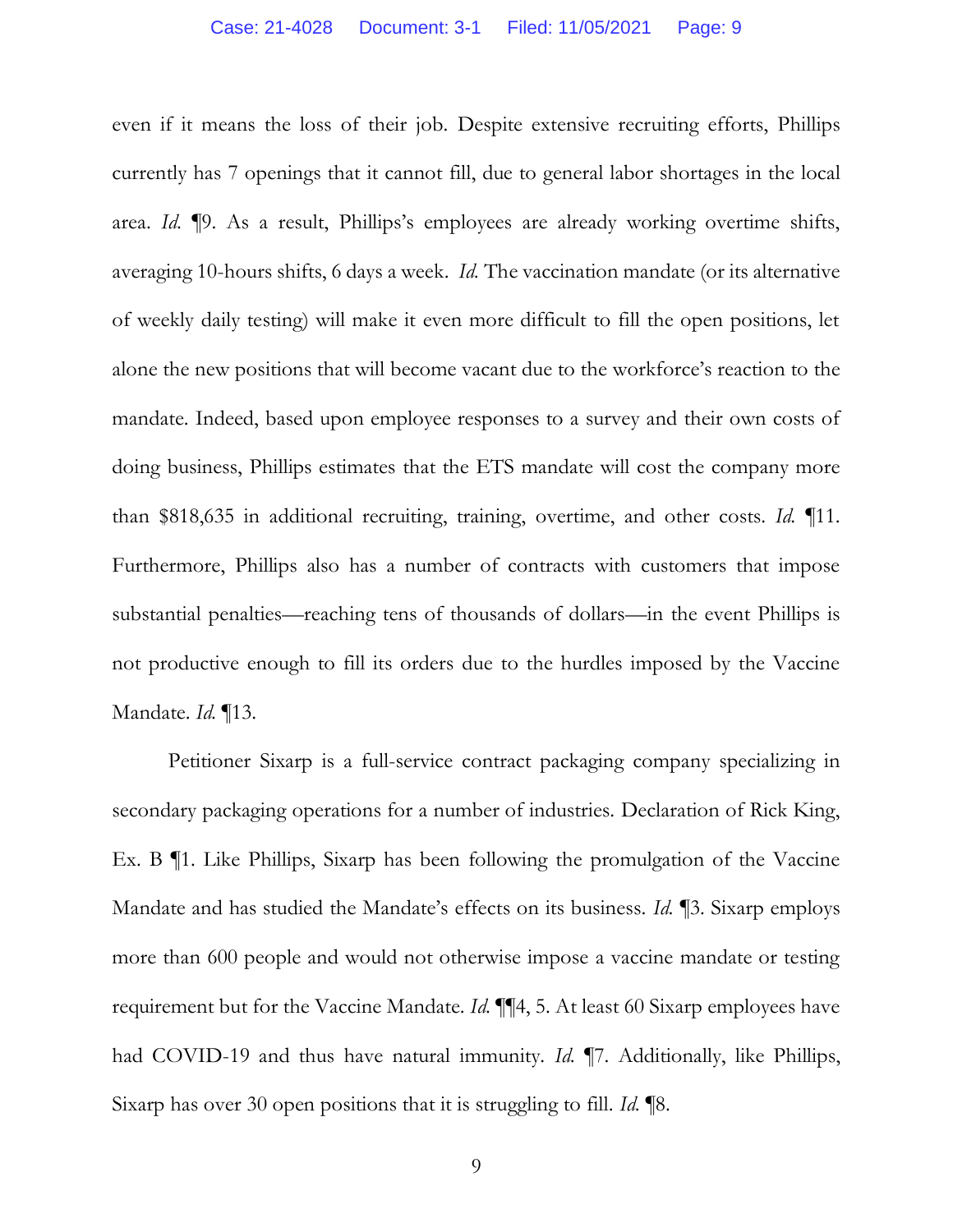even if it means the loss of their job. Despite extensive recruiting efforts, Phillips currently has 7 openings that it cannot fill, due to general labor shortages in the local area. *Id.* ¶9. As a result, Phillips's employees are already working overtime shifts, averaging 10-hours shifts, 6 days a week. *Id.* The vaccination mandate (or its alternative of weekly daily testing) will make it even more difficult to fill the open positions, let alone the new positions that will become vacant due to the workforce's reaction to the mandate. Indeed, based upon employee responses to a survey and their own costs of doing business, Phillips estimates that the ETS mandate will cost the company more than $818,635 in additional recruiting, training, overtime, and other costs. *Id.* ¶11. Furthermore, Phillips also has a number of contracts with customers that impose substantial penalties—reaching tens of thousands of dollars—in the event Phillips is not productive enough to fill its orders due to the hurdles imposed by the Vaccine Mandate. *Id.* ¶13.

Petitioner Sixarp is a full-service contract packaging company specializing in secondary packaging operations for a number of industries. Declaration of Rick King, Ex. B ¶1. Like Phillips, Sixarp has been following the promulgation of the Vaccine Mandate and has studied the Mandate's effects on its business. *Id.* ¶3. Sixarp employs more than 600 people and would not otherwise impose a vaccine mandate or testing requirement but for the Vaccine Mandate. *Id.* ¶¶4, 5. At least 60 Sixarp employees have had COVID-19 and thus have natural immunity. *Id.* ¶7. Additionally, like Phillips, Sixarp has over 30 open positions that it is struggling to fill. *Id.* ¶8.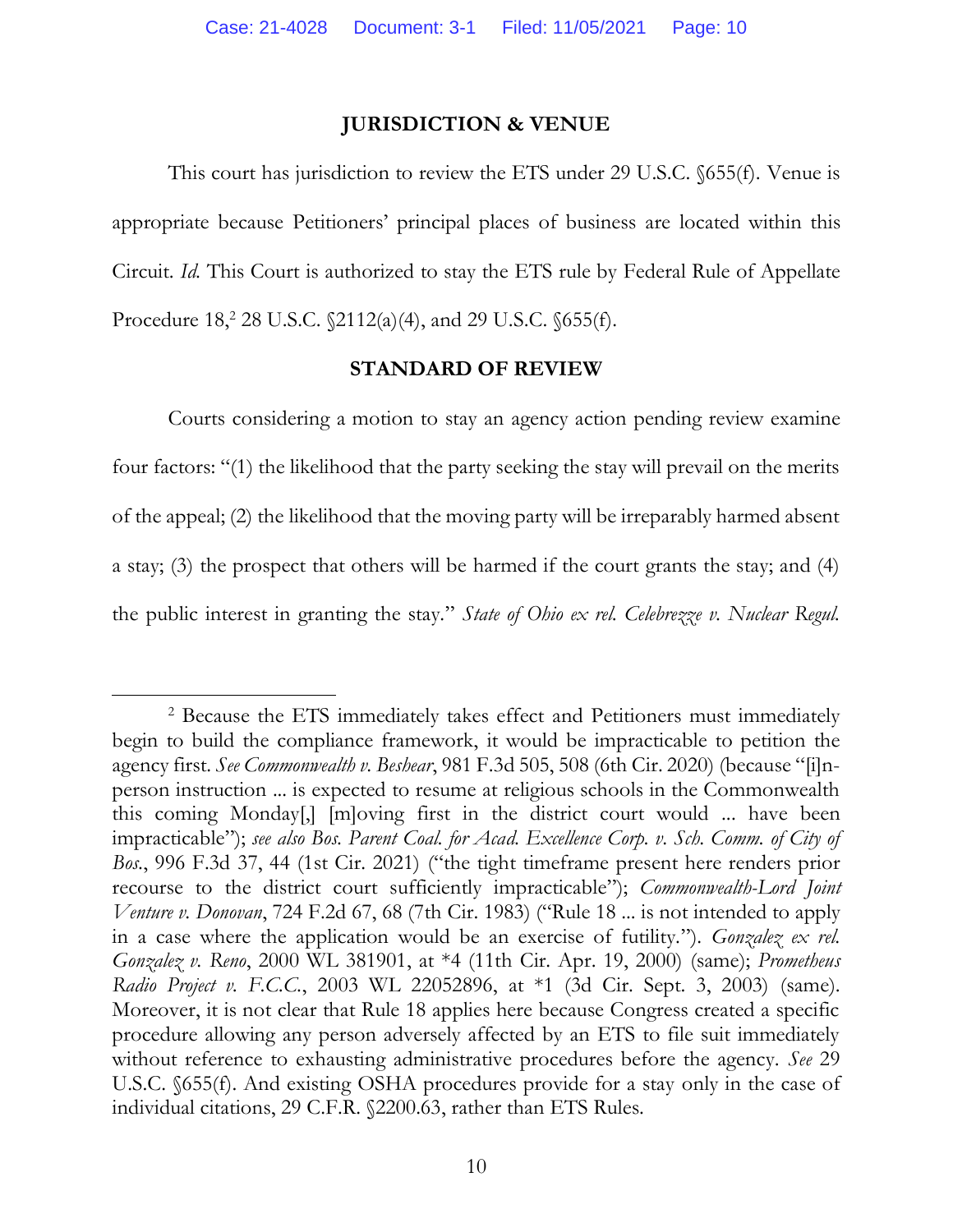## JURISDICTION & VENUE

This court has jurisdiction to review the ETS under 29 U.S.C. §655(f). Venue is appropriate because Petitioners' principal places of business are located within this Circuit. *Id.* This Court is authorized to stay the ETS rule by Federal Rule of Appellate Procedure 18,[2] 28 U.S.C. §2112(a)(4), and 29 U.S.C. §655(f).

## STANDARD OF REVIEW

Courts considering a motion to stay an agency action pending review examine four factors: "(1) the likelihood that the party seeking the stay will prevail on the merits of the appeal; (2) the likelihood that the moving party will be irreparably harmed absent a stay; (3) the prospect that others will be harmed if the court grants the stay; and (4) the public interest in granting the stay." *State of Ohio ex rel. Celebrezze v. Nuclear Regul.*

---

[2] Because the ETS immediately takes effect and Petitioners must immediately begin to build the compliance framework, it would be impracticable to petition the agency first. *See Commonwealth v. Beshear*, 981 F.3d 505, 508 (6th Cir. 2020) (because "[i]n-person instruction ... is expected to resume at religious schools in the Commonwealth this coming Monday[,] [m]oving first in the district court would ... have been impracticable"); *see also Bos. Parent Coal. for Acad. Excellence Corp. v. Sch. Comm. of City of Bos.*, 996 F.3d 37, 44 (1st Cir. 2021) ("the tight timeframe present here renders prior recourse to the district court sufficiently impracticable"); *Commonwealth-Lord Joint Venture v. Donovan*, 724 F.2d 67, 68 (7th Cir. 1983) ("Rule 18 ... is not intended to apply in a case where the application would be an exercise of futility."). *Gonzalez ex rel. Gonzalez v. Reno*, 2000 WL 381901, at *4 (11th Cir. Apr. 19, 2000) (same); *Prometheus Radio Project v. F.C.C.*, 2003 WL 22052896, at *1 (3d Cir. Sept. 3, 2003) (same). Moreover, it is not clear that Rule 18 applies here because Congress created a specific procedure allowing any person adversely affected by an ETS to file suit immediately without reference to exhausting administrative procedures before the agency. *See* 29 U.S.C. §655(f). And existing OSHA procedures provide for a stay only in the case of individual citations, 29 C.F.R. §2200.63, rather than ETS Rules.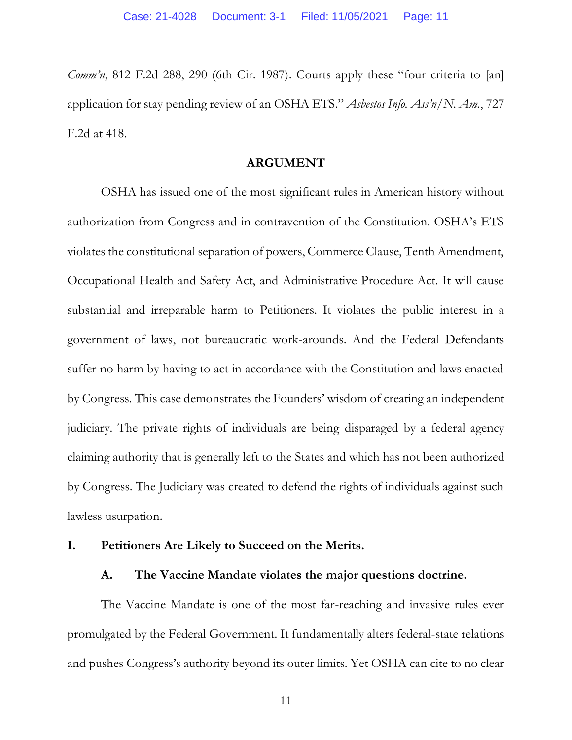*Comm'n*, 812 F.2d 288, 290 (6th Cir. 1987). Courts apply these "four criteria to [an] application for stay pending review of an OSHA ETS." *Asbestos Info. Ass'n/N. Am.*, 727 F.2d at 418.

## ARGUMENT

OSHA has issued one of the most significant rules in American history without authorization from Congress and in contravention of the Constitution. OSHA's ETS violates the constitutional separation of powers, Commerce Clause, Tenth Amendment, Occupational Health and Safety Act, and Administrative Procedure Act. It will cause substantial and irreparable harm to Petitioners. It violates the public interest in a government of laws, not bureaucratic work-arounds. And the Federal Defendants suffer no harm by having to act in accordance with the Constitution and laws enacted by Congress. This case demonstrates the Founders' wisdom of creating an independent judiciary. The private rights of individuals are being disparaged by a federal agency claiming authority that is generally left to the States and which has not been authorized by Congress. The Judiciary was created to defend the rights of individuals against such lawless usurpation.

### I. Petitioners Are Likely to Succeed on the Merits.

#### A. The Vaccine Mandate violates the major questions doctrine.

The Vaccine Mandate is one of the most far-reaching and invasive rules ever promulgated by the Federal Government. It fundamentally alters federal-state relations and pushes Congress's authority beyond its outer limits. Yet OSHA can cite to no clear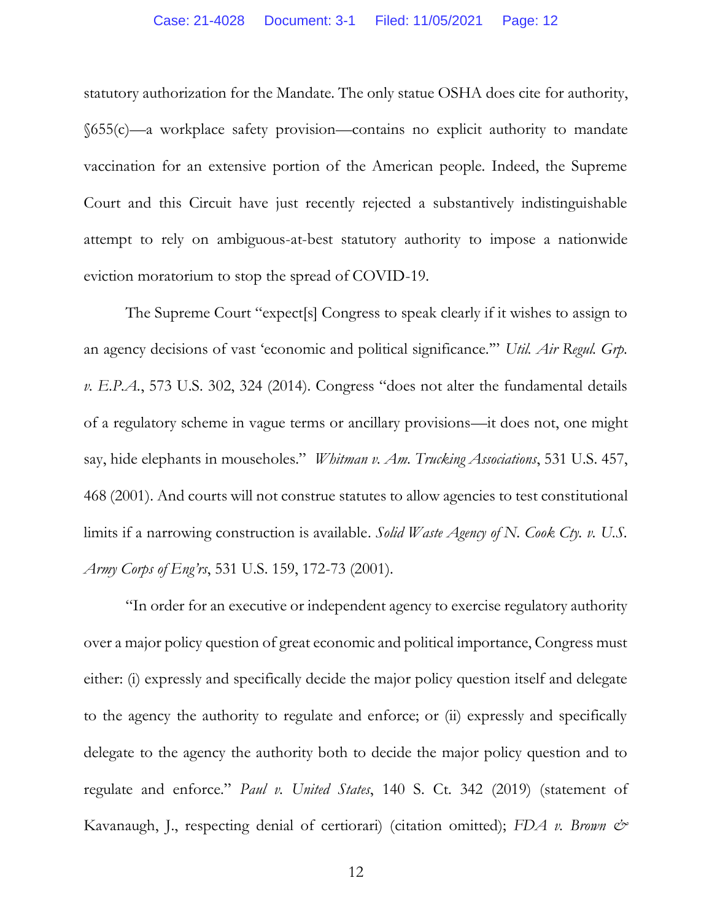statutory authorization for the Mandate. The only statue OSHA does cite for authority, §655(c)—a workplace safety provision—contains no explicit authority to mandate vaccination for an extensive portion of the American people. Indeed, the Supreme Court and this Circuit have just recently rejected a substantively indistinguishable attempt to rely on ambiguous-at-best statutory authority to impose a nationwide eviction moratorium to stop the spread of COVID-19.

The Supreme Court "expect[s] Congress to speak clearly if it wishes to assign to an agency decisions of vast 'economic and political significance.'" *Util. Air Regul. Grp. v. E.P.A.*, 573 U.S. 302, 324 (2014). Congress "does not alter the fundamental details of a regulatory scheme in vague terms or ancillary provisions—it does not, one might say, hide elephants in mouseholes." *Whitman v. Am. Trucking Associations*, 531 U.S. 457, 468 (2001). And courts will not construe statutes to allow agencies to test constitutional limits if a narrowing construction is available. *Solid Waste Agency of N. Cook Cty. v. U.S. Army Corps of Eng'rs*, 531 U.S. 159, 172-73 (2001).

"In order for an executive or independent agency to exercise regulatory authority over a major policy question of great economic and political importance, Congress must either: (i) expressly and specifically decide the major policy question itself and delegate to the agency the authority to regulate and enforce; or (ii) expressly and specifically delegate to the agency the authority both to decide the major policy question and to regulate and enforce." *Paul v. United States*, 140 S. Ct. 342 (2019) (statement of Kavanaugh, J., respecting denial of certiorari) (citation omitted); *FDA v. Brown &*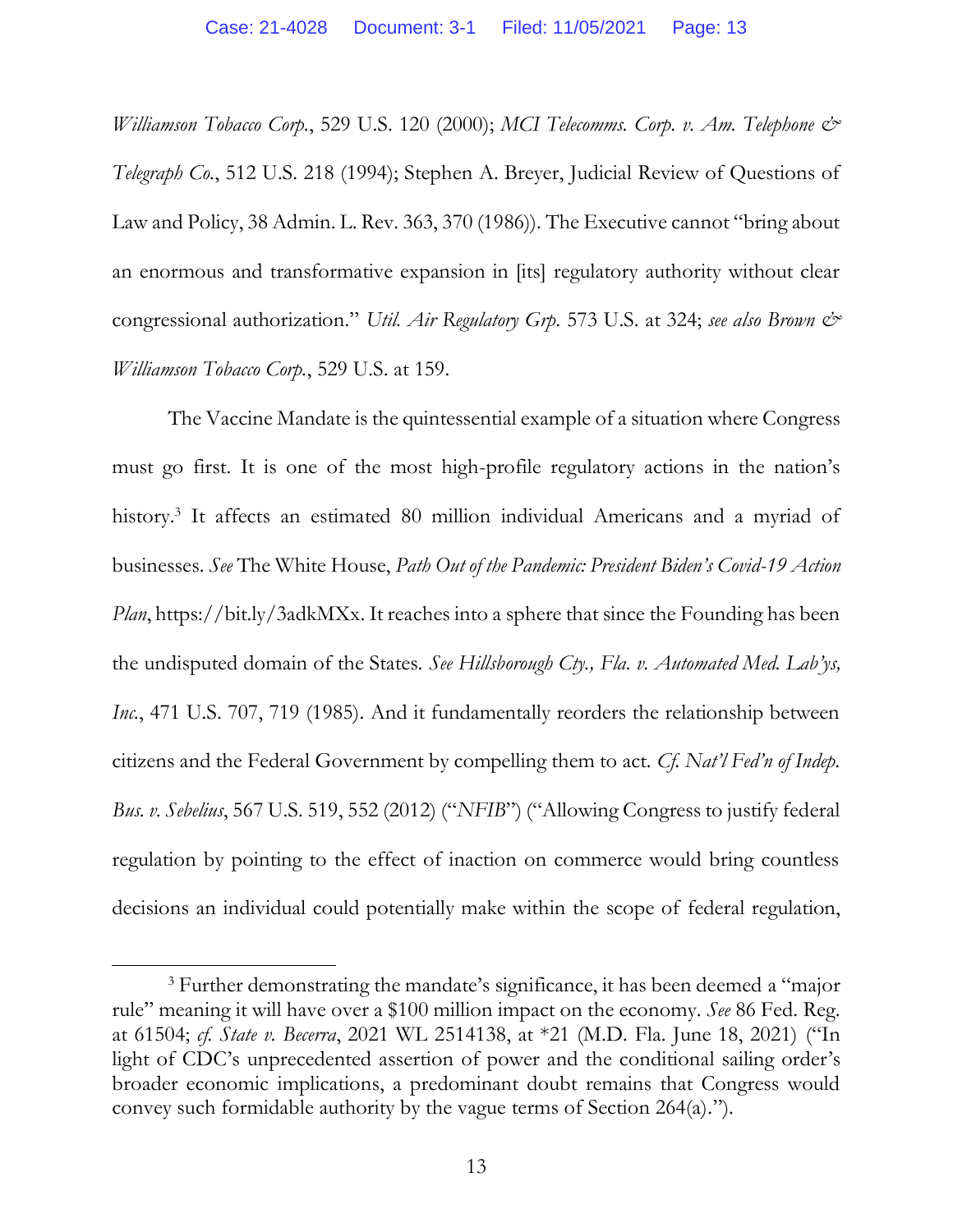*Williamson Tobacco Corp.*, 529 U.S. 120 (2000); *MCI Telecomms. Corp. v. Am. Telephone & Telegraph Co.*, 512 U.S. 218 (1994); Stephen A. Breyer, Judicial Review of Questions of Law and Policy, 38 Admin. L. Rev. 363, 370 (1986)). The Executive cannot "bring about an enormous and transformative expansion in [its] regulatory authority without clear congressional authorization." *Util. Air Regulatory Grp.* 573 U.S. at 324; *see also Brown & Williamson Tobacco Corp.*, 529 U.S. at 159.

The Vaccine Mandate is the quintessential example of a situation where Congress must go first. It is one of the most high-profile regulatory actions in the nation's history.[3] It affects an estimated 80 million individual Americans and a myriad of businesses. *See* The White House, *Path Out of the Pandemic: President Biden's Covid-19 Action Plan*, https://bit.ly/3adkMXx. It reaches into a sphere that since the Founding has been the undisputed domain of the States. *See Hillsborough Cty., Fla. v. Automated Med. Lab'ys, Inc.*, 471 U.S. 707, 719 (1985). And it fundamentally reorders the relationship between citizens and the Federal Government by compelling them to act. *Cf. Nat'l Fed'n of Indep. Bus. v. Sebelius*, 567 U.S. 519, 552 (2012) ("*NFIB*") ("Allowing Congress to justify federal regulation by pointing to the effect of inaction on commerce would bring countless decisions an individual could potentially make within the scope of federal regulation,

---

[3] Further demonstrating the mandate's significance, it has been deemed a "major rule" meaning it will have over a $100 million impact on the economy. *See* 86 Fed. Reg. at 61504; *cf. State v. Becerra*, 2021 WL 2514138, at *21 (M.D. Fla. June 18, 2021) ("In light of CDC's unprecedented assertion of power and the conditional sailing order's broader economic implications, a predominant doubt remains that Congress would convey such formidable authority by the vague terms of Section 264(a).").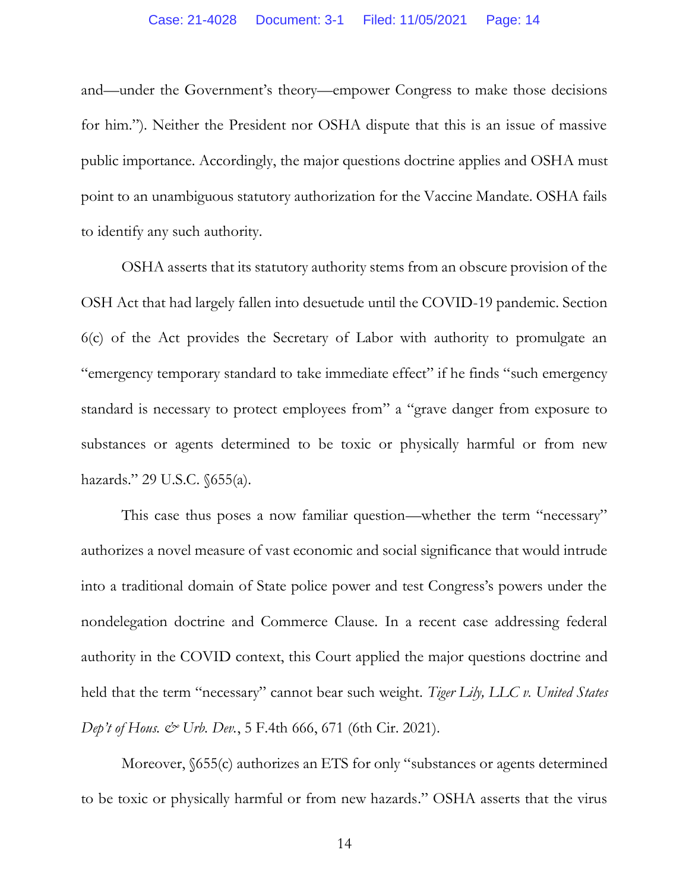and—under the Government's theory—empower Congress to make those decisions for him."). Neither the President nor OSHA dispute that this is an issue of massive public importance. Accordingly, the major questions doctrine applies and OSHA must point to an unambiguous statutory authorization for the Vaccine Mandate. OSHA fails to identify any such authority.

OSHA asserts that its statutory authority stems from an obscure provision of the OSH Act that had largely fallen into desuetude until the COVID-19 pandemic. Section 6(c) of the Act provides the Secretary of Labor with authority to promulgate an "emergency temporary standard to take immediate effect" if he finds "such emergency standard is necessary to protect employees from" a "grave danger from exposure to substances or agents determined to be toxic or physically harmful or from new hazards." 29 U.S.C. §655(a).

This case thus poses a now familiar question—whether the term "necessary" authorizes a novel measure of vast economic and social significance that would intrude into a traditional domain of State police power and test Congress's powers under the nondelegation doctrine and Commerce Clause. In a recent case addressing federal authority in the COVID context, this Court applied the major questions doctrine and held that the term "necessary" cannot bear such weight. *Tiger Lily, LLC v. United States Dep't of Hous. & Urb. Dev.*, 5 F.4th 666, 671 (6th Cir. 2021).

Moreover, §655(c) authorizes an ETS for only "substances or agents determined to be toxic or physically harmful or from new hazards." OSHA asserts that the virus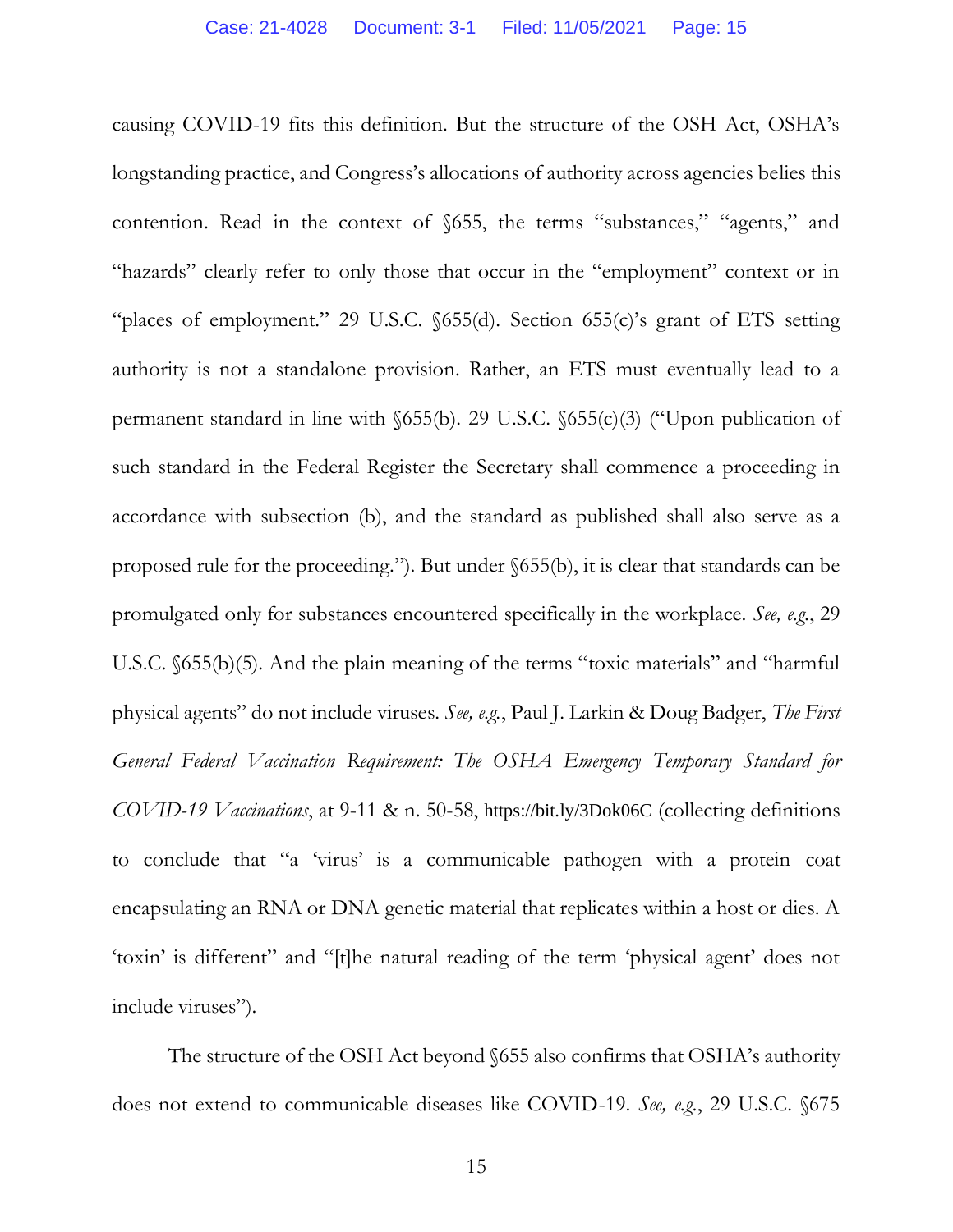causing COVID-19 fits this definition. But the structure of the OSH Act, OSHA's longstanding practice, and Congress's allocations of authority across agencies belies this contention. Read in the context of §655, the terms "substances," "agents," and "hazards" clearly refer to only those that occur in the "employment" context or in "places of employment." 29 U.S.C. §655(d). Section 655(c)'s grant of ETS setting authority is not a standalone provision. Rather, an ETS must eventually lead to a permanent standard in line with §655(b). 29 U.S.C. §655(c)(3) ("Upon publication of such standard in the Federal Register the Secretary shall commence a proceeding in accordance with subsection (b), and the standard as published shall also serve as a proposed rule for the proceeding."). But under §655(b), it is clear that standards can be promulgated only for substances encountered specifically in the workplace. *See, e.g.*, 29 U.S.C. §655(b)(5). And the plain meaning of the terms "toxic materials" and "harmful physical agents" do not include viruses. *See, e.g.*, Paul J. Larkin & Doug Badger, *The First General Federal Vaccination Requirement: The OSHA Emergency Temporary Standard for COVID-19 Vaccinations*, at 9-11 & n. 50-58, https://bit.ly/3Dok06C (collecting definitions to conclude that "a 'virus' is a communicable pathogen with a protein coat encapsulating an RNA or DNA genetic material that replicates within a host or dies. A 'toxin' is different" and "[t]he natural reading of the term 'physical agent' does not include viruses").

The structure of the OSH Act beyond §655 also confirms that OSHA's authority does not extend to communicable diseases like COVID-19. *See, e.g.*, 29 U.S.C. §675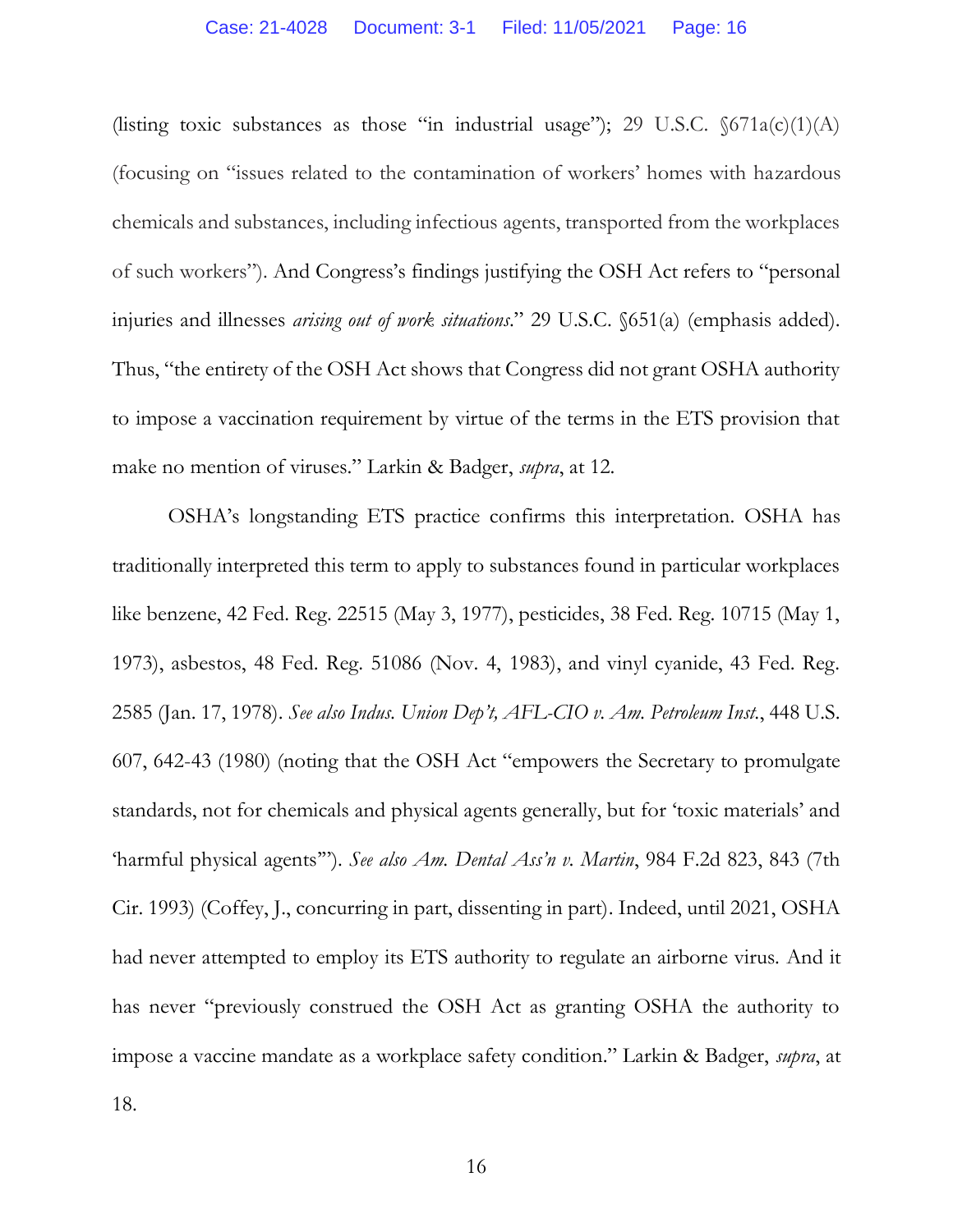(listing toxic substances as those "in industrial usage"); 29 U.S.C. §671a(c)(1)(A) (focusing on "issues related to the contamination of workers' homes with hazardous chemicals and substances, including infectious agents, transported from the workplaces of such workers"). And Congress's findings justifying the OSH Act refers to "personal injuries and illnesses *arising out of work situations*." 29 U.S.C. §651(a) (emphasis added). Thus, "the entirety of the OSH Act shows that Congress did not grant OSHA authority to impose a vaccination requirement by virtue of the terms in the ETS provision that make no mention of viruses." Larkin & Badger, *supra*, at 12.

OSHA's longstanding ETS practice confirms this interpretation. OSHA has traditionally interpreted this term to apply to substances found in particular workplaces like benzene, 42 Fed. Reg. 22515 (May 3, 1977), pesticides, 38 Fed. Reg. 10715 (May 1, 1973), asbestos, 48 Fed. Reg. 51086 (Nov. 4, 1983), and vinyl cyanide, 43 Fed. Reg. 2585 (Jan. 17, 1978). *See also Indus. Union Dep't, AFL-CIO v. Am. Petroleum Inst.*, 448 U.S. 607, 642-43 (1980) (noting that the OSH Act "empowers the Secretary to promulgate standards, not for chemicals and physical agents generally, but for 'toxic materials' and 'harmful physical agents'"). *See also Am. Dental Ass'n v. Martin*, 984 F.2d 823, 843 (7th Cir. 1993) (Coffey, J., concurring in part, dissenting in part). Indeed, until 2021, OSHA had never attempted to employ its ETS authority to regulate an airborne virus. And it has never "previously construed the OSH Act as granting OSHA the authority to impose a vaccine mandate as a workplace safety condition." Larkin & Badger, *supra*, at 18.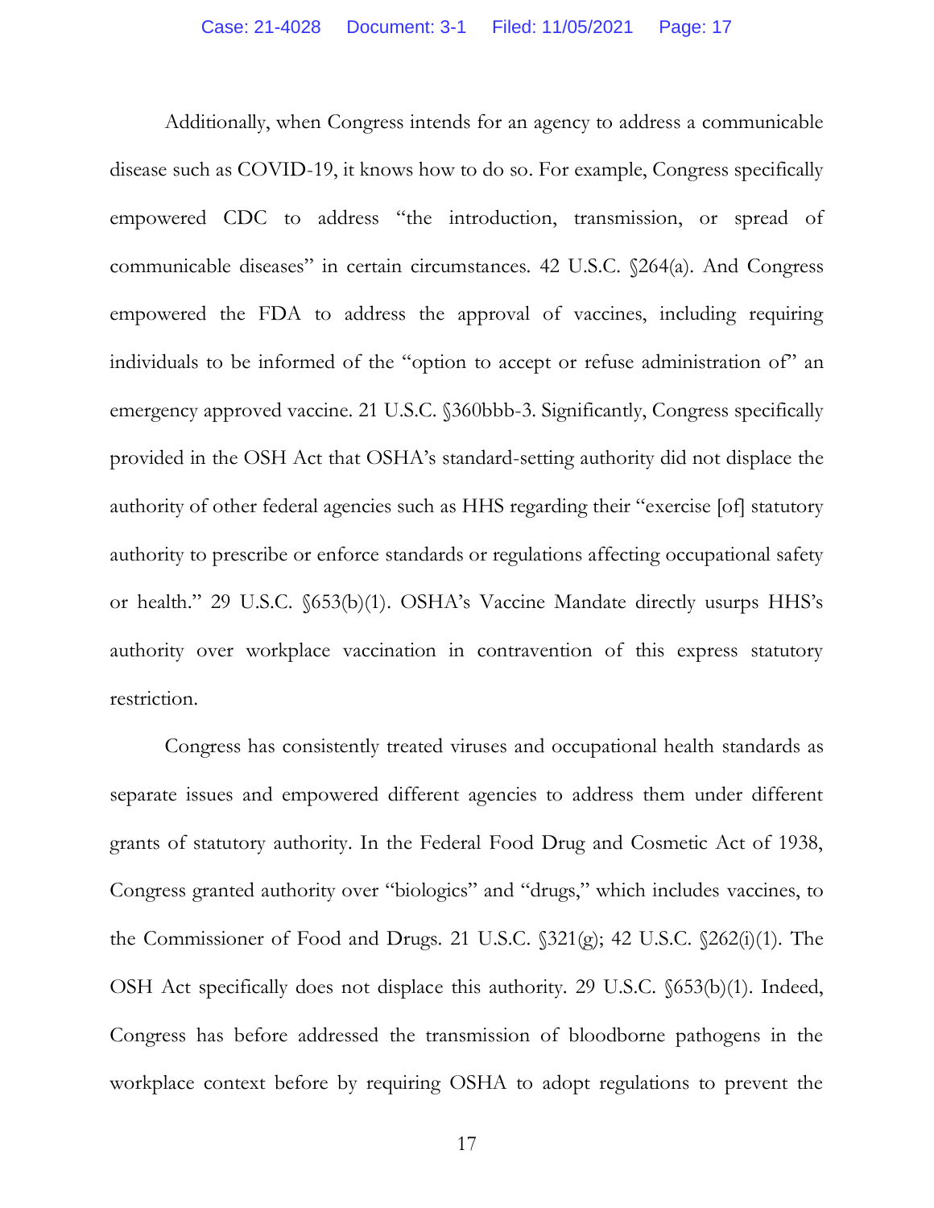Additionally, when Congress intends for an agency to address a communicable disease such as COVID-19, it knows how to do so. For example, Congress specifically empowered CDC to address "the introduction, transmission, or spread of communicable diseases" in certain circumstances. 42 U.S.C. §264(a). And Congress empowered the FDA to address the approval of vaccines, including requiring individuals to be informed of the "option to accept or refuse administration of" an emergency approved vaccine. 21 U.S.C. §360bbb-3. Significantly, Congress specifically provided in the OSH Act that OSHA's standard-setting authority did not displace the authority of other federal agencies such as HHS regarding their "exercise [of] statutory authority to prescribe or enforce standards or regulations affecting occupational safety or health." 29 U.S.C. §653(b)(1). OSHA's Vaccine Mandate directly usurps HHS's authority over workplace vaccination in contravention of this express statutory restriction.

Congress has consistently treated viruses and occupational health standards as separate issues and empowered different agencies to address them under different grants of statutory authority. In the Federal Food Drug and Cosmetic Act of 1938, Congress granted authority over "biologics" and "drugs," which includes vaccines, to the Commissioner of Food and Drugs. 21 U.S.C. §321(g); 42 U.S.C. §262(i)(1). The OSH Act specifically does not displace this authority. 29 U.S.C. §653(b)(1). Indeed, Congress has before addressed the transmission of bloodborne pathogens in the workplace context before by requiring OSHA to adopt regulations to prevent the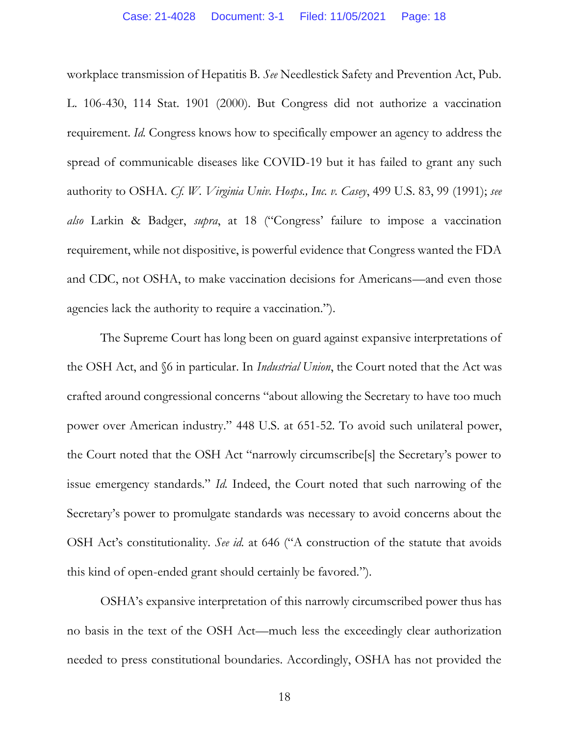workplace transmission of Hepatitis B. *See* Needlestick Safety and Prevention Act, Pub. L. 106-430, 114 Stat. 1901 (2000). But Congress did not authorize a vaccination requirement. *Id.* Congress knows how to specifically empower an agency to address the spread of communicable diseases like COVID-19 but it has failed to grant any such authority to OSHA. *Cf. W. Virginia Univ. Hosps., Inc. v. Casey*, 499 U.S. 83, 99 (1991); *see also* Larkin & Badger, *supra*, at 18 ("Congress' failure to impose a vaccination requirement, while not dispositive, is powerful evidence that Congress wanted the FDA and CDC, not OSHA, to make vaccination decisions for Americans—and even those agencies lack the authority to require a vaccination.").

The Supreme Court has long been on guard against expansive interpretations of the OSH Act, and §6 in particular. In *Industrial Union*, the Court noted that the Act was crafted around congressional concerns "about allowing the Secretary to have too much power over American industry." 448 U.S. at 651-52. To avoid such unilateral power, the Court noted that the OSH Act "narrowly circumscribe[s] the Secretary's power to issue emergency standards." *Id.* Indeed, the Court noted that such narrowing of the Secretary's power to promulgate standards was necessary to avoid concerns about the OSH Act's constitutionality. *See id.* at 646 ("A construction of the statute that avoids this kind of open-ended grant should certainly be favored.").

OSHA's expansive interpretation of this narrowly circumscribed power thus has no basis in the text of the OSH Act—much less the exceedingly clear authorization needed to press constitutional boundaries. Accordingly, OSHA has not provided the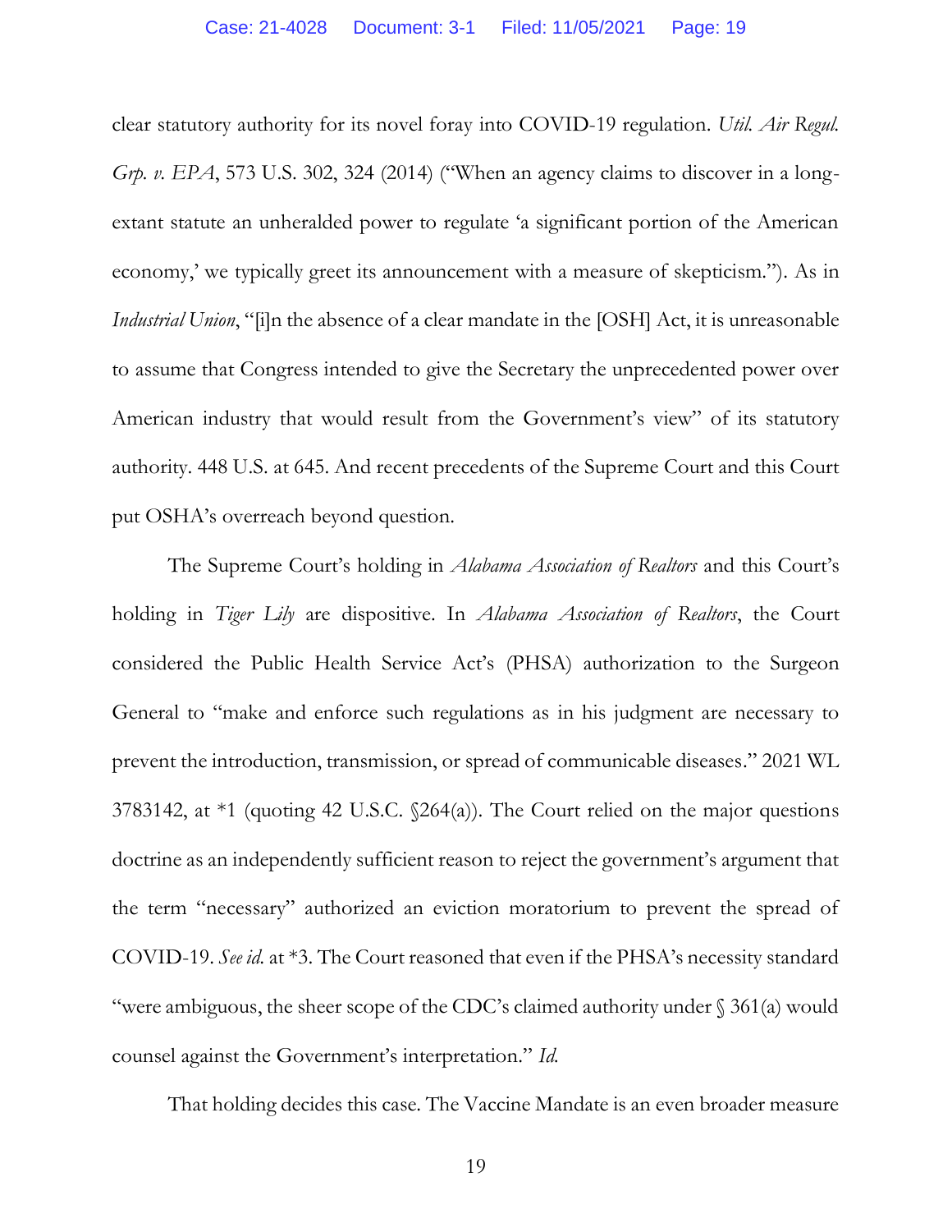clear statutory authority for its novel foray into COVID-19 regulation. *Util. Air Regul. Grp. v. EPA*, 573 U.S. 302, 324 (2014) ("When an agency claims to discover in a long-extant statute an unheralded power to regulate 'a significant portion of the American economy,' we typically greet its announcement with a measure of skepticism."). As in *Industrial Union*, "[i]n the absence of a clear mandate in the [OSH] Act, it is unreasonable to assume that Congress intended to give the Secretary the unprecedented power over American industry that would result from the Government's view" of its statutory authority. 448 U.S. at 645. And recent precedents of the Supreme Court and this Court put OSHA's overreach beyond question.

The Supreme Court's holding in *Alabama Association of Realtors* and this Court's holding in *Tiger Lily* are dispositive. In *Alabama Association of Realtors*, the Court considered the Public Health Service Act's (PHSA) authorization to the Surgeon General to "make and enforce such regulations as in his judgment are necessary to prevent the introduction, transmission, or spread of communicable diseases." 2021 WL 3783142, at *1 (quoting 42 U.S.C. §264(a)). The Court relied on the major questions doctrine as an independently sufficient reason to reject the government's argument that the term "necessary" authorized an eviction moratorium to prevent the spread of COVID-19. *See id.* at *3. The Court reasoned that even if the PHSA's necessity standard "were ambiguous, the sheer scope of the CDC's claimed authority under § 361(a) would counsel against the Government's interpretation." *Id.*

That holding decides this case. The Vaccine Mandate is an even broader measure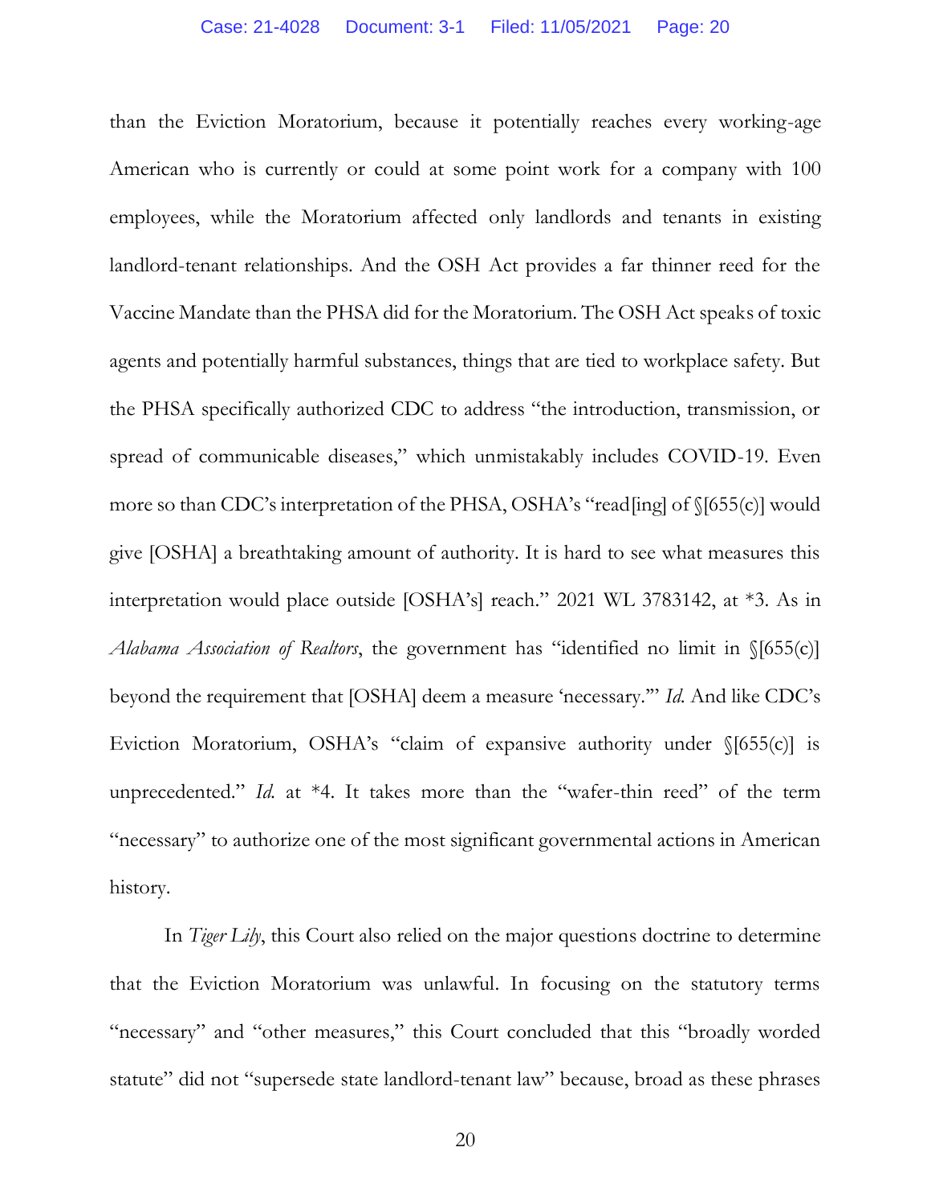than the Eviction Moratorium, because it potentially reaches every working-age American who is currently or could at some point work for a company with 100 employees, while the Moratorium affected only landlords and tenants in existing landlord-tenant relationships. And the OSH Act provides a far thinner reed for the Vaccine Mandate than the PHSA did for the Moratorium. The OSH Act speaks of toxic agents and potentially harmful substances, things that are tied to workplace safety. But the PHSA specifically authorized CDC to address "the introduction, transmission, or spread of communicable diseases," which unmistakably includes COVID-19. Even more so than CDC's interpretation of the PHSA, OSHA's "read[ing] of §[655(c)] would give [OSHA] a breathtaking amount of authority. It is hard to see what measures this interpretation would place outside [OSHA's] reach." 2021 WL 3783142, at *3. As in *Alabama Association of Realtors*, the government has "identified no limit in §[655(c)] beyond the requirement that [OSHA] deem a measure 'necessary.'" *Id.* And like CDC's Eviction Moratorium, OSHA's "claim of expansive authority under §[655(c)] is unprecedented." *Id.* at *4. It takes more than the "wafer-thin reed" of the term "necessary" to authorize one of the most significant governmental actions in American history.

In *Tiger Lily*, this Court also relied on the major questions doctrine to determine that the Eviction Moratorium was unlawful. In focusing on the statutory terms "necessary" and "other measures," this Court concluded that this "broadly worded statute" did not "supersede state landlord-tenant law" because, broad as these phrases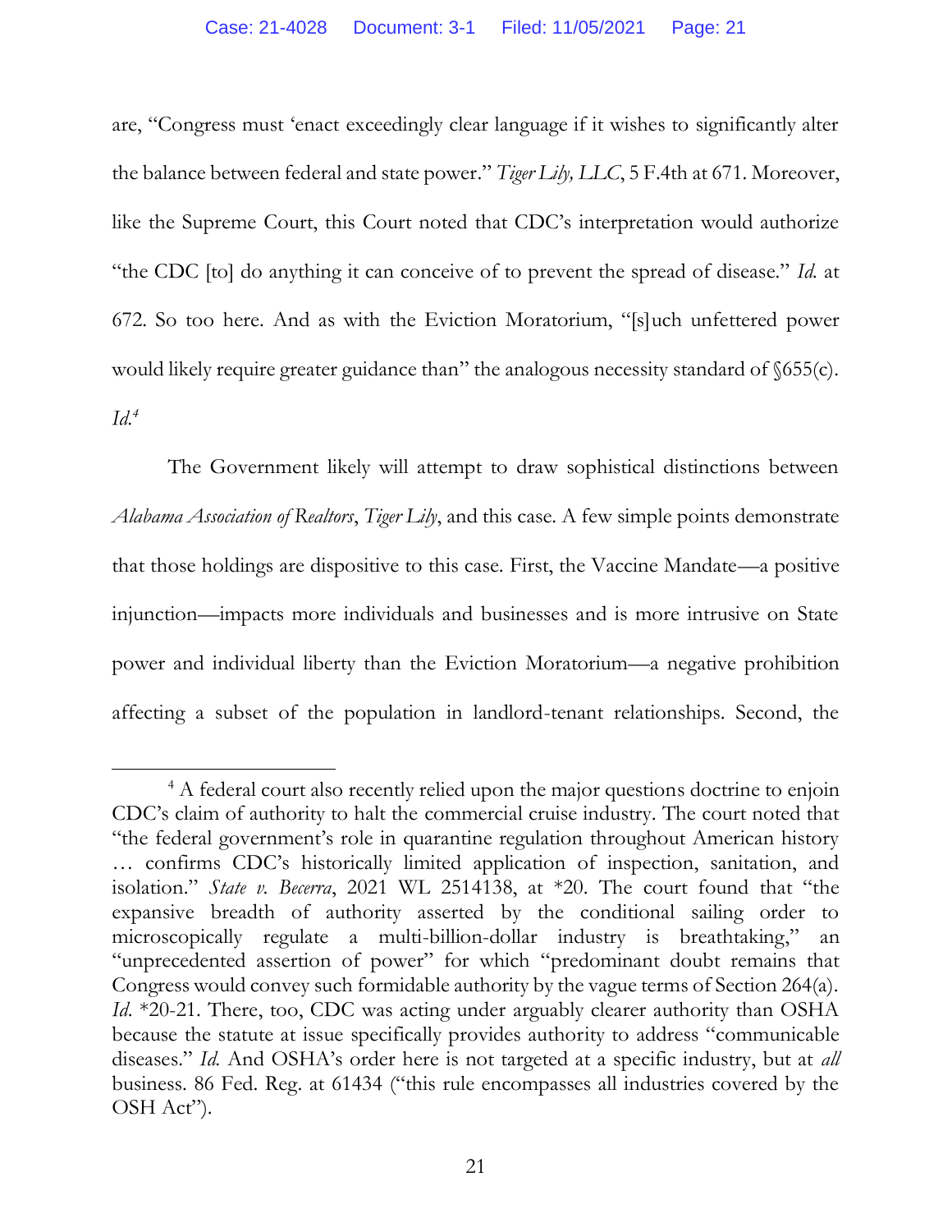are, "Congress must 'enact exceedingly clear language if it wishes to significantly alter the balance between federal and state power." *Tiger Lily, LLC*, 5 F.4th at 671. Moreover, like the Supreme Court, this Court noted that CDC's interpretation would authorize "the CDC [to] do anything it can conceive of to prevent the spread of disease." *Id.* at 672. So too here. And as with the Eviction Moratorium, "[s]uch unfettered power would likely require greater guidance than" the analogous necessity standard of §655(c). *Id.*[4]

The Government likely will attempt to draw sophistical distinctions between *Alabama Association of Realtors*, *Tiger Lily*, and this case. A few simple points demonstrate that those holdings are dispositive to this case. First, the Vaccine Mandate—a positive injunction—impacts more individuals and businesses and is more intrusive on State power and individual liberty than the Eviction Moratorium—a negative prohibition affecting a subset of the population in landlord-tenant relationships. Second, the

---

[4] A federal court also recently relied upon the major questions doctrine to enjoin CDC's claim of authority to halt the commercial cruise industry. The court noted that "the federal government's role in quarantine regulation throughout American history … confirms CDC's historically limited application of inspection, sanitation, and isolation." *State v. Becerra*, 2021 WL 2514138, at *20. The court found that "the expansive breadth of authority asserted by the conditional sailing order to microscopically regulate a multi-billion-dollar industry is breathtaking," an "unprecedented assertion of power" for which "predominant doubt remains that Congress would convey such formidable authority by the vague terms of Section 264(a). *Id.* *20-21. There, too, CDC was acting under arguably clearer authority than OSHA because the statute at issue specifically provides authority to address "communicable diseases." *Id.* And OSHA's order here is not targeted at a specific industry, but at *all* business. 86 Fed. Reg. at 61434 ("this rule encompasses all industries covered by the OSH Act").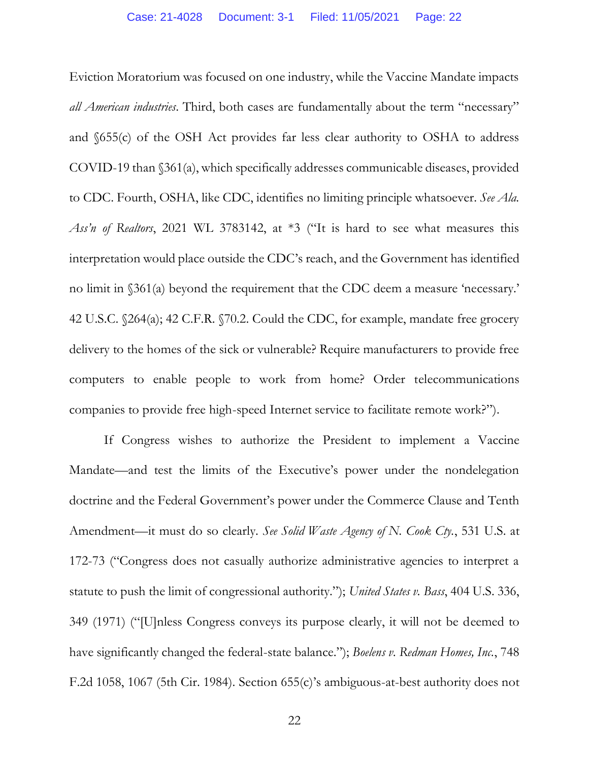Eviction Moratorium was focused on one industry, while the Vaccine Mandate impacts *all American industries*. Third, both cases are fundamentally about the term "necessary" and §655(c) of the OSH Act provides far less clear authority to OSHA to address COVID-19 than §361(a), which specifically addresses communicable diseases, provided to CDC. Fourth, OSHA, like CDC, identifies no limiting principle whatsoever. *See Ala. Ass'n of Realtors*, 2021 WL 3783142, at *3 ("It is hard to see what measures this interpretation would place outside the CDC's reach, and the Government has identified no limit in §361(a) beyond the requirement that the CDC deem a measure 'necessary.' 42 U.S.C. §264(a); 42 C.F.R. §70.2. Could the CDC, for example, mandate free grocery delivery to the homes of the sick or vulnerable? Require manufacturers to provide free computers to enable people to work from home? Order telecommunications companies to provide free high-speed Internet service to facilitate remote work?").

If Congress wishes to authorize the President to implement a Vaccine Mandate—and test the limits of the Executive's power under the nondelegation doctrine and the Federal Government's power under the Commerce Clause and Tenth Amendment—it must do so clearly. *See Solid Waste Agency of N. Cook Cty.*, 531 U.S. at 172-73 ("Congress does not casually authorize administrative agencies to interpret a statute to push the limit of congressional authority."); *United States v. Bass*, 404 U.S. 336, 349 (1971) ("[U]nless Congress conveys its purpose clearly, it will not be deemed to have significantly changed the federal-state balance."); *Boelens v. Redman Homes, Inc.*, 748 F.2d 1058, 1067 (5th Cir. 1984). Section 655(c)'s ambiguous-at-best authority does not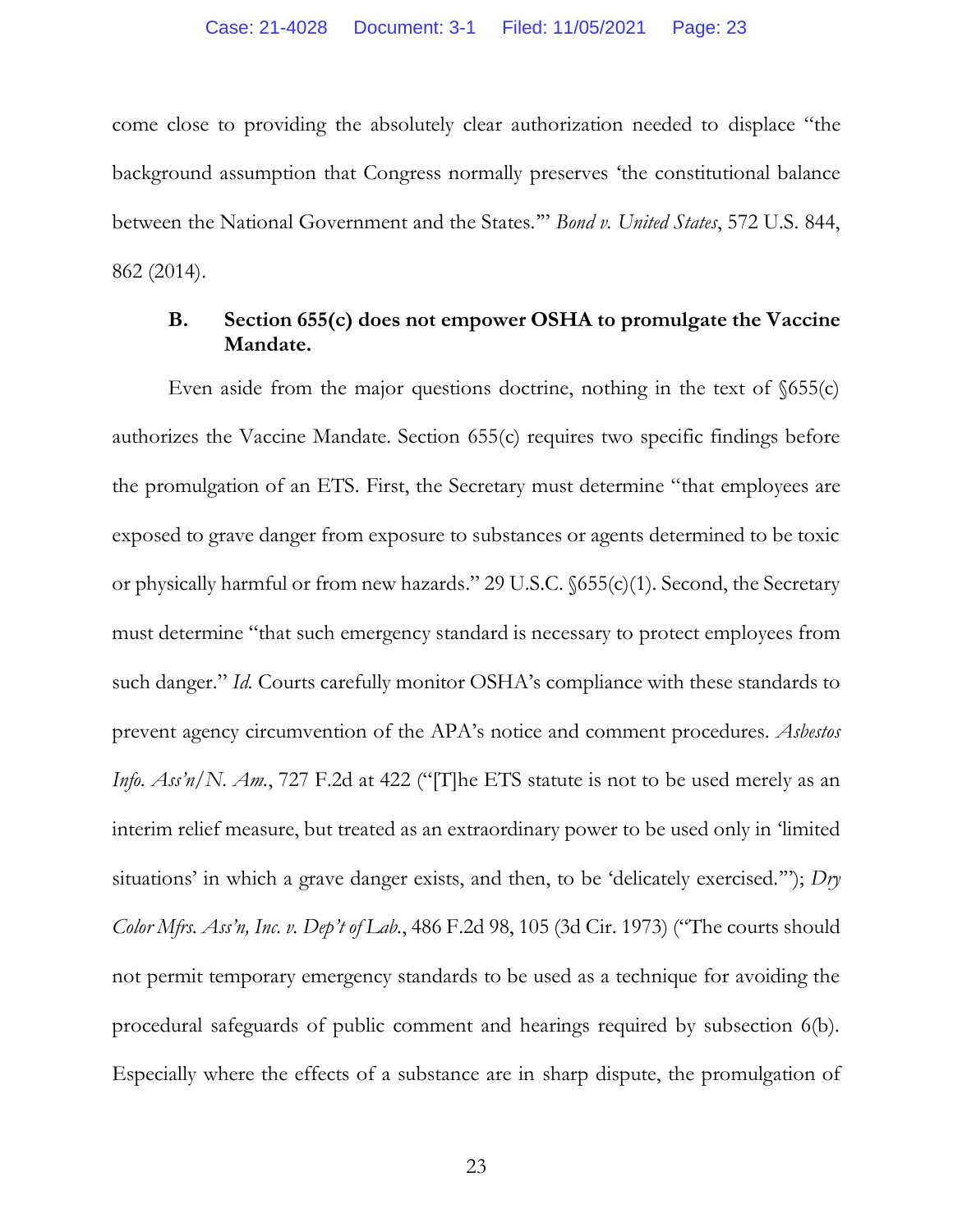come close to providing the absolutely clear authorization needed to displace "the background assumption that Congress normally preserves 'the constitutional balance between the National Government and the States.'" *Bond v. United States*, 572 U.S. 844, 862 (2014).

### B. Section 655(c) does not empower OSHA to promulgate the Vaccine Mandate.

Even aside from the major questions doctrine, nothing in the text of §655(c) authorizes the Vaccine Mandate. Section 655(c) requires two specific findings before the promulgation of an ETS. First, the Secretary must determine "that employees are exposed to grave danger from exposure to substances or agents determined to be toxic or physically harmful or from new hazards." 29 U.S.C. §655(c)(1). Second, the Secretary must determine "that such emergency standard is necessary to protect employees from such danger." *Id.* Courts carefully monitor OSHA's compliance with these standards to prevent agency circumvention of the APA's notice and comment procedures. *Asbestos Info. Ass'n/N. Am.*, 727 F.2d at 422 ("[T]he ETS statute is not to be used merely as an interim relief measure, but treated as an extraordinary power to be used only in 'limited situations' in which a grave danger exists, and then, to be 'delicately exercised.'"); *Dry Color Mfrs. Ass'n, Inc. v. Dep't of Lab.*, 486 F.2d 98, 105 (3d Cir. 1973) ("The courts should not permit temporary emergency standards to be used as a technique for avoiding the procedural safeguards of public comment and hearings required by subsection 6(b). Especially where the effects of a substance are in sharp dispute, the promulgation of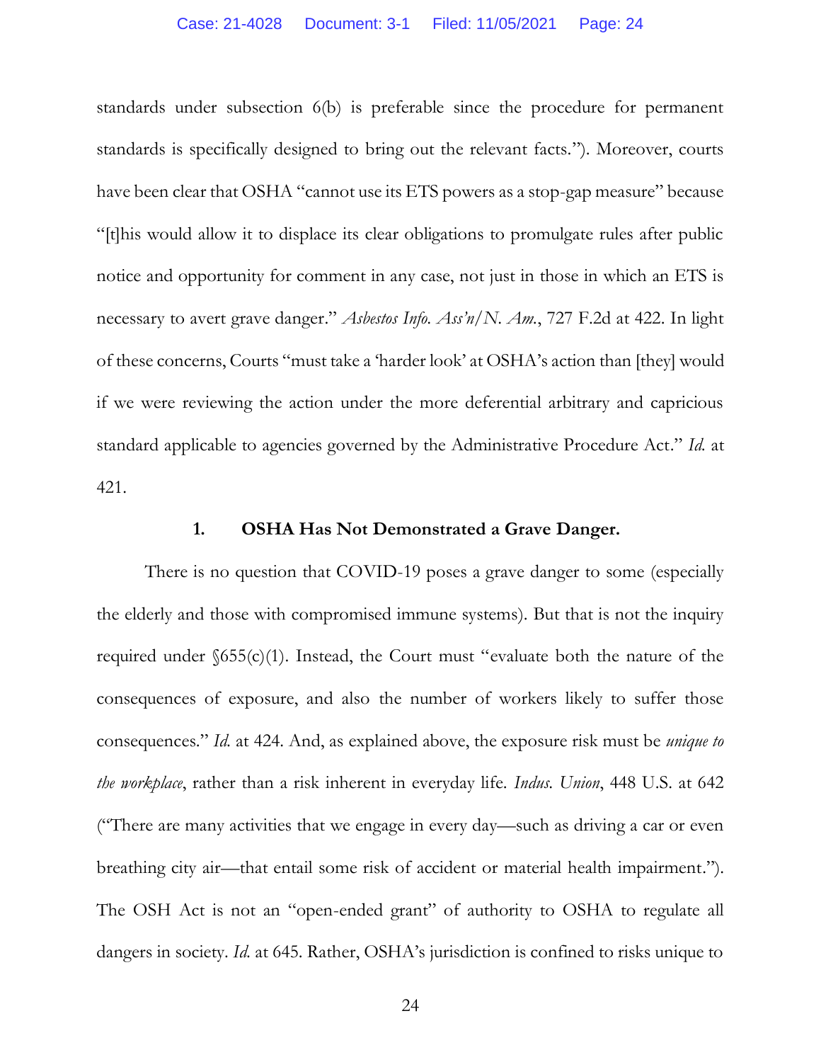standards under subsection 6(b) is preferable since the procedure for permanent standards is specifically designed to bring out the relevant facts."). Moreover, courts have been clear that OSHA "cannot use its ETS powers as a stop-gap measure" because "[t]his would allow it to displace its clear obligations to promulgate rules after public notice and opportunity for comment in any case, not just in those in which an ETS is necessary to avert grave danger." *Asbestos Info. Ass'n/N. Am.*, 727 F.2d at 422. In light of these concerns, Courts "must take a 'harder look' at OSHA's action than [they] would if we were reviewing the action under the more deferential arbitrary and capricious standard applicable to agencies governed by the Administrative Procedure Act." *Id.* at 421.

### 1. OSHA Has Not Demonstrated a Grave Danger.

There is no question that COVID-19 poses a grave danger to some (especially the elderly and those with compromised immune systems). But that is not the inquiry required under §655(c)(1). Instead, the Court must "evaluate both the nature of the consequences of exposure, and also the number of workers likely to suffer those consequences." *Id.* at 424. And, as explained above, the exposure risk must be *unique to the workplace*, rather than a risk inherent in everyday life. *Indus. Union*, 448 U.S. at 642 ("There are many activities that we engage in every day—such as driving a car or even breathing city air—that entail some risk of accident or material health impairment."). The OSH Act is not an "open-ended grant" of authority to OSHA to regulate all dangers in society. *Id.* at 645. Rather, OSHA's jurisdiction is confined to risks unique to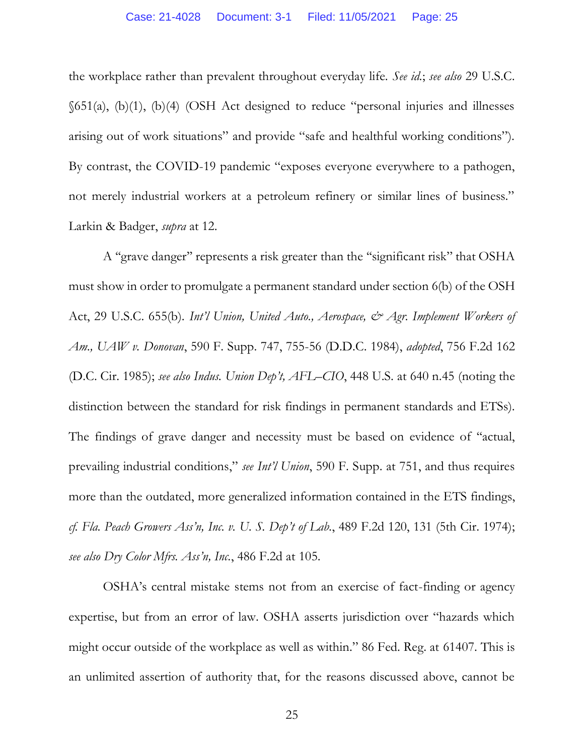the workplace rather than prevalent throughout everyday life. *See id.*; *see also* 29 U.S.C. §651(a), (b)(1), (b)(4) (OSH Act designed to reduce "personal injuries and illnesses arising out of work situations" and provide "safe and healthful working conditions"). By contrast, the COVID-19 pandemic "exposes everyone everywhere to a pathogen, not merely industrial workers at a petroleum refinery or similar lines of business." Larkin & Badger, *supra* at 12.

A "grave danger" represents a risk greater than the "significant risk" that OSHA must show in order to promulgate a permanent standard under section 6(b) of the OSH Act, 29 U.S.C. 655(b). *Int'l Union, United Auto., Aerospace, & Agr. Implement Workers of Am., UAW v. Donovan*, 590 F. Supp. 747, 755-56 (D.D.C. 1984), *adopted*, 756 F.2d 162 (D.C. Cir. 1985); *see also Indus. Union Dep't, AFL–CIO*, 448 U.S. at 640 n.45 (noting the distinction between the standard for risk findings in permanent standards and ETSs). The findings of grave danger and necessity must be based on evidence of "actual, prevailing industrial conditions," *see Int'l Union*, 590 F. Supp. at 751, and thus requires more than the outdated, more generalized information contained in the ETS findings, *cf. Fla. Peach Growers Ass'n, Inc. v. U. S. Dep't of Lab.*, 489 F.2d 120, 131 (5th Cir. 1974); *see also Dry Color Mfrs. Ass'n, Inc.*, 486 F.2d at 105.

OSHA's central mistake stems not from an exercise of fact-finding or agency expertise, but from an error of law. OSHA asserts jurisdiction over "hazards which might occur outside of the workplace as well as within." 86 Fed. Reg. at 61407. This is an unlimited assertion of authority that, for the reasons discussed above, cannot be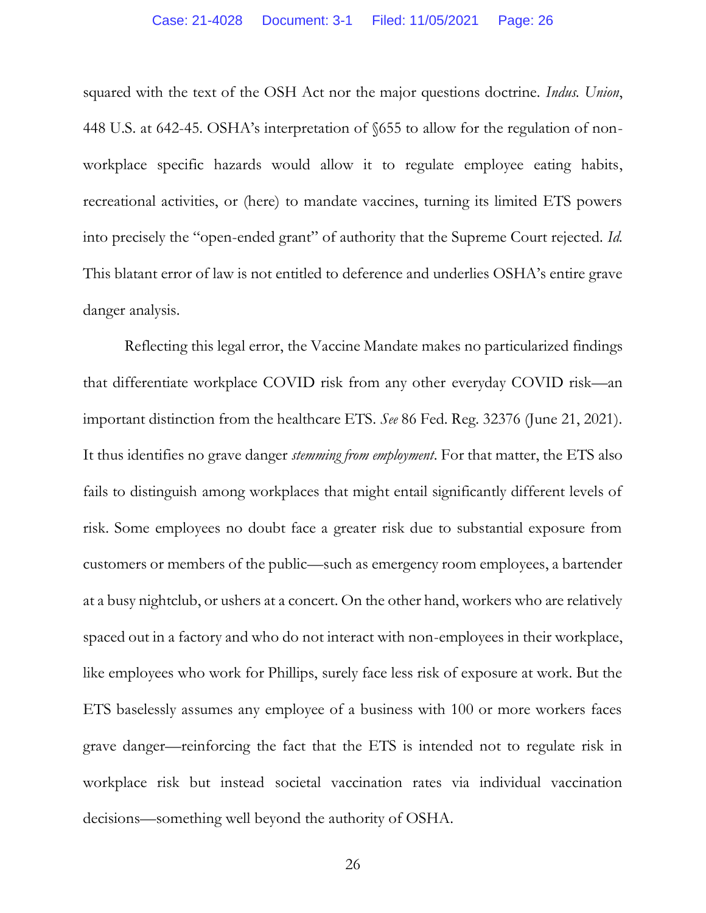squared with the text of the OSH Act nor the major questions doctrine. *Indus. Union*, 448 U.S. at 642-45. OSHA's interpretation of §655 to allow for the regulation of non-workplace specific hazards would allow it to regulate employee eating habits, recreational activities, or (here) to mandate vaccines, turning its limited ETS powers into precisely the "open-ended grant" of authority that the Supreme Court rejected. *Id.* This blatant error of law is not entitled to deference and underlies OSHA's entire grave danger analysis.

Reflecting this legal error, the Vaccine Mandate makes no particularized findings that differentiate workplace COVID risk from any other everyday COVID risk—an important distinction from the healthcare ETS. *See* 86 Fed. Reg. 32376 (June 21, 2021). It thus identifies no grave danger *stemming from employment*. For that matter, the ETS also fails to distinguish among workplaces that might entail significantly different levels of risk. Some employees no doubt face a greater risk due to substantial exposure from customers or members of the public—such as emergency room employees, a bartender at a busy nightclub, or ushers at a concert. On the other hand, workers who are relatively spaced out in a factory and who do not interact with non-employees in their workplace, like employees who work for Phillips, surely face less risk of exposure at work. But the ETS baselessly assumes any employee of a business with 100 or more workers faces grave danger—reinforcing the fact that the ETS is intended not to regulate risk in workplace risk but instead societal vaccination rates via individual vaccination decisions—something well beyond the authority of OSHA.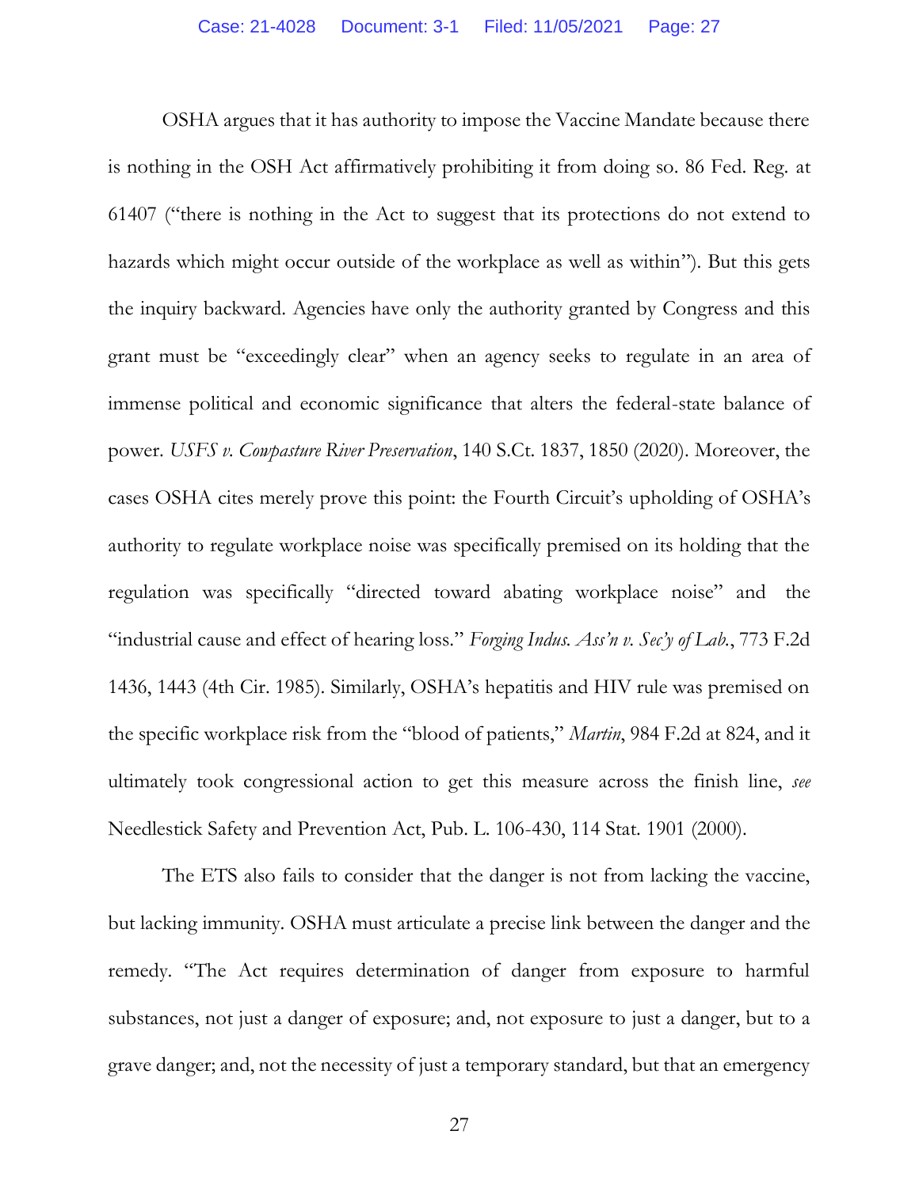OSHA argues that it has authority to impose the Vaccine Mandate because there is nothing in the OSH Act affirmatively prohibiting it from doing so. 86 Fed. Reg. at 61407 ("there is nothing in the Act to suggest that its protections do not extend to hazards which might occur outside of the workplace as well as within"). But this gets the inquiry backward. Agencies have only the authority granted by Congress and this grant must be "exceedingly clear" when an agency seeks to regulate in an area of immense political and economic significance that alters the federal-state balance of power. *USFS v. Cowpasture River Preservation*, 140 S.Ct. 1837, 1850 (2020). Moreover, the cases OSHA cites merely prove this point: the Fourth Circuit's upholding of OSHA's authority to regulate workplace noise was specifically premised on its holding that the regulation was specifically "directed toward abating workplace noise" and the "industrial cause and effect of hearing loss." *Forging Indus. Ass'n v. Sec'y of Lab.*, 773 F.2d 1436, 1443 (4th Cir. 1985). Similarly, OSHA's hepatitis and HIV rule was premised on the specific workplace risk from the "blood of patients," *Martin*, 984 F.2d at 824, and it ultimately took congressional action to get this measure across the finish line, *see* Needlestick Safety and Prevention Act, Pub. L. 106-430, 114 Stat. 1901 (2000).

The ETS also fails to consider that the danger is not from lacking the vaccine, but lacking immunity. OSHA must articulate a precise link between the danger and the remedy. "The Act requires determination of danger from exposure to harmful substances, not just a danger of exposure; and, not exposure to just a danger, but to a grave danger; and, not the necessity of just a temporary standard, but that an emergency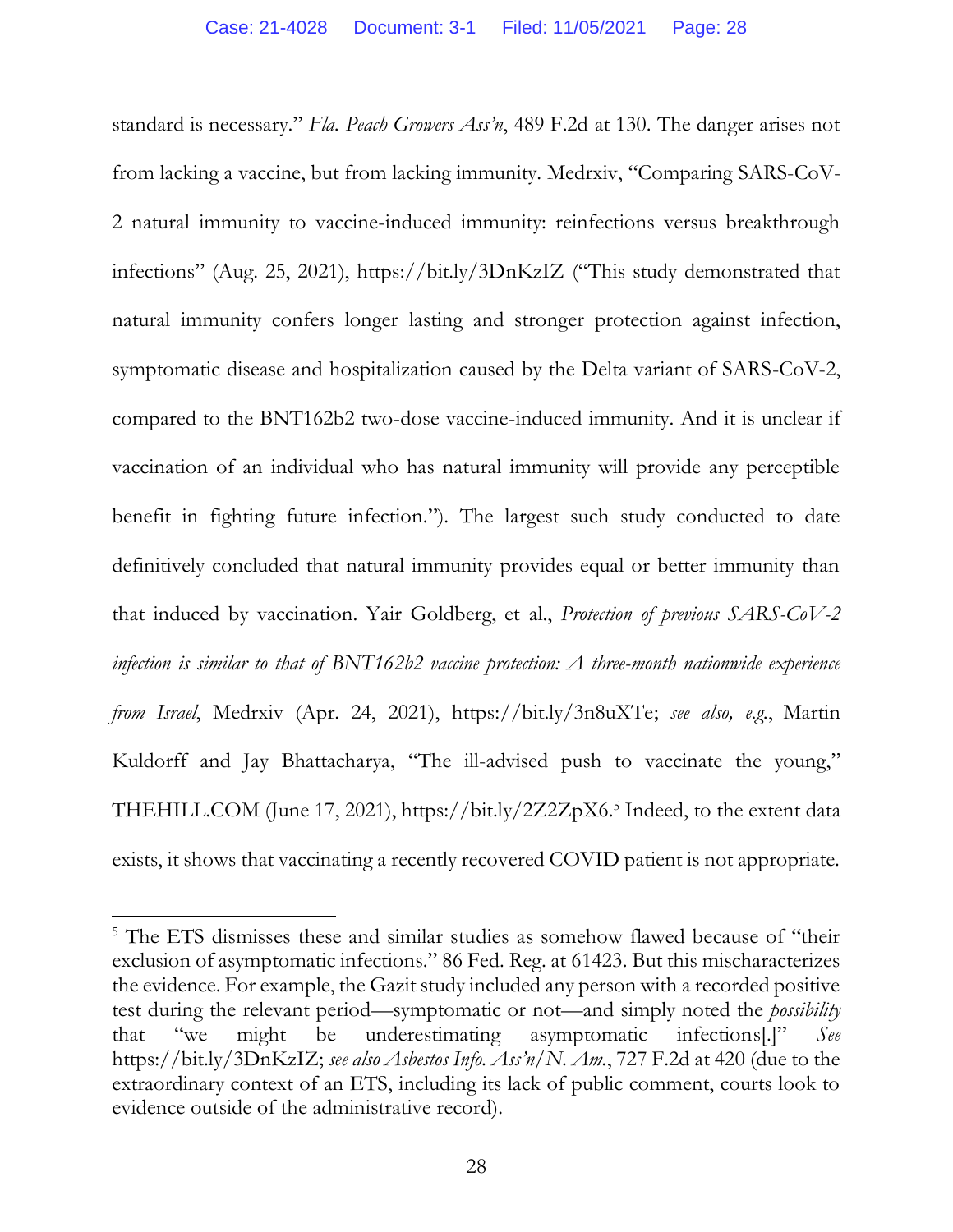standard is necessary." *Fla. Peach Growers Ass'n*, 489 F.2d at 130. The danger arises not from lacking a vaccine, but from lacking immunity. Medrxiv, "Comparing SARS-CoV-2 natural immunity to vaccine-induced immunity: reinfections versus breakthrough infections" (Aug. 25, 2021), https://bit.ly/3DnKzIZ ("This study demonstrated that natural immunity confers longer lasting and stronger protection against infection, symptomatic disease and hospitalization caused by the Delta variant of SARS-CoV-2, compared to the BNT162b2 two-dose vaccine-induced immunity. And it is unclear if vaccination of an individual who has natural immunity will provide any perceptible benefit in fighting future infection."). The largest such study conducted to date definitively concluded that natural immunity provides equal or better immunity than that induced by vaccination. Yair Goldberg, et al., *Protection of previous SARS-CoV-2 infection is similar to that of BNT162b2 vaccine protection: A three-month nationwide experience from Israel*, Medrxiv (Apr. 24, 2021), https://bit.ly/3n8uXTe; *see also, e.g.*, Martin Kuldorff and Jay Bhattacharya, "The ill-advised push to vaccinate the young," THEHILL.COM (June 17, 2021), https://bit.ly/2Z2ZpX6.[5] Indeed, to the extent data exists, it shows that vaccinating a recently recovered COVID patient is not appropriate.

---

[5] The ETS dismisses these and similar studies as somehow flawed because of "their exclusion of asymptomatic infections." 86 Fed. Reg. at 61423. But this mischaracterizes the evidence. For example, the Gazit study included any person with a recorded positive test during the relevant period—symptomatic or not—and simply noted the *possibility* that "we might be underestimating asymptomatic infections[.]" *See* https://bit.ly/3DnKzIZ; *see also Asbestos Info. Ass'n/N. Am.*, 727 F.2d at 420 (due to the extraordinary context of an ETS, including its lack of public comment, courts look to evidence outside of the administrative record).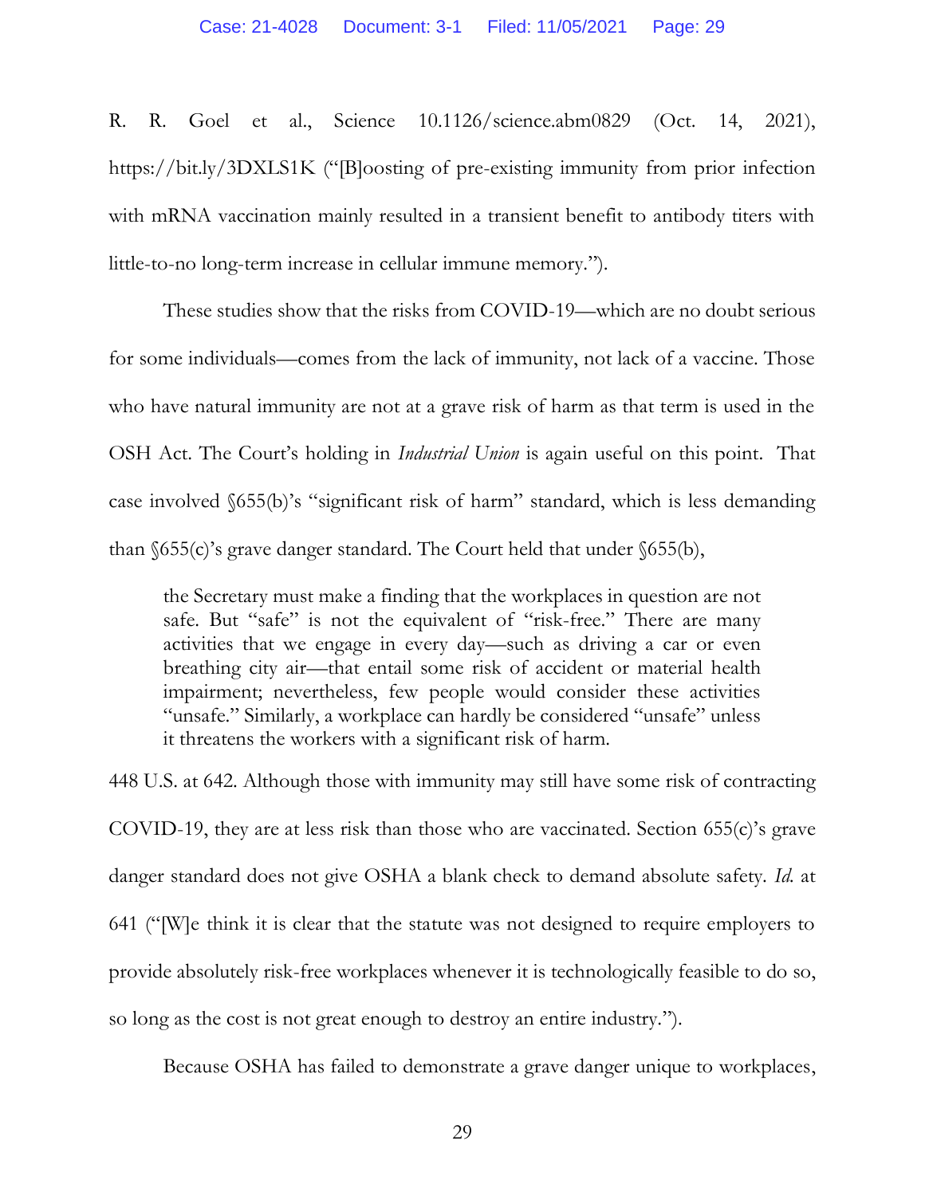R. R. Goel et al., Science 10.1126/science.abm0829 (Oct. 14, 2021), https://bit.ly/3DXLS1K ("[B]oosting of pre-existing immunity from prior infection with mRNA vaccination mainly resulted in a transient benefit to antibody titers with little-to-no long-term increase in cellular immune memory.").

These studies show that the risks from COVID-19—which are no doubt serious for some individuals—comes from the lack of immunity, not lack of a vaccine. Those who have natural immunity are not at a grave risk of harm as that term is used in the OSH Act. The Court's holding in *Industrial Union* is again useful on this point. That case involved §655(b)'s "significant risk of harm" standard, which is less demanding than §655(c)'s grave danger standard. The Court held that under §655(b),

> the Secretary must make a finding that the workplaces in question are not safe. But "safe" is not the equivalent of "risk-free." There are many activities that we engage in every day—such as driving a car or even breathing city air—that entail some risk of accident or material health impairment; nevertheless, few people would consider these activities "unsafe." Similarly, a workplace can hardly be considered "unsafe" unless it threatens the workers with a significant risk of harm.

448 U.S. at 642. Although those with immunity may still have some risk of contracting COVID-19, they are at less risk than those who are vaccinated. Section 655(c)'s grave danger standard does not give OSHA a blank check to demand absolute safety. *Id.* at 641 ("[W]e think it is clear that the statute was not designed to require employers to provide absolutely risk-free workplaces whenever it is technologically feasible to do so, so long as the cost is not great enough to destroy an entire industry.").

Because OSHA has failed to demonstrate a grave danger unique to workplaces,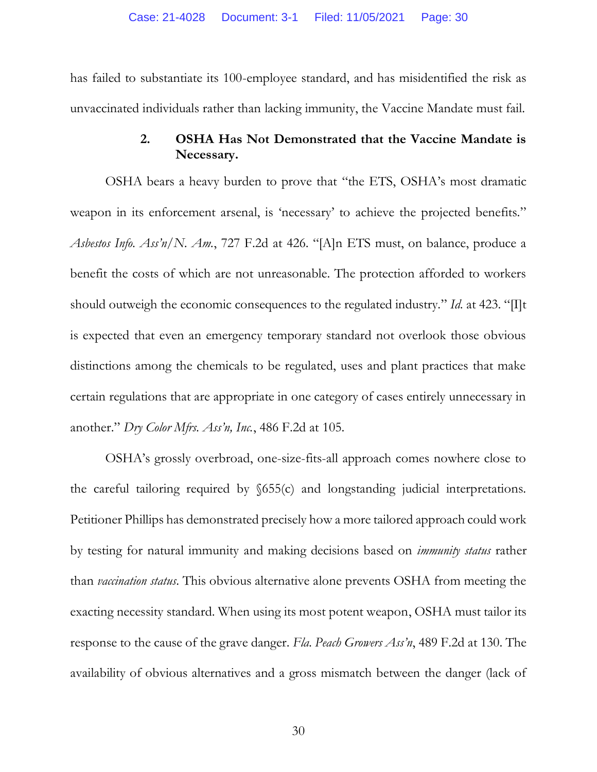has failed to substantiate its 100-employee standard, and has misidentified the risk as unvaccinated individuals rather than lacking immunity, the Vaccine Mandate must fail.

### 2. OSHA Has Not Demonstrated that the Vaccine Mandate is Necessary.

OSHA bears a heavy burden to prove that "the ETS, OSHA's most dramatic weapon in its enforcement arsenal, is 'necessary' to achieve the projected benefits." *Asbestos Info. Ass'n/N. Am.*, 727 F.2d at 426. "[A]n ETS must, on balance, produce a benefit the costs of which are not unreasonable. The protection afforded to workers should outweigh the economic consequences to the regulated industry." *Id.* at 423. "[I]t is expected that even an emergency temporary standard not overlook those obvious distinctions among the chemicals to be regulated, uses and plant practices that make certain regulations that are appropriate in one category of cases entirely unnecessary in another." *Dry Color Mfrs. Ass'n, Inc.*, 486 F.2d at 105.

OSHA's grossly overbroad, one-size-fits-all approach comes nowhere close to the careful tailoring required by §655(c) and longstanding judicial interpretations. Petitioner Phillips has demonstrated precisely how a more tailored approach could work by testing for natural immunity and making decisions based on *immunity status* rather than *vaccination status*. This obvious alternative alone prevents OSHA from meeting the exacting necessity standard. When using its most potent weapon, OSHA must tailor its response to the cause of the grave danger. *Fla. Peach Growers Ass'n*, 489 F.2d at 130. The availability of obvious alternatives and a gross mismatch between the danger (lack of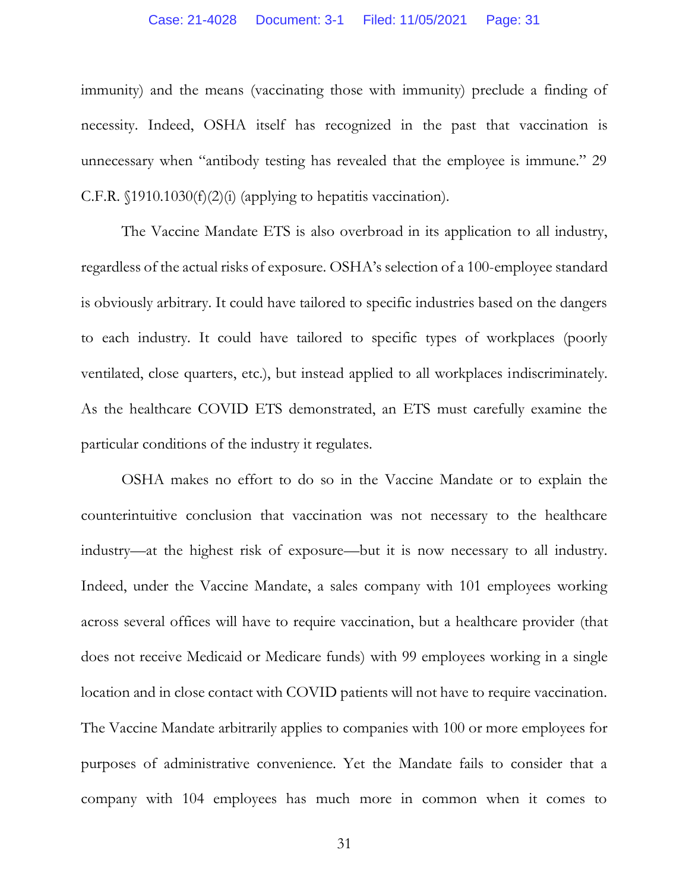immunity) and the means (vaccinating those with immunity) preclude a finding of necessity. Indeed, OSHA itself has recognized in the past that vaccination is unnecessary when "antibody testing has revealed that the employee is immune." 29 C.F.R. §1910.1030(f)(2)(i) (applying to hepatitis vaccination).

The Vaccine Mandate ETS is also overbroad in its application to all industry, regardless of the actual risks of exposure. OSHA's selection of a 100-employee standard is obviously arbitrary. It could have tailored to specific industries based on the dangers to each industry. It could have tailored to specific types of workplaces (poorly ventilated, close quarters, etc.), but instead applied to all workplaces indiscriminately. As the healthcare COVID ETS demonstrated, an ETS must carefully examine the particular conditions of the industry it regulates.

OSHA makes no effort to do so in the Vaccine Mandate or to explain the counterintuitive conclusion that vaccination was not necessary to the healthcare industry—at the highest risk of exposure—but it is now necessary to all industry. Indeed, under the Vaccine Mandate, a sales company with 101 employees working across several offices will have to require vaccination, but a healthcare provider (that does not receive Medicaid or Medicare funds) with 99 employees working in a single location and in close contact with COVID patients will not have to require vaccination. The Vaccine Mandate arbitrarily applies to companies with 100 or more employees for purposes of administrative convenience. Yet the Mandate fails to consider that a company with 104 employees has much more in common when it comes to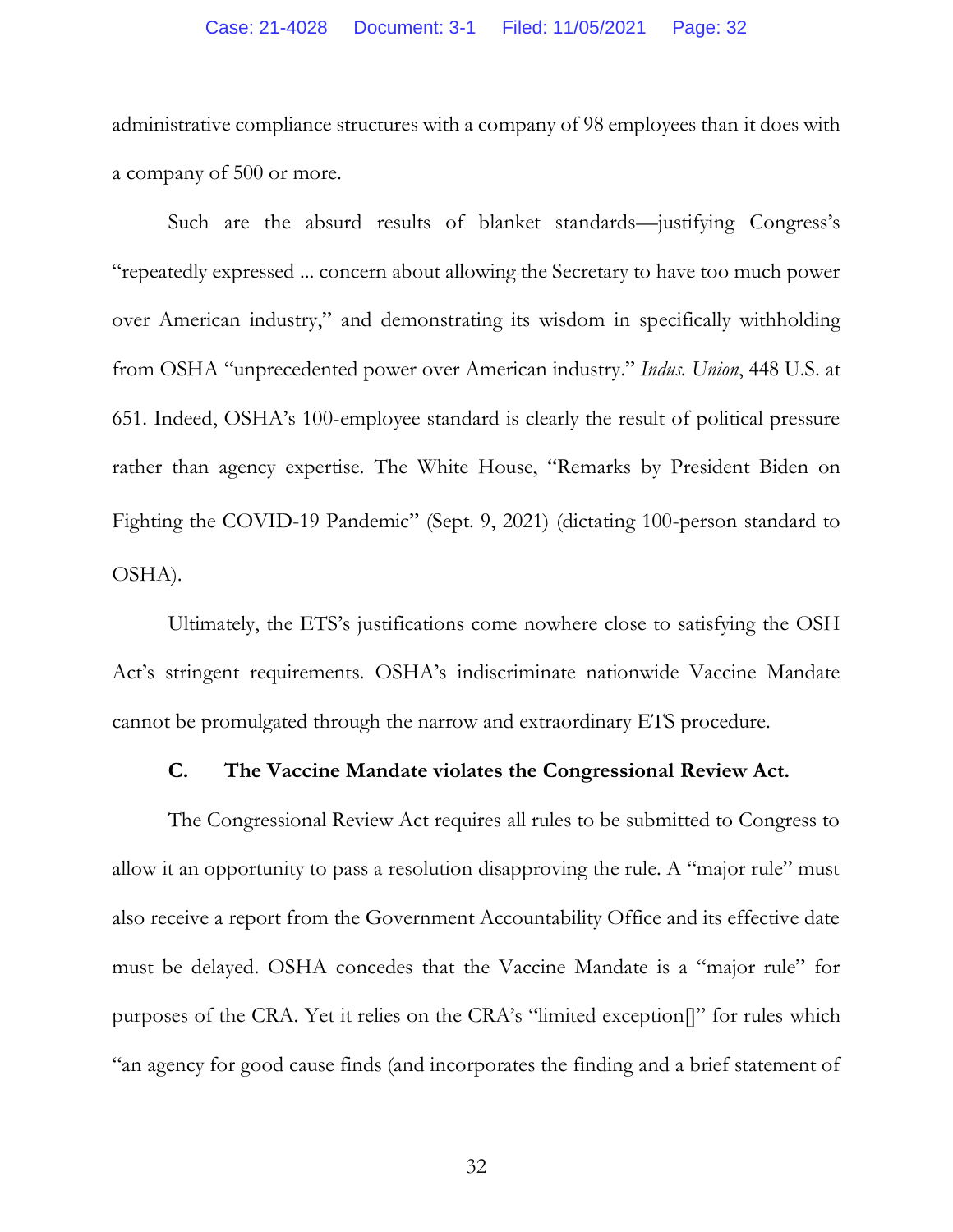administrative compliance structures with a company of 98 employees than it does with a company of 500 or more.

Such are the absurd results of blanket standards—justifying Congress's "repeatedly expressed ... concern about allowing the Secretary to have too much power over American industry," and demonstrating its wisdom in specifically withholding from OSHA "unprecedented power over American industry." *Indus. Union*, 448 U.S. at 651. Indeed, OSHA's 100-employee standard is clearly the result of political pressure rather than agency expertise. The White House, "Remarks by President Biden on Fighting the COVID-19 Pandemic" (Sept. 9, 2021) (dictating 100-person standard to OSHA).

Ultimately, the ETS's justifications come nowhere close to satisfying the OSH Act's stringent requirements. OSHA's indiscriminate nationwide Vaccine Mandate cannot be promulgated through the narrow and extraordinary ETS procedure.

### C. The Vaccine Mandate violates the Congressional Review Act.

The Congressional Review Act requires all rules to be submitted to Congress to allow it an opportunity to pass a resolution disapproving the rule. A "major rule" must also receive a report from the Government Accountability Office and its effective date must be delayed. OSHA concedes that the Vaccine Mandate is a "major rule" for purposes of the CRA. Yet it relies on the CRA's "limited exception[]" for rules which "an agency for good cause finds (and incorporates the finding and a brief statement of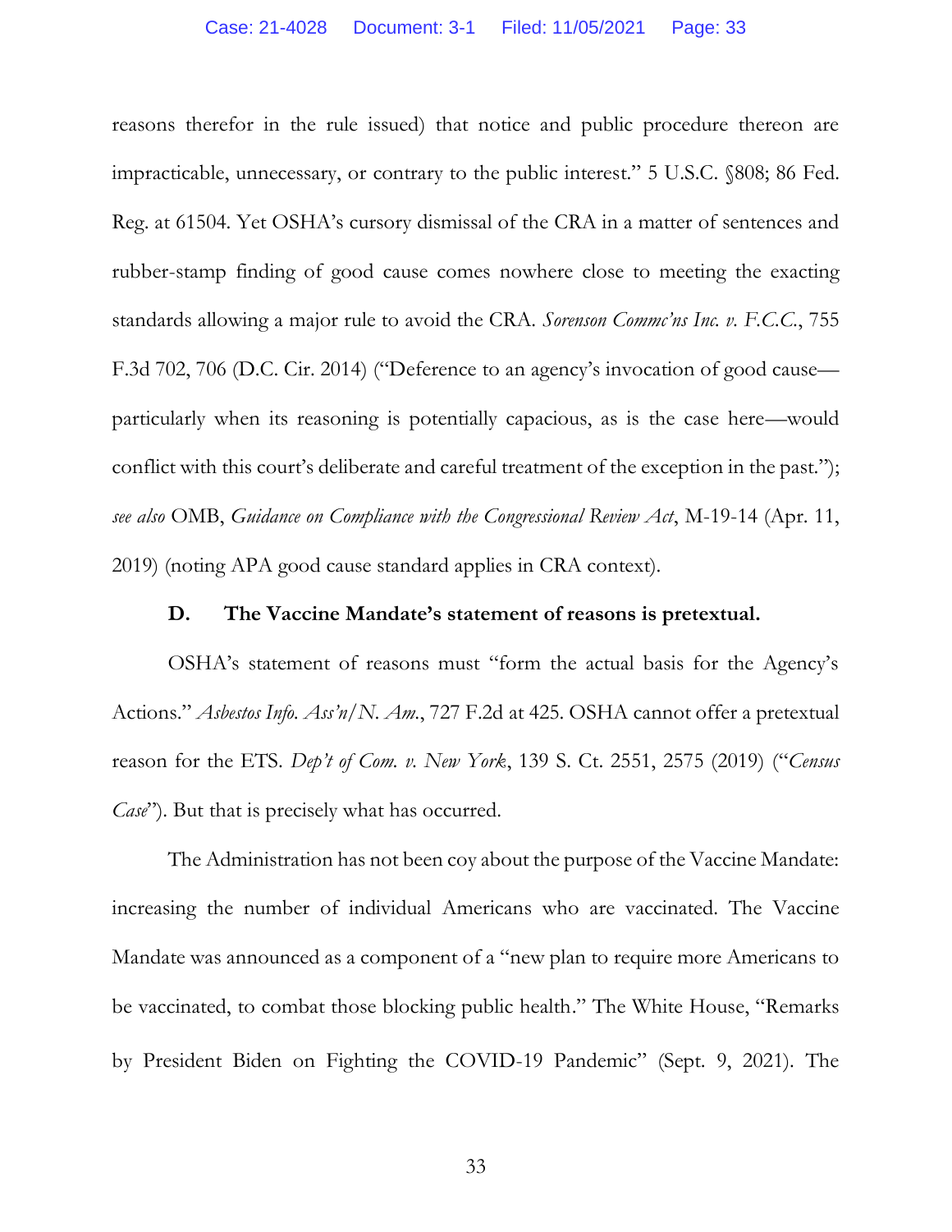reasons therefor in the rule issued) that notice and public procedure thereon are impracticable, unnecessary, or contrary to the public interest." 5 U.S.C. §808; 86 Fed. Reg. at 61504. Yet OSHA's cursory dismissal of the CRA in a matter of sentences and rubber-stamp finding of good cause comes nowhere close to meeting the exacting standards allowing a major rule to avoid the CRA. *Sorenson Commc'ns Inc. v. F.C.C.*, 755 F.3d 702, 706 (D.C. Cir. 2014) ("Deference to an agency's invocation of good cause—particularly when its reasoning is potentially capacious, as is the case here—would conflict with this court's deliberate and careful treatment of the exception in the past."); *see also* OMB, *Guidance on Compliance with the Congressional Review Act*, M-19-14 (Apr. 11, 2019) (noting APA good cause standard applies in CRA context).

### D. The Vaccine Mandate's statement of reasons is pretextual.

OSHA's statement of reasons must "form the actual basis for the Agency's Actions." *Asbestos Info. Ass'n/N. Am.*, 727 F.2d at 425. OSHA cannot offer a pretextual reason for the ETS. *Dep't of Com. v. New York*, 139 S. Ct. 2551, 2575 (2019) ("*Census Case*"). But that is precisely what has occurred.

The Administration has not been coy about the purpose of the Vaccine Mandate: increasing the number of individual Americans who are vaccinated. The Vaccine Mandate was announced as a component of a "new plan to require more Americans to be vaccinated, to combat those blocking public health." The White House, "Remarks by President Biden on Fighting the COVID-19 Pandemic" (Sept. 9, 2021). The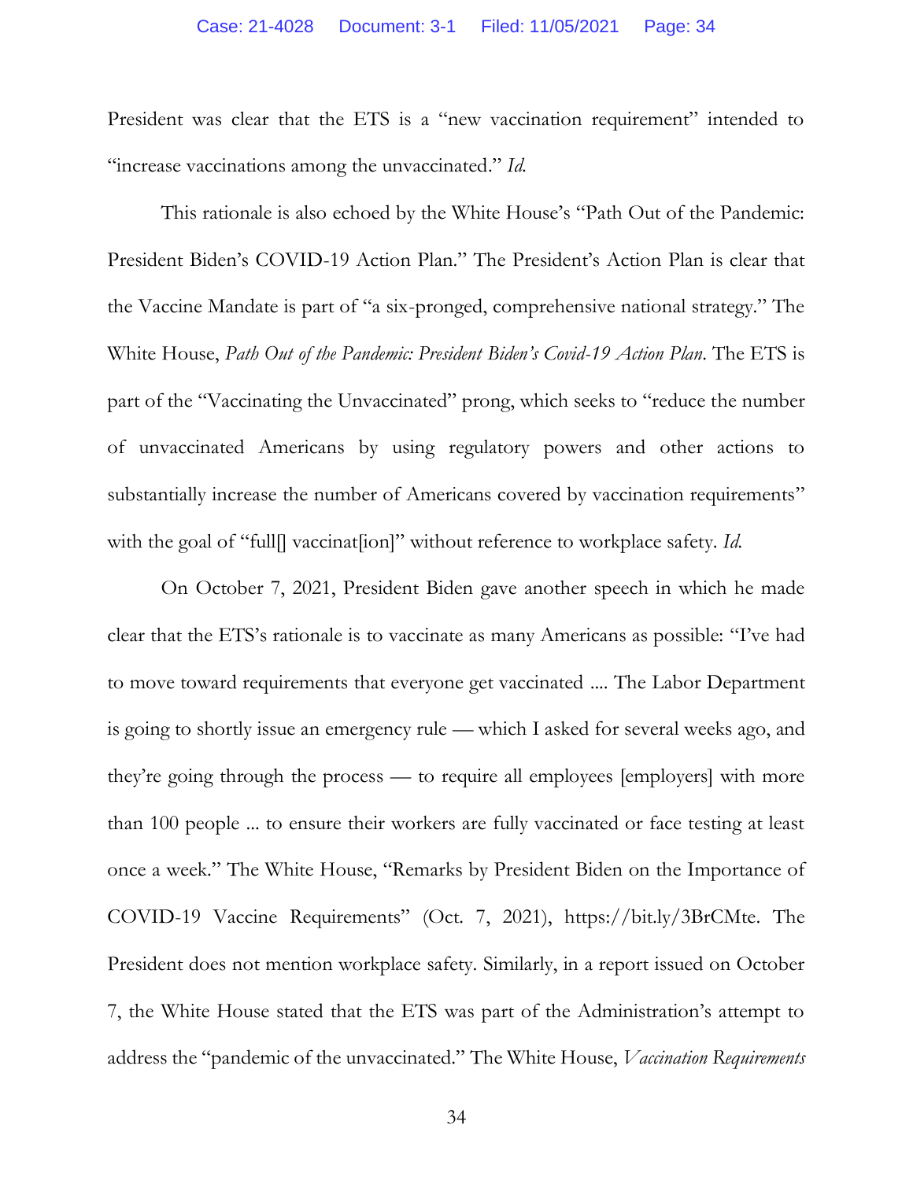President was clear that the ETS is a "new vaccination requirement" intended to "increase vaccinations among the unvaccinated." *Id.*

This rationale is also echoed by the White House's "Path Out of the Pandemic: President Biden's COVID-19 Action Plan." The President's Action Plan is clear that the Vaccine Mandate is part of "a six-pronged, comprehensive national strategy." The White House, *Path Out of the Pandemic: President Biden's Covid-19 Action Plan*. The ETS is part of the "Vaccinating the Unvaccinated" prong, which seeks to "reduce the number of unvaccinated Americans by using regulatory powers and other actions to substantially increase the number of Americans covered by vaccination requirements" with the goal of "full[] vaccinat[ion]" without reference to workplace safety. *Id.*

On October 7, 2021, President Biden gave another speech in which he made clear that the ETS's rationale is to vaccinate as many Americans as possible: "I've had to move toward requirements that everyone get vaccinated .... The Labor Department is going to shortly issue an emergency rule — which I asked for several weeks ago, and they're going through the process — to require all employees [employers] with more than 100 people ... to ensure their workers are fully vaccinated or face testing at least once a week." The White House, "Remarks by President Biden on the Importance of COVID-19 Vaccine Requirements" (Oct. 7, 2021), https://bit.ly/3BrCMte. The President does not mention workplace safety. Similarly, in a report issued on October 7, the White House stated that the ETS was part of the Administration's attempt to address the "pandemic of the unvaccinated." The White House, *Vaccination Requirements*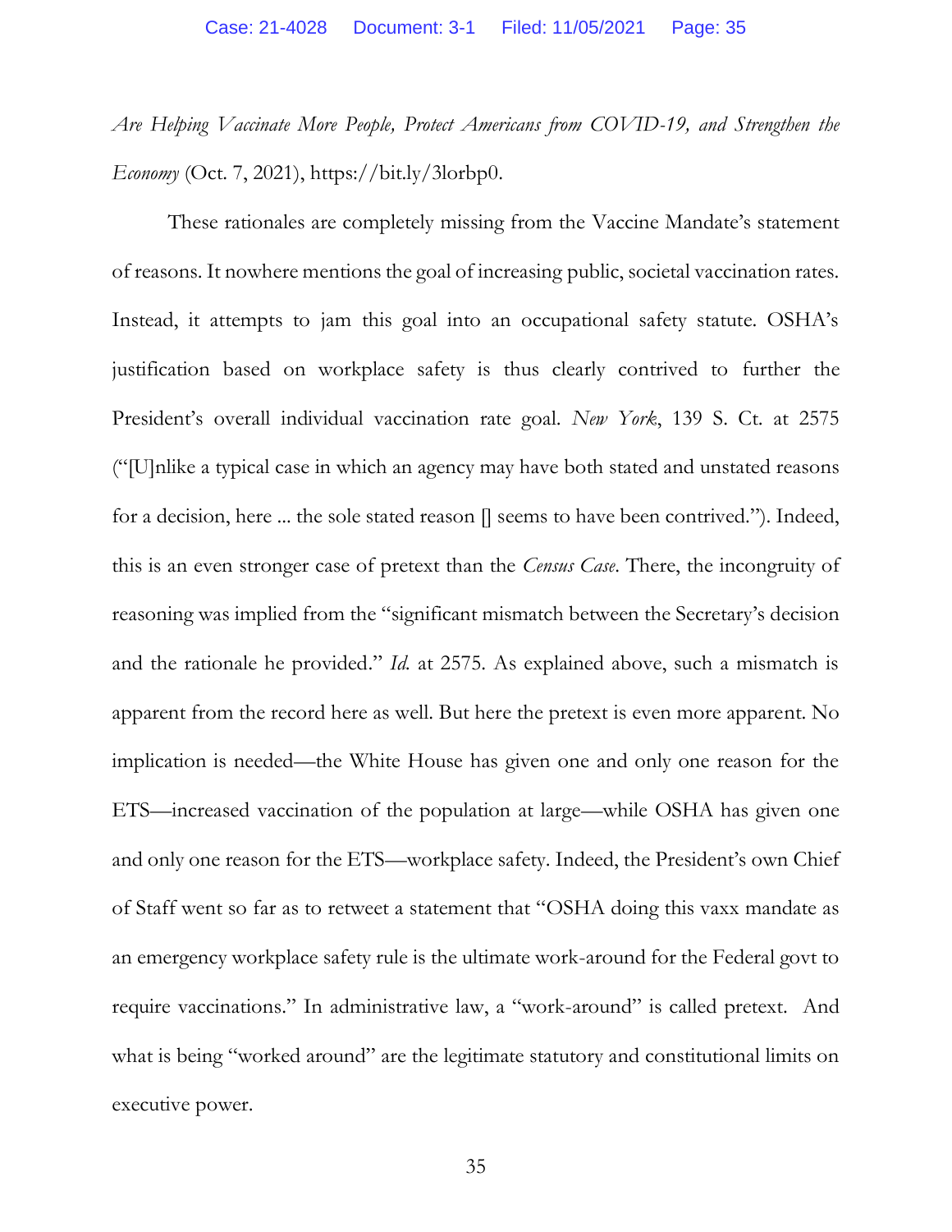*Are Helping Vaccinate More People, Protect Americans from COVID-19, and Strengthen the Economy* (Oct. 7, 2021), https://bit.ly/3lorbp0.

These rationales are completely missing from the Vaccine Mandate's statement of reasons. It nowhere mentions the goal of increasing public, societal vaccination rates. Instead, it attempts to jam this goal into an occupational safety statute. OSHA's justification based on workplace safety is thus clearly contrived to further the President's overall individual vaccination rate goal. *New York*, 139 S. Ct. at 2575 ("[U]nlike a typical case in which an agency may have both stated and unstated reasons for a decision, here ... the sole stated reason [] seems to have been contrived."). Indeed, this is an even stronger case of pretext than the *Census Case*. There, the incongruity of reasoning was implied from the "significant mismatch between the Secretary's decision and the rationale he provided." *Id.* at 2575. As explained above, such a mismatch is apparent from the record here as well. But here the pretext is even more apparent. No implication is needed—the White House has given one and only one reason for the ETS—increased vaccination of the population at large—while OSHA has given one and only one reason for the ETS—workplace safety. Indeed, the President's own Chief of Staff went so far as to retweet a statement that "OSHA doing this vaxx mandate as an emergency workplace safety rule is the ultimate work-around for the Federal govt to require vaccinations." In administrative law, a "work-around" is called pretext. And what is being "worked around" are the legitimate statutory and constitutional limits on executive power.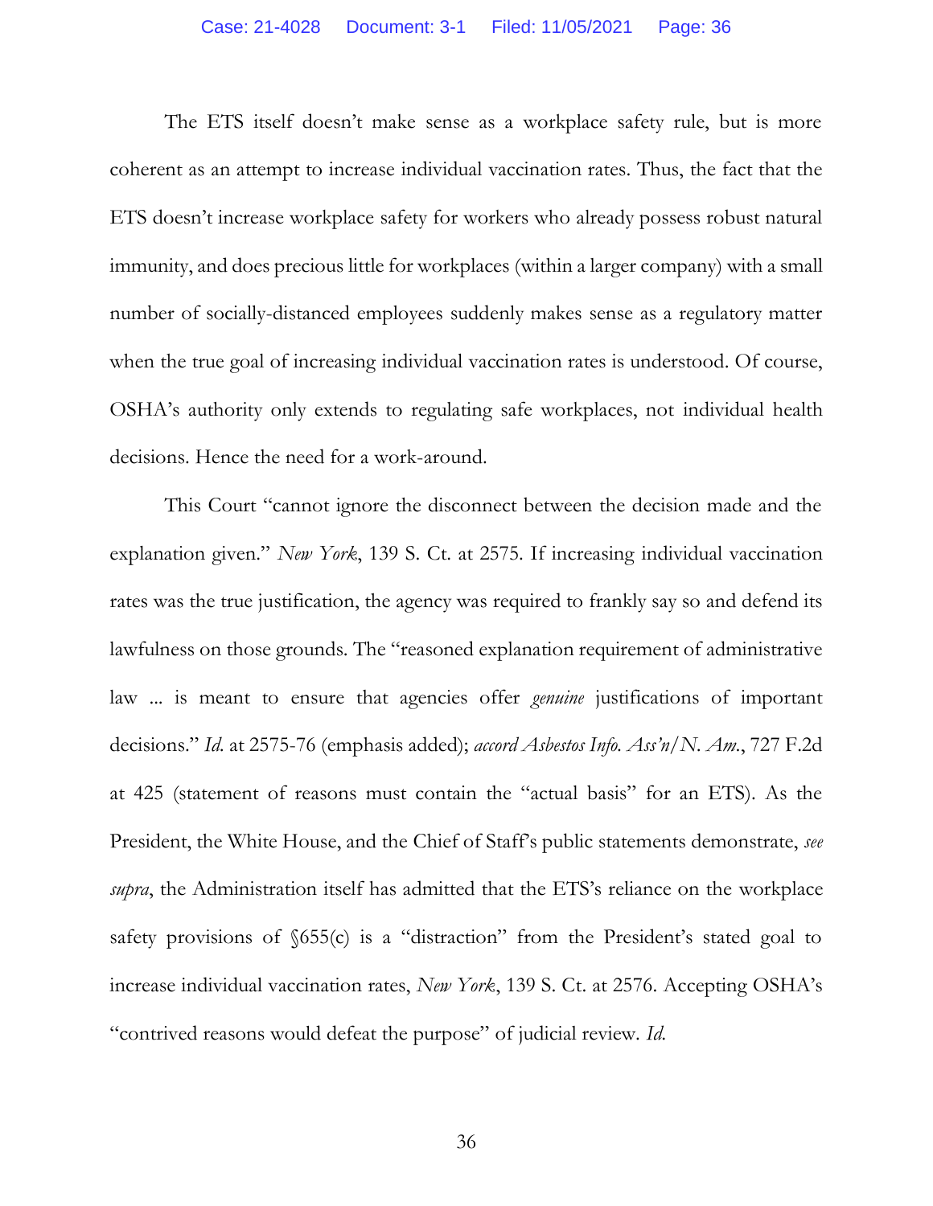The ETS itself doesn't make sense as a workplace safety rule, but is more coherent as an attempt to increase individual vaccination rates. Thus, the fact that the ETS doesn't increase workplace safety for workers who already possess robust natural immunity, and does precious little for workplaces (within a larger company) with a small number of socially-distanced employees suddenly makes sense as a regulatory matter when the true goal of increasing individual vaccination rates is understood. Of course, OSHA's authority only extends to regulating safe workplaces, not individual health decisions. Hence the need for a work-around.

This Court "cannot ignore the disconnect between the decision made and the explanation given." *New York*, 139 S. Ct. at 2575. If increasing individual vaccination rates was the true justification, the agency was required to frankly say so and defend its lawfulness on those grounds. The "reasoned explanation requirement of administrative law ... is meant to ensure that agencies offer *genuine* justifications of important decisions." *Id.* at 2575-76 (emphasis added); *accord Asbestos Info. Ass'n/N. Am.*, 727 F.2d at 425 (statement of reasons must contain the "actual basis" for an ETS). As the President, the White House, and the Chief of Staff's public statements demonstrate, *see supra*, the Administration itself has admitted that the ETS's reliance on the workplace safety provisions of §655(c) is a "distraction" from the President's stated goal to increase individual vaccination rates, *New York*, 139 S. Ct. at 2576. Accepting OSHA's "contrived reasons would defeat the purpose" of judicial review. *Id.*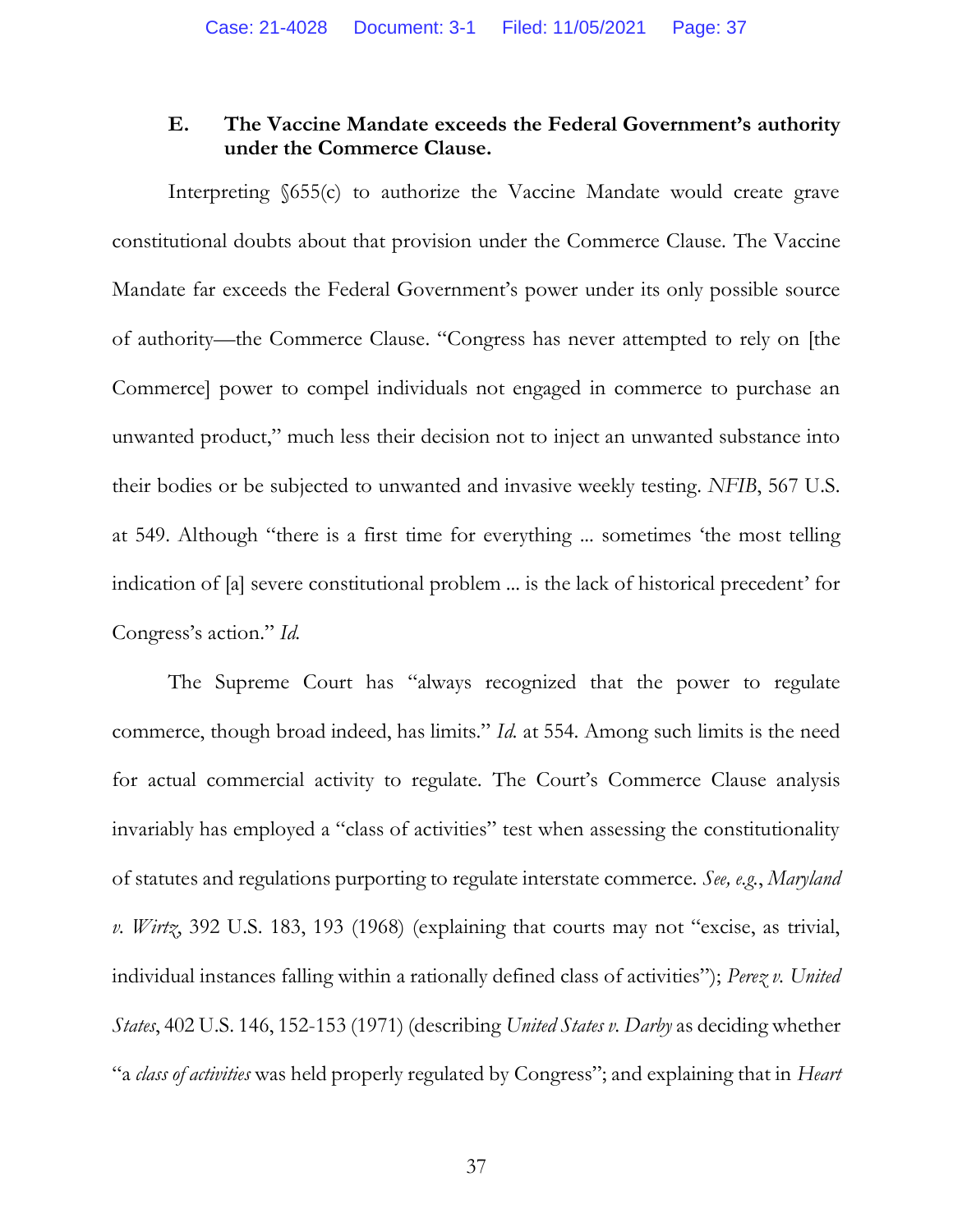### E. The Vaccine Mandate exceeds the Federal Government's authority under the Commerce Clause.

Interpreting §655(c) to authorize the Vaccine Mandate would create grave constitutional doubts about that provision under the Commerce Clause. The Vaccine Mandate far exceeds the Federal Government's power under its only possible source of authority—the Commerce Clause. "Congress has never attempted to rely on [the Commerce] power to compel individuals not engaged in commerce to purchase an unwanted product," much less their decision not to inject an unwanted substance into their bodies or be subjected to unwanted and invasive weekly testing. *NFIB*, 567 U.S. at 549. Although "there is a first time for everything ... sometimes 'the most telling indication of [a] severe constitutional problem ... is the lack of historical precedent' for Congress's action." *Id.*

The Supreme Court has "always recognized that the power to regulate commerce, though broad indeed, has limits." *Id.* at 554. Among such limits is the need for actual commercial activity to regulate. The Court's Commerce Clause analysis invariably has employed a "class of activities" test when assessing the constitutionality of statutes and regulations purporting to regulate interstate commerce. *See, e.g.*, *Maryland v. Wirtz*, 392 U.S. 183, 193 (1968) (explaining that courts may not "excise, as trivial, individual instances falling within a rationally defined class of activities"); *Perez v. United States*, 402 U.S. 146, 152-153 (1971) (describing *United States v. Darby* as deciding whether "a *class of activities* was held properly regulated by Congress"; and explaining that in *Heart*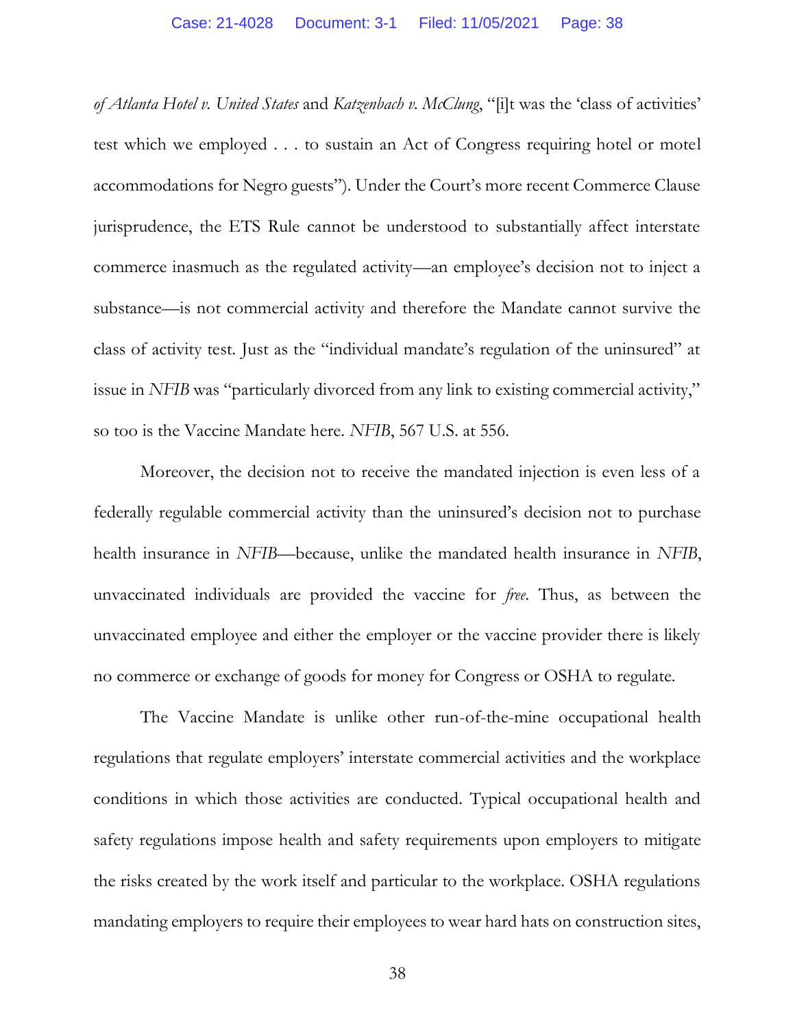*of Atlanta Hotel v. United States* and *Katzenbach v. McClung*, "[i]t was the 'class of activities' test which we employed . . . to sustain an Act of Congress requiring hotel or motel accommodations for Negro guests"). Under the Court's more recent Commerce Clause jurisprudence, the ETS Rule cannot be understood to substantially affect interstate commerce inasmuch as the regulated activity—an employee's decision not to inject a substance—is not commercial activity and therefore the Mandate cannot survive the class of activity test. Just as the "individual mandate's regulation of the uninsured" at issue in *NFIB* was "particularly divorced from any link to existing commercial activity," so too is the Vaccine Mandate here. *NFIB*, 567 U.S. at 556.

Moreover, the decision not to receive the mandated injection is even less of a federally regulable commercial activity than the uninsured's decision not to purchase health insurance in *NFIB*—because, unlike the mandated health insurance in *NFIB*, unvaccinated individuals are provided the vaccine for *free*. Thus, as between the unvaccinated employee and either the employer or the vaccine provider there is likely no commerce or exchange of goods for money for Congress or OSHA to regulate.

The Vaccine Mandate is unlike other run-of-the-mine occupational health regulations that regulate employers' interstate commercial activities and the workplace conditions in which those activities are conducted. Typical occupational health and safety regulations impose health and safety requirements upon employers to mitigate the risks created by the work itself and particular to the workplace. OSHA regulations mandating employers to require their employees to wear hard hats on construction sites,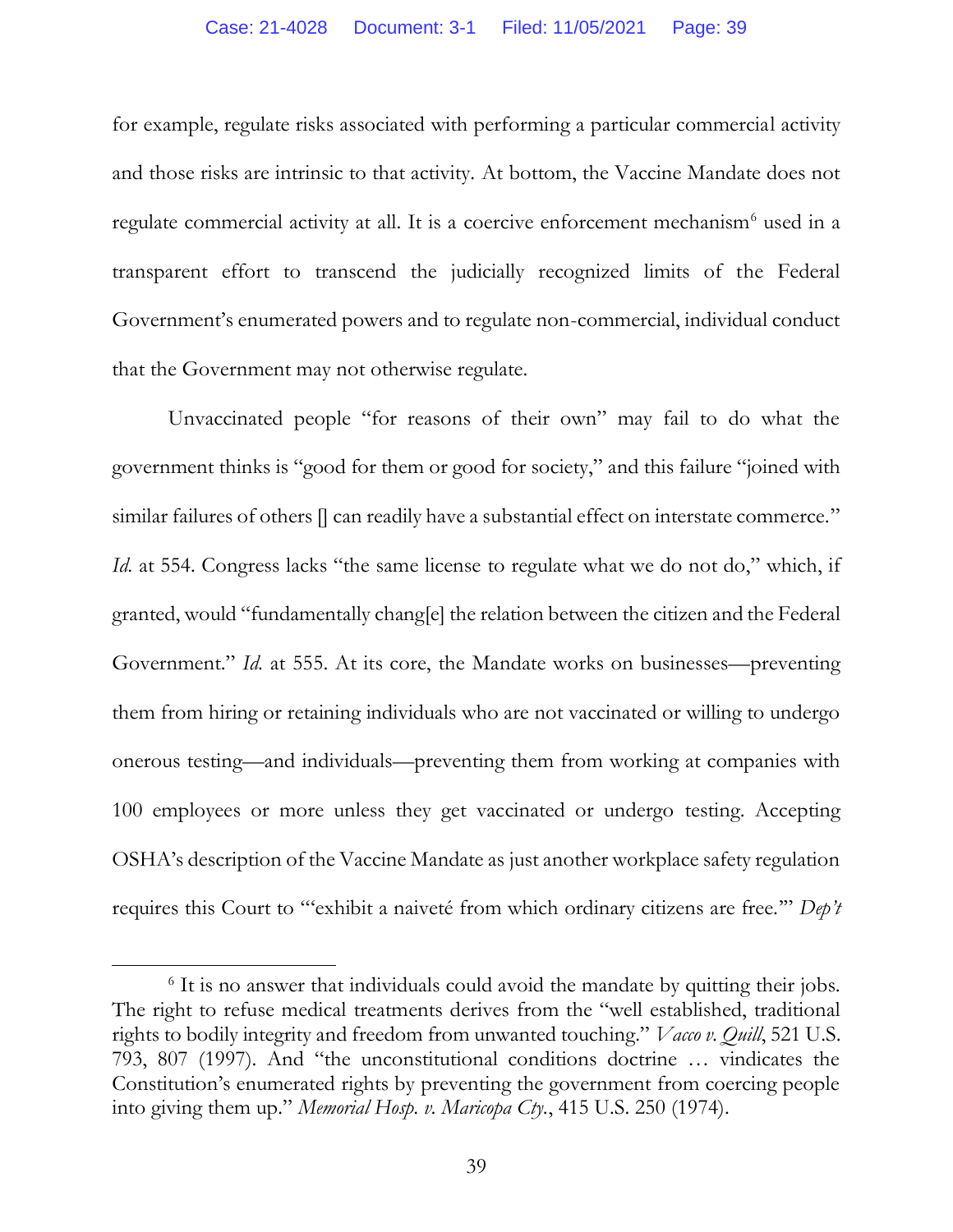for example, regulate risks associated with performing a particular commercial activity and those risks are intrinsic to that activity. At bottom, the Vaccine Mandate does not regulate commercial activity at all. It is a coercive enforcement mechanism[6] used in a transparent effort to transcend the judicially recognized limits of the Federal Government's enumerated powers and to regulate non-commercial, individual conduct that the Government may not otherwise regulate.

Unvaccinated people "for reasons of their own" may fail to do what the government thinks is "good for them or good for society," and this failure "joined with similar failures of others [] can readily have a substantial effect on interstate commerce." *Id.* at 554. Congress lacks "the same license to regulate what we do not do," which, if granted, would "fundamentally chang[e] the relation between the citizen and the Federal Government." *Id.* at 555. At its core, the Mandate works on businesses—preventing them from hiring or retaining individuals who are not vaccinated or willing to undergo onerous testing—and individuals—preventing them from working at companies with 100 employees or more unless they get vaccinated or undergo testing. Accepting OSHA's description of the Vaccine Mandate as just another workplace safety regulation requires this Court to "'exhibit a naiveté from which ordinary citizens are free.'" *Dep't*

---

[6] It is no answer that individuals could avoid the mandate by quitting their jobs. The right to refuse medical treatments derives from the "well established, traditional rights to bodily integrity and freedom from unwanted touching." *Vacco v. Quill*, 521 U.S. 793, 807 (1997). And "the unconstitutional conditions doctrine … vindicates the Constitution's enumerated rights by preventing the government from coercing people into giving them up." *Memorial Hosp. v. Maricopa Cty.*, 415 U.S. 250 (1974).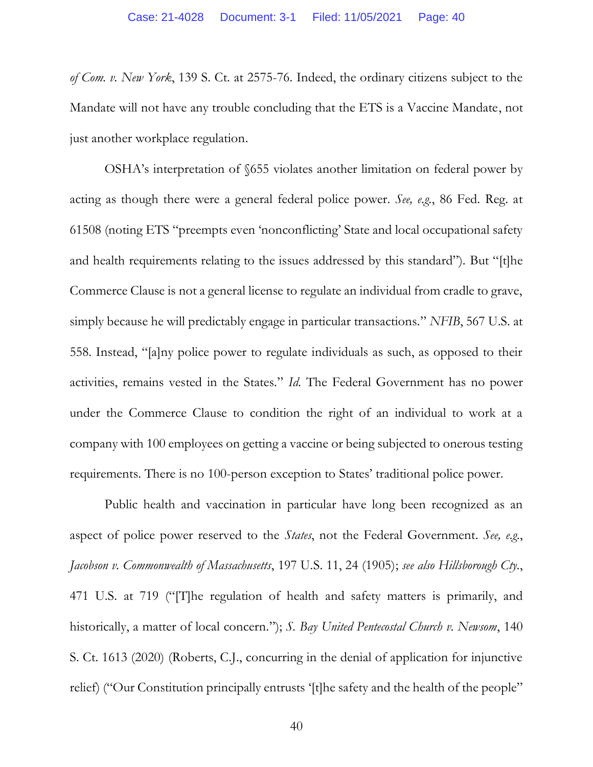*of Com. v. New York*, 139 S. Ct. at 2575-76. Indeed, the ordinary citizens subject to the Mandate will not have any trouble concluding that the ETS is a Vaccine Mandate, not just another workplace regulation.

OSHA's interpretation of §655 violates another limitation on federal power by acting as though there were a general federal police power. *See, e.g.*, 86 Fed. Reg. at 61508 (noting ETS "preempts even 'nonconflicting' State and local occupational safety and health requirements relating to the issues addressed by this standard"). But "[t]he Commerce Clause is not a general license to regulate an individual from cradle to grave, simply because he will predictably engage in particular transactions." *NFIB*, 567 U.S. at 558. Instead, "[a]ny police power to regulate individuals as such, as opposed to their activities, remains vested in the States." *Id.* The Federal Government has no power under the Commerce Clause to condition the right of an individual to work at a company with 100 employees on getting a vaccine or being subjected to onerous testing requirements. There is no 100-person exception to States' traditional police power.

Public health and vaccination in particular have long been recognized as an aspect of police power reserved to the *States*, not the Federal Government. *See, e.g.*, *Jacobson v. Commonwealth of Massachusetts*, 197 U.S. 11, 24 (1905); *see also Hillsborough Cty.*, 471 U.S. at 719 ("[T]he regulation of health and safety matters is primarily, and historically, a matter of local concern."); *S. Bay United Pentecostal Church v. Newsom*, 140 S. Ct. 1613 (2020) (Roberts, C.J., concurring in the denial of application for injunctive relief) ("Our Constitution principally entrusts '[t]he safety and the health of the people"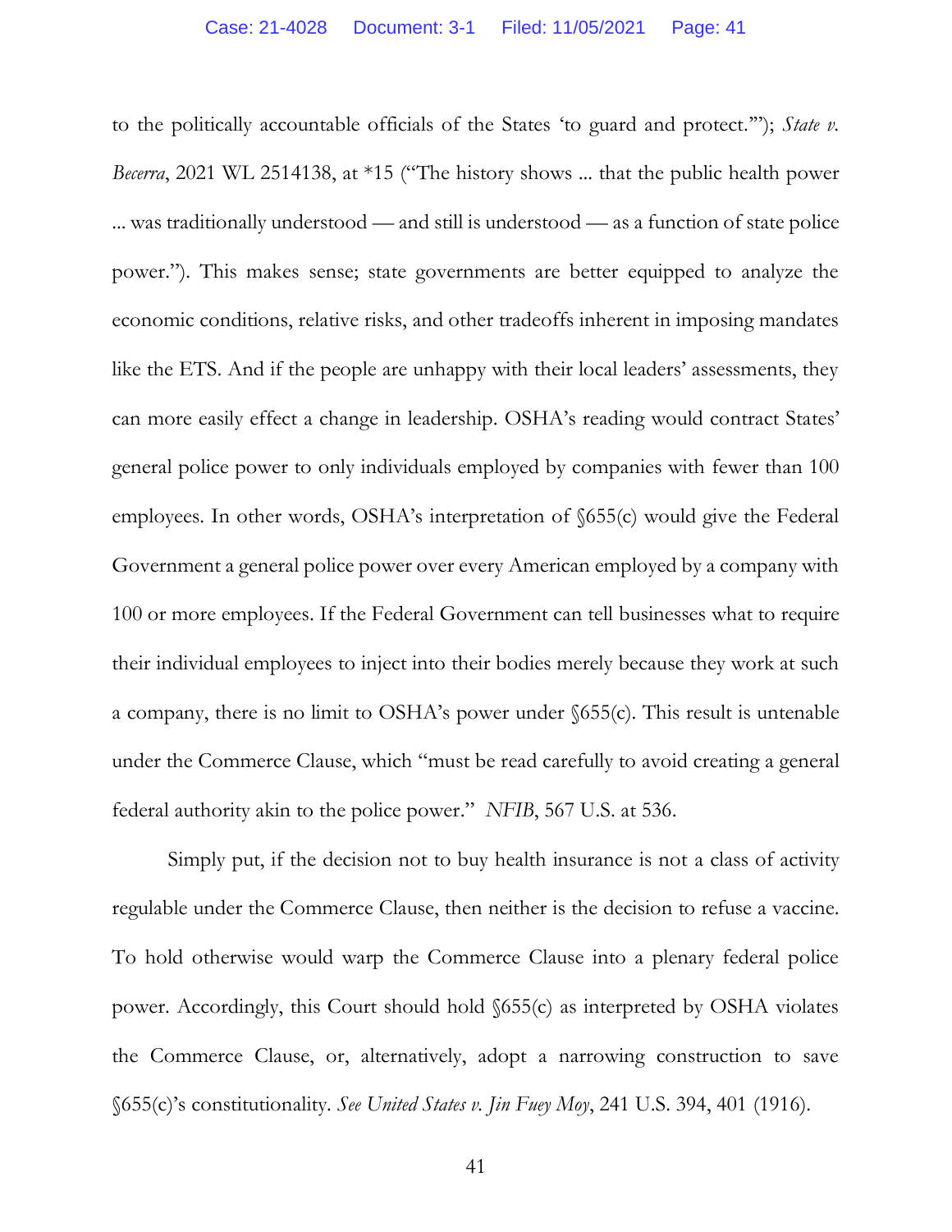to the politically accountable officials of the States 'to guard and protect.'"'); *State v. Becerra*, 2021 WL 2514138, at *15 ("The history shows ... that the public health power ... was traditionally understood — and still is understood — as a function of state police power."). This makes sense; state governments are better equipped to analyze the economic conditions, relative risks, and other tradeoffs inherent in imposing mandates like the ETS. And if the people are unhappy with their local leaders' assessments, they can more easily effect a change in leadership. OSHA's reading would contract States' general police power to only individuals employed by companies with fewer than 100 employees. In other words, OSHA's interpretation of §655(c) would give the Federal Government a general police power over every American employed by a company with 100 or more employees. If the Federal Government can tell businesses what to require their individual employees to inject into their bodies merely because they work at such a company, there is no limit to OSHA's power under §655(c). This result is untenable under the Commerce Clause, which "must be read carefully to avoid creating a general federal authority akin to the police power." *NFIB*, 567 U.S. at 536.

Simply put, if the decision not to buy health insurance is not a class of activity regulable under the Commerce Clause, then neither is the decision to refuse a vaccine. To hold otherwise would warp the Commerce Clause into a plenary federal police power. Accordingly, this Court should hold §655(c) as interpreted by OSHA violates the Commerce Clause, or, alternatively, adopt a narrowing construction to save §655(c)'s constitutionality. *See United States v. Jin Fuey Moy*, 241 U.S. 394, 401 (1916).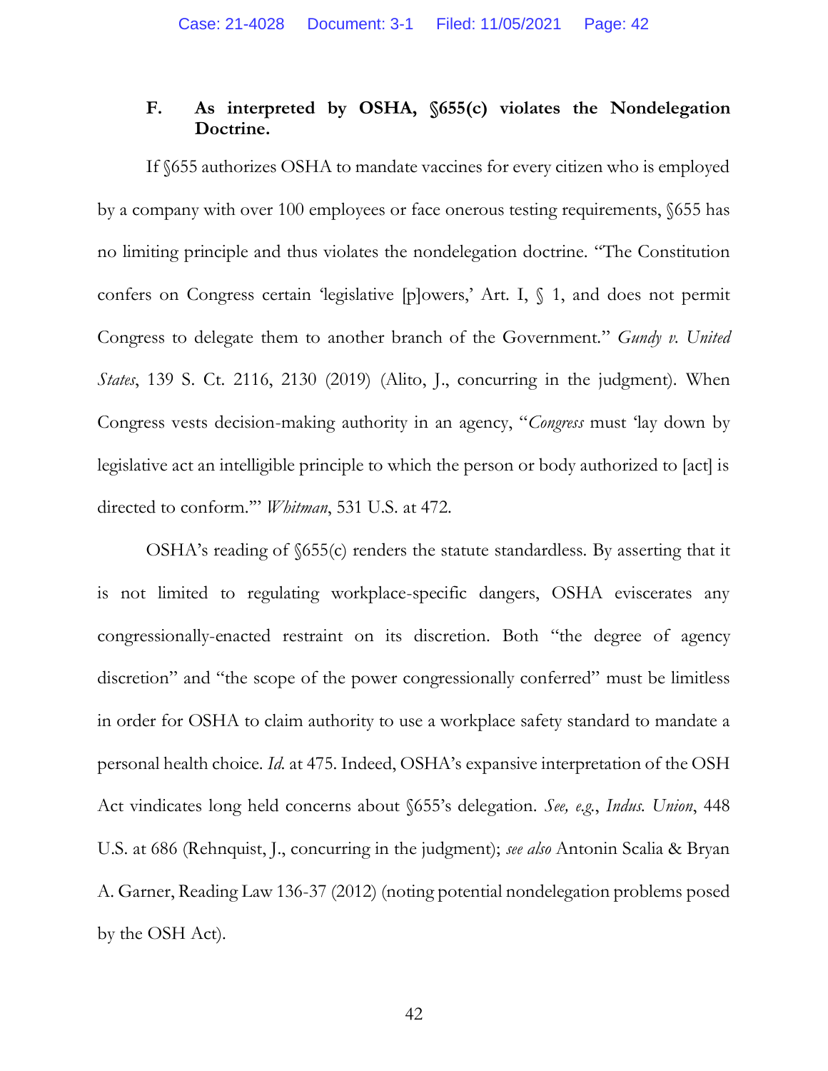### F. As interpreted by OSHA, §655(c) violates the Nondelegation Doctrine.

If §655 authorizes OSHA to mandate vaccines for every citizen who is employed by a company with over 100 employees or face onerous testing requirements, §655 has no limiting principle and thus violates the nondelegation doctrine. "The Constitution confers on Congress certain 'legislative [p]owers,' Art. I, § 1, and does not permit Congress to delegate them to another branch of the Government." *Gundy v. United States*, 139 S. Ct. 2116, 2130 (2019) (Alito, J., concurring in the judgment). When Congress vests decision-making authority in an agency, "*Congress* must 'lay down by legislative act an intelligible principle to which the person or body authorized to [act] is directed to conform.'" *Whitman*, 531 U.S. at 472.

OSHA's reading of §655(c) renders the statute standardless. By asserting that it is not limited to regulating workplace-specific dangers, OSHA eviscerates any congressionally-enacted restraint on its discretion. Both "the degree of agency discretion" and "the scope of the power congressionally conferred" must be limitless in order for OSHA to claim authority to use a workplace safety standard to mandate a personal health choice. *Id.* at 475. Indeed, OSHA's expansive interpretation of the OSH Act vindicates long held concerns about §655's delegation. *See, e.g.*, *Indus. Union*, 448 U.S. at 686 (Rehnquist, J., concurring in the judgment); *see also* Antonin Scalia & Bryan A. Garner, Reading Law 136-37 (2012) (noting potential nondelegation problems posed by the OSH Act).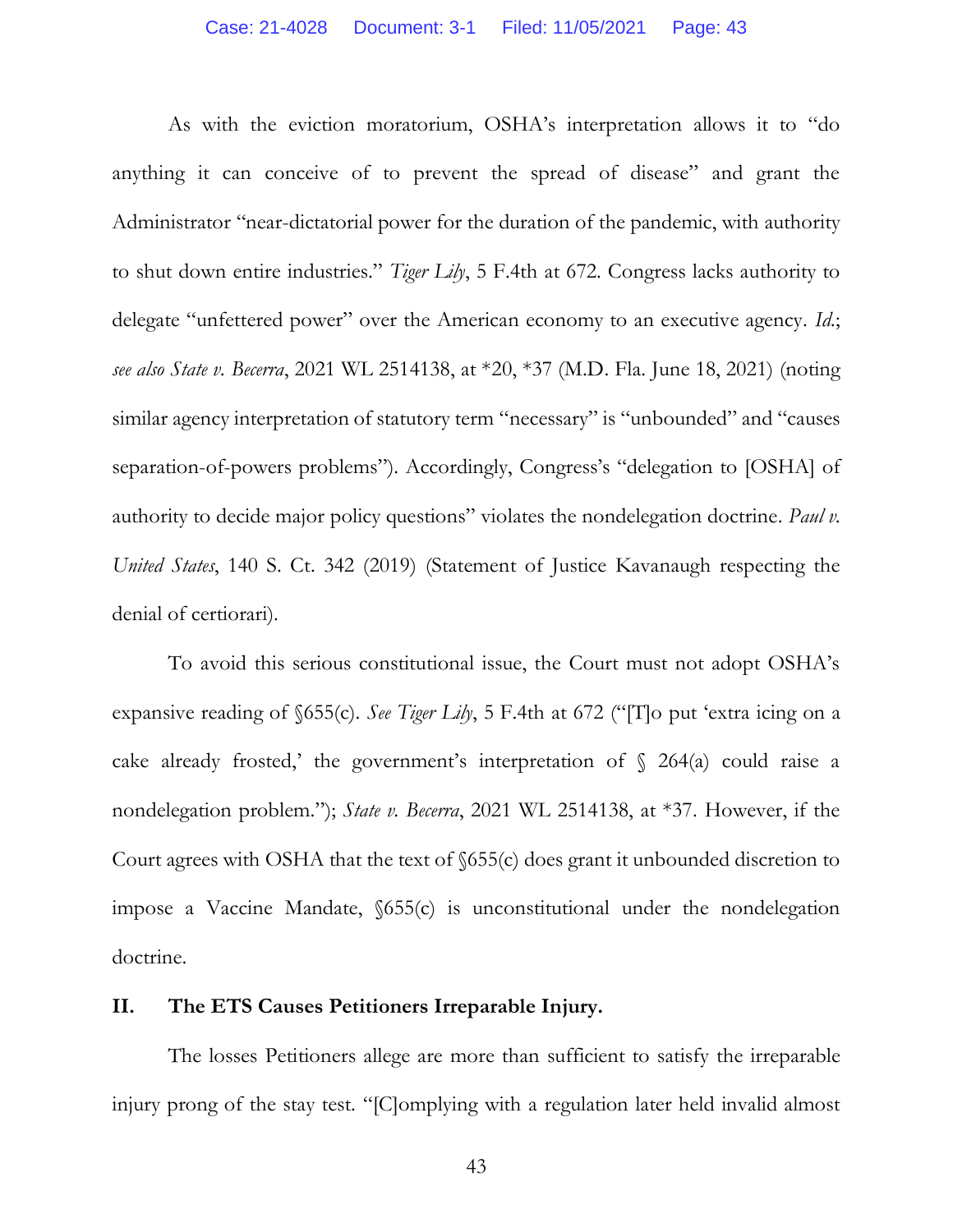As with the eviction moratorium, OSHA's interpretation allows it to "do anything it can conceive of to prevent the spread of disease" and grant the Administrator "near-dictatorial power for the duration of the pandemic, with authority to shut down entire industries." *Tiger Lily*, 5 F.4th at 672. Congress lacks authority to delegate "unfettered power" over the American economy to an executive agency. *Id.*; *see also State v. Becerra*, 2021 WL 2514138, at *20, *37 (M.D. Fla. June 18, 2021) (noting similar agency interpretation of statutory term "necessary" is "unbounded" and "causes separation-of-powers problems"). Accordingly, Congress's "delegation to [OSHA] of authority to decide major policy questions" violates the nondelegation doctrine. *Paul v. United States*, 140 S. Ct. 342 (2019) (Statement of Justice Kavanaugh respecting the denial of certiorari).

To avoid this serious constitutional issue, the Court must not adopt OSHA's expansive reading of §655(c). *See Tiger Lily*, 5 F.4th at 672 ("[T]o put 'extra icing on a cake already frosted,' the government's interpretation of § 264(a) could raise a nondelegation problem."); *State v. Becerra*, 2021 WL 2514138, at *37. However, if the Court agrees with OSHA that the text of §655(c) does grant it unbounded discretion to impose a Vaccine Mandate, §655(c) is unconstitutional under the nondelegation doctrine.

## II. The ETS Causes Petitioners Irreparable Injury.

The losses Petitioners allege are more than sufficient to satisfy the irreparable injury prong of the stay test. "[C]omplying with a regulation later held invalid almost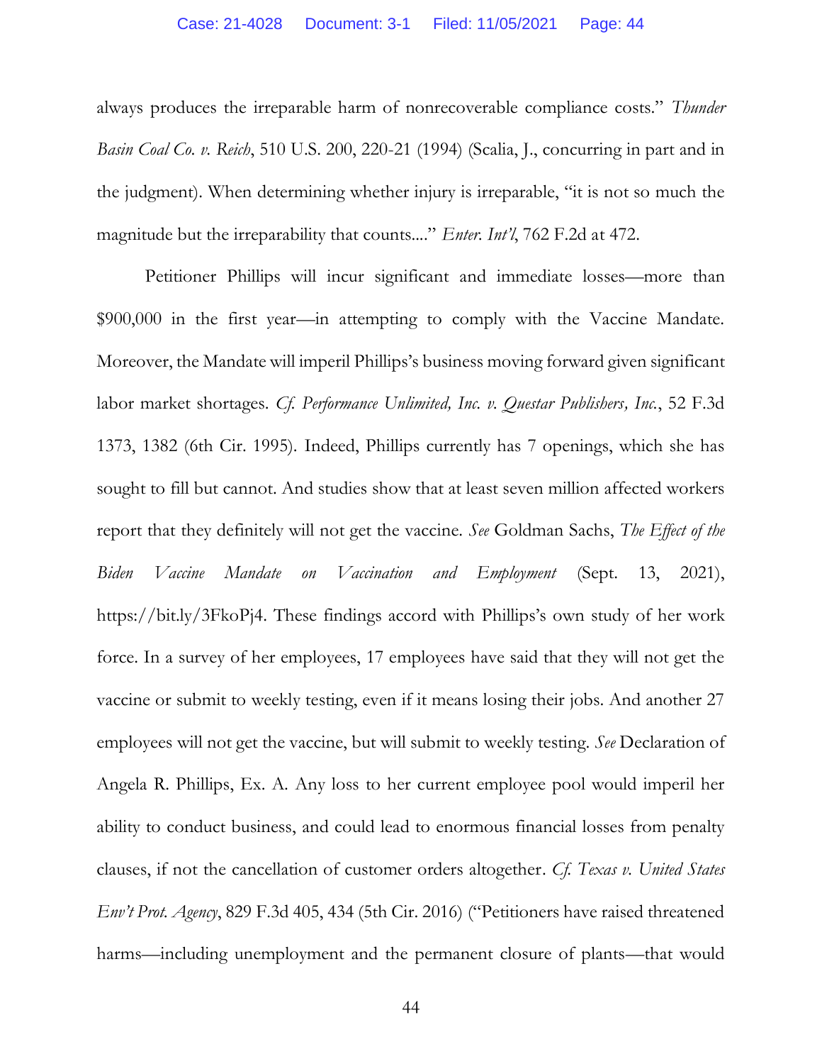always produces the irreparable harm of nonrecoverable compliance costs." *Thunder Basin Coal Co. v. Reich*, 510 U.S. 200, 220-21 (1994) (Scalia, J., concurring in part and in the judgment). When determining whether injury is irreparable, "it is not so much the magnitude but the irreparability that counts...." *Enter. Int'l*, 762 F.2d at 472.

Petitioner Phillips will incur significant and immediate losses—more than $900,000 in the first year—in attempting to comply with the Vaccine Mandate. Moreover, the Mandate will imperil Phillips's business moving forward given significant labor market shortages. *Cf. Performance Unlimited, Inc. v. Questar Publishers, Inc.*, 52 F.3d 1373, 1382 (6th Cir. 1995). Indeed, Phillips currently has 7 openings, which she has sought to fill but cannot. And studies show that at least seven million affected workers report that they definitely will not get the vaccine. *See* Goldman Sachs, *The Effect of the Biden Vaccine Mandate on Vaccination and Employment* (Sept. 13, 2021), https://bit.ly/3FkoPj4. These findings accord with Phillips's own study of her work force. In a survey of her employees, 17 employees have said that they will not get the vaccine or submit to weekly testing, even if it means losing their jobs. And another 27 employees will not get the vaccine, but will submit to weekly testing. *See* Declaration of Angela R. Phillips, Ex. A. Any loss to her current employee pool would imperil her ability to conduct business, and could lead to enormous financial losses from penalty clauses, if not the cancellation of customer orders altogether. *Cf. Texas v. United States Env't Prot. Agency*, 829 F.3d 405, 434 (5th Cir. 2016) ("Petitioners have raised threatened harms—including unemployment and the permanent closure of plants—that would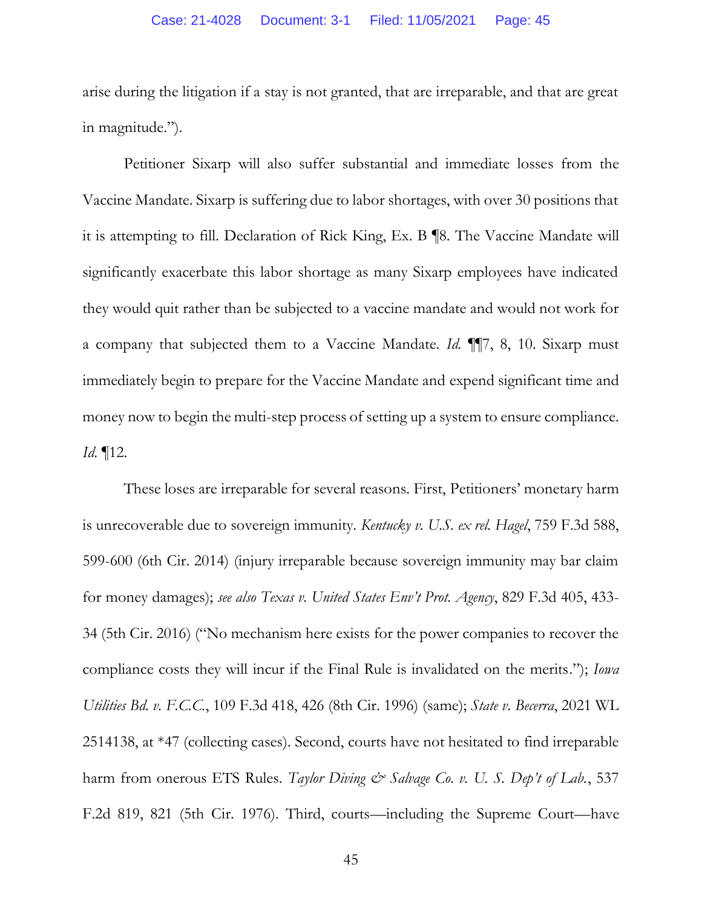arise during the litigation if a stay is not granted, that are irreparable, and that are great in magnitude.").

Petitioner Sixarp will also suffer substantial and immediate losses from the Vaccine Mandate. Sixarp is suffering due to labor shortages, with over 30 positions that it is attempting to fill. Declaration of Rick King, Ex. B ¶8. The Vaccine Mandate will significantly exacerbate this labor shortage as many Sixarp employees have indicated they would quit rather than be subjected to a vaccine mandate and would not work for a company that subjected them to a Vaccine Mandate. *Id.* ¶¶7, 8, 10. Sixarp must immediately begin to prepare for the Vaccine Mandate and expend significant time and money now to begin the multi-step process of setting up a system to ensure compliance. *Id.* ¶12.

These loses are irreparable for several reasons. First, Petitioners' monetary harm is unrecoverable due to sovereign immunity. *Kentucky v. U.S. ex rel. Hagel*, 759 F.3d 588, 599-600 (6th Cir. 2014) (injury irreparable because sovereign immunity may bar claim for money damages); *see also Texas v. United States Env't Prot. Agency*, 829 F.3d 405, 433-34 (5th Cir. 2016) ("No mechanism here exists for the power companies to recover the compliance costs they will incur if the Final Rule is invalidated on the merits."); *Iowa Utilities Bd. v. F.C.C.*, 109 F.3d 418, 426 (8th Cir. 1996) (same); *State v. Becerra*, 2021 WL 2514138, at *47 (collecting cases). Second, courts have not hesitated to find irreparable harm from onerous ETS Rules. *Taylor Diving & Salvage Co. v. U. S. Dep't of Lab.*, 537 F.2d 819, 821 (5th Cir. 1976). Third, courts—including the Supreme Court—have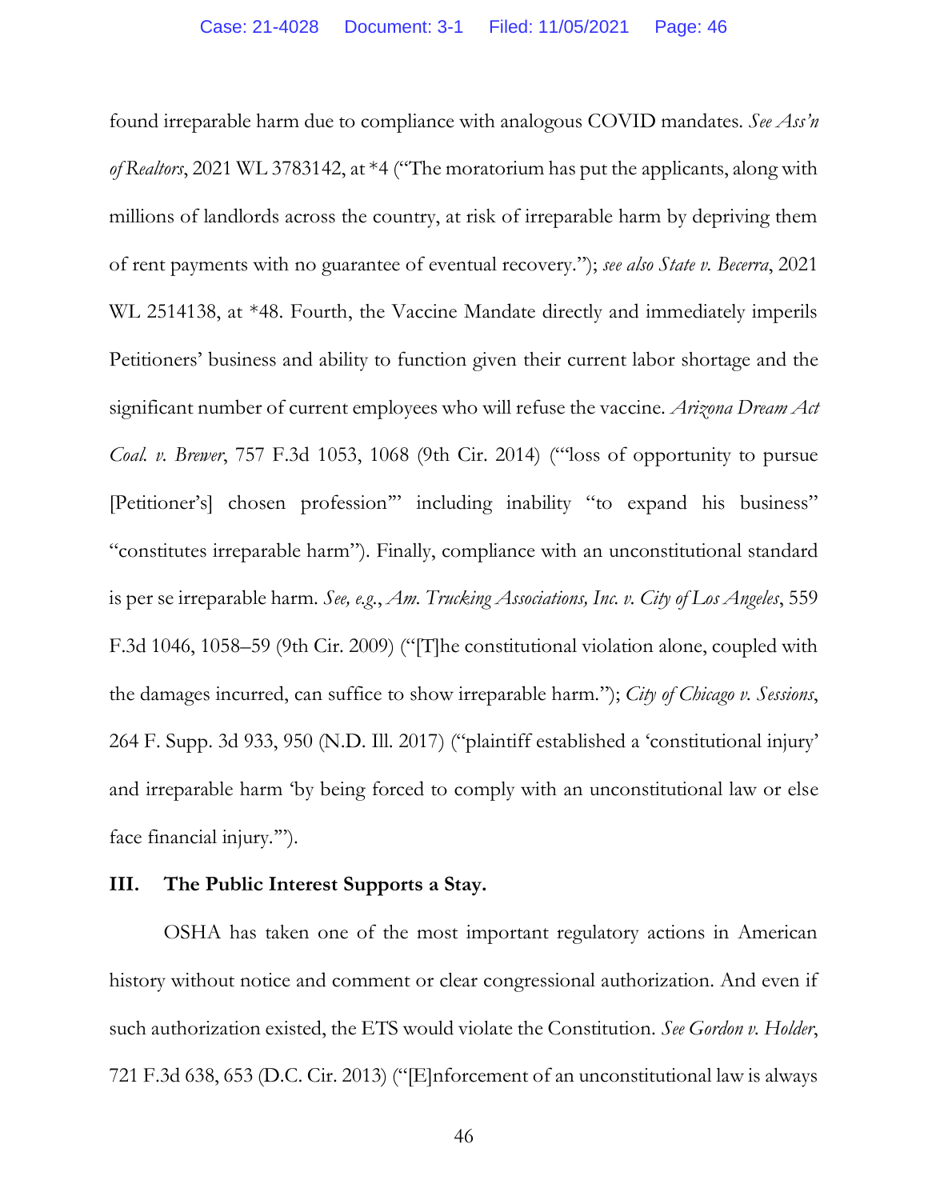found irreparable harm due to compliance with analogous COVID mandates. *See Ass'n of Realtors*, 2021 WL 3783142, at *4 ("The moratorium has put the applicants, along with millions of landlords across the country, at risk of irreparable harm by depriving them of rent payments with no guarantee of eventual recovery."); *see also State v. Becerra*, 2021 WL 2514138, at *48. Fourth, the Vaccine Mandate directly and immediately imperils Petitioners' business and ability to function given their current labor shortage and the significant number of current employees who will refuse the vaccine. *Arizona Dream Act Coal. v. Brewer*, 757 F.3d 1053, 1068 (9th Cir. 2014) ("'loss of opportunity to pursue [Petitioner's] chosen profession'" including inability "to expand his business" "constitutes irreparable harm"). Finally, compliance with an unconstitutional standard is per se irreparable harm. *See, e.g.*, *Am. Trucking Associations, Inc. v. City of Los Angeles*, 559 F.3d 1046, 1058–59 (9th Cir. 2009) ("[T]he constitutional violation alone, coupled with the damages incurred, can suffice to show irreparable harm."); *City of Chicago v. Sessions*, 264 F. Supp. 3d 933, 950 (N.D. Ill. 2017) ("plaintiff established a 'constitutional injury' and irreparable harm 'by being forced to comply with an unconstitutional law or else face financial injury.'").

## III. The Public Interest Supports a Stay.

OSHA has taken one of the most important regulatory actions in American history without notice and comment or clear congressional authorization. And even if such authorization existed, the ETS would violate the Constitution. *See Gordon v. Holder*, 721 F.3d 638, 653 (D.C. Cir. 2013) ("[E]nforcement of an unconstitutional law is always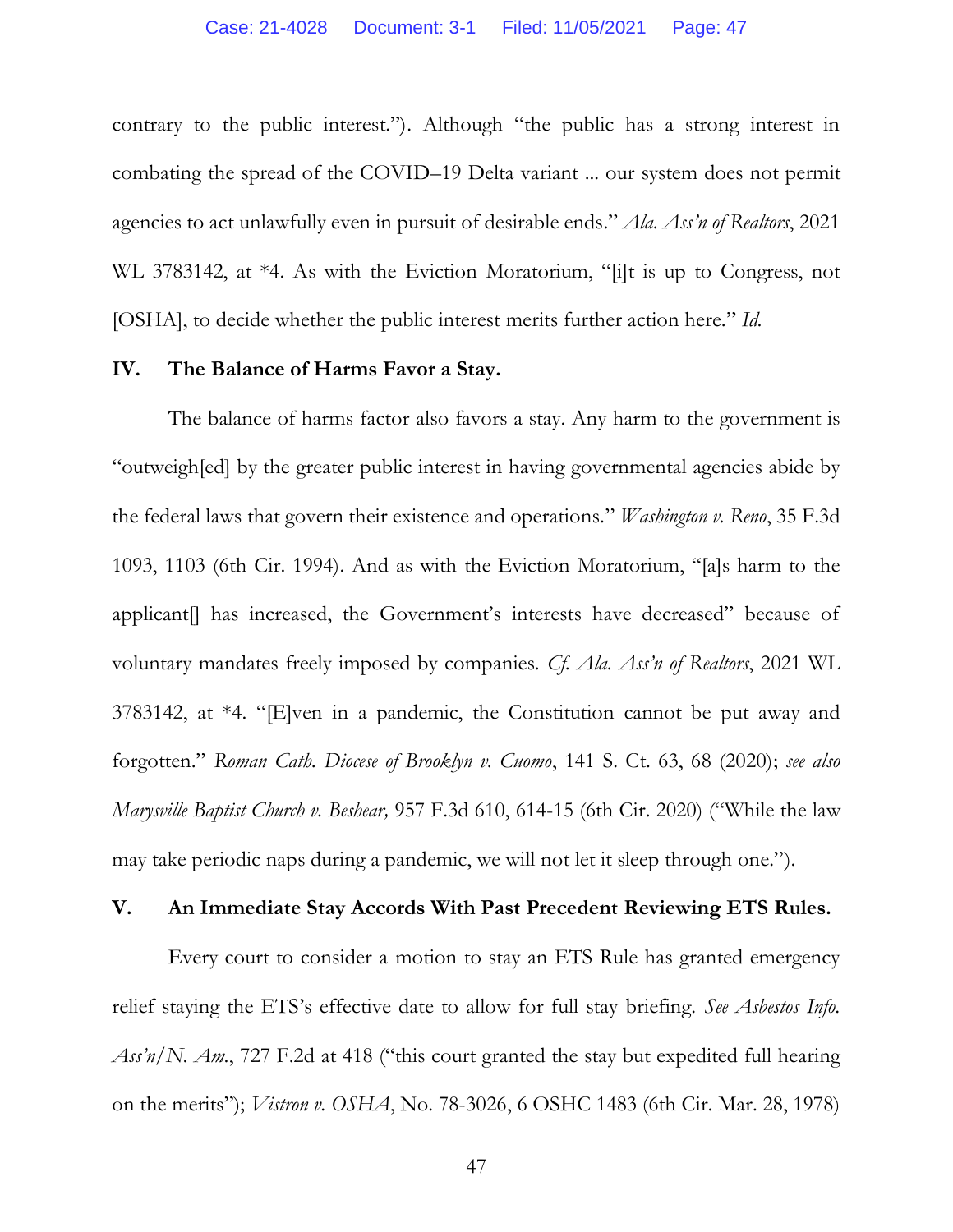contrary to the public interest."). Although "the public has a strong interest in combating the spread of the COVID–19 Delta variant ... our system does not permit agencies to act unlawfully even in pursuit of desirable ends." *Ala. Ass'n of Realtors*, 2021 WL 3783142, at *4. As with the Eviction Moratorium, "[i]t is up to Congress, not [OSHA], to decide whether the public interest merits further action here." *Id.*

## IV. The Balance of Harms Favor a Stay.

The balance of harms factor also favors a stay. Any harm to the government is "outweigh[ed] by the greater public interest in having governmental agencies abide by the federal laws that govern their existence and operations." *Washington v. Reno*, 35 F.3d 1093, 1103 (6th Cir. 1994). And as with the Eviction Moratorium, "[a]s harm to the applicant[] has increased, the Government's interests have decreased" because of voluntary mandates freely imposed by companies. *Cf. Ala. Ass'n of Realtors*, 2021 WL 3783142, at *4. "[E]ven in a pandemic, the Constitution cannot be put away and forgotten." *Roman Cath. Diocese of Brooklyn v. Cuomo*, 141 S. Ct. 63, 68 (2020); *see also Marysville Baptist Church v. Beshear,* 957 F.3d 610, 614-15 (6th Cir. 2020) ("While the law may take periodic naps during a pandemic, we will not let it sleep through one.").

## V. An Immediate Stay Accords With Past Precedent Reviewing ETS Rules.

Every court to consider a motion to stay an ETS Rule has granted emergency relief staying the ETS's effective date to allow for full stay briefing. *See Asbestos Info. Ass'n/N. Am.*, 727 F.2d at 418 ("this court granted the stay but expedited full hearing on the merits"); *Vistron v. OSHA*, No. 78-3026, 6 OSHC 1483 (6th Cir. Mar. 28, 1978)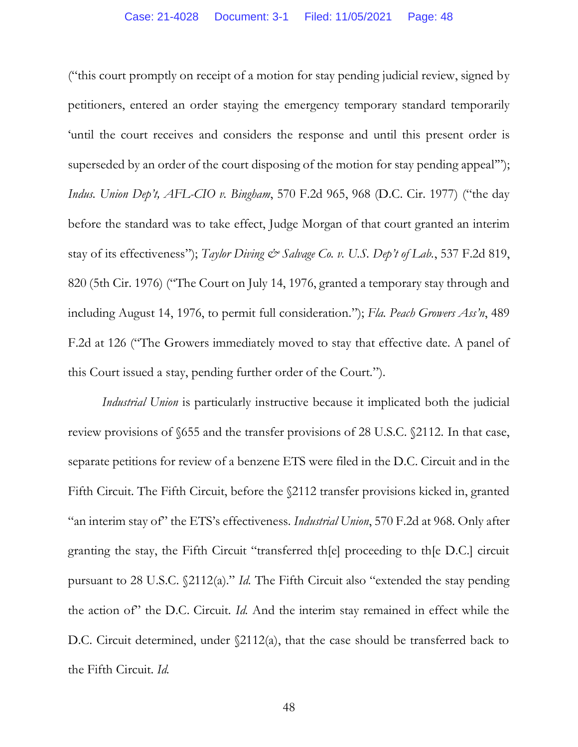("this court promptly on receipt of a motion for stay pending judicial review, signed by petitioners, entered an order staying the emergency temporary standard temporarily 'until the court receives and considers the response and until this present order is superseded by an order of the court disposing of the motion for stay pending appeal'"); *Indus. Union Dep't, AFL-CIO v. Bingham*, 570 F.2d 965, 968 (D.C. Cir. 1977) ("the day before the standard was to take effect, Judge Morgan of that court granted an interim stay of its effectiveness"); *Taylor Diving & Salvage Co. v. U.S. Dep't of Lab.*, 537 F.2d 819, 820 (5th Cir. 1976) ("The Court on July 14, 1976, granted a temporary stay through and including August 14, 1976, to permit full consideration."); *Fla. Peach Growers Ass'n*, 489 F.2d at 126 ("The Growers immediately moved to stay that effective date. A panel of this Court issued a stay, pending further order of the Court.").

*Industrial Union* is particularly instructive because it implicated both the judicial review provisions of §655 and the transfer provisions of 28 U.S.C. §2112. In that case, separate petitions for review of a benzene ETS were filed in the D.C. Circuit and in the Fifth Circuit. The Fifth Circuit, before the §2112 transfer provisions kicked in, granted "an interim stay of" the ETS's effectiveness. *Industrial Union*, 570 F.2d at 968. Only after granting the stay, the Fifth Circuit "transferred th[e] proceeding to th[e D.C.] circuit pursuant to 28 U.S.C. §2112(a)." *Id.* The Fifth Circuit also "extended the stay pending the action of" the D.C. Circuit. *Id.* And the interim stay remained in effect while the D.C. Circuit determined, under §2112(a), that the case should be transferred back to the Fifth Circuit. *Id.*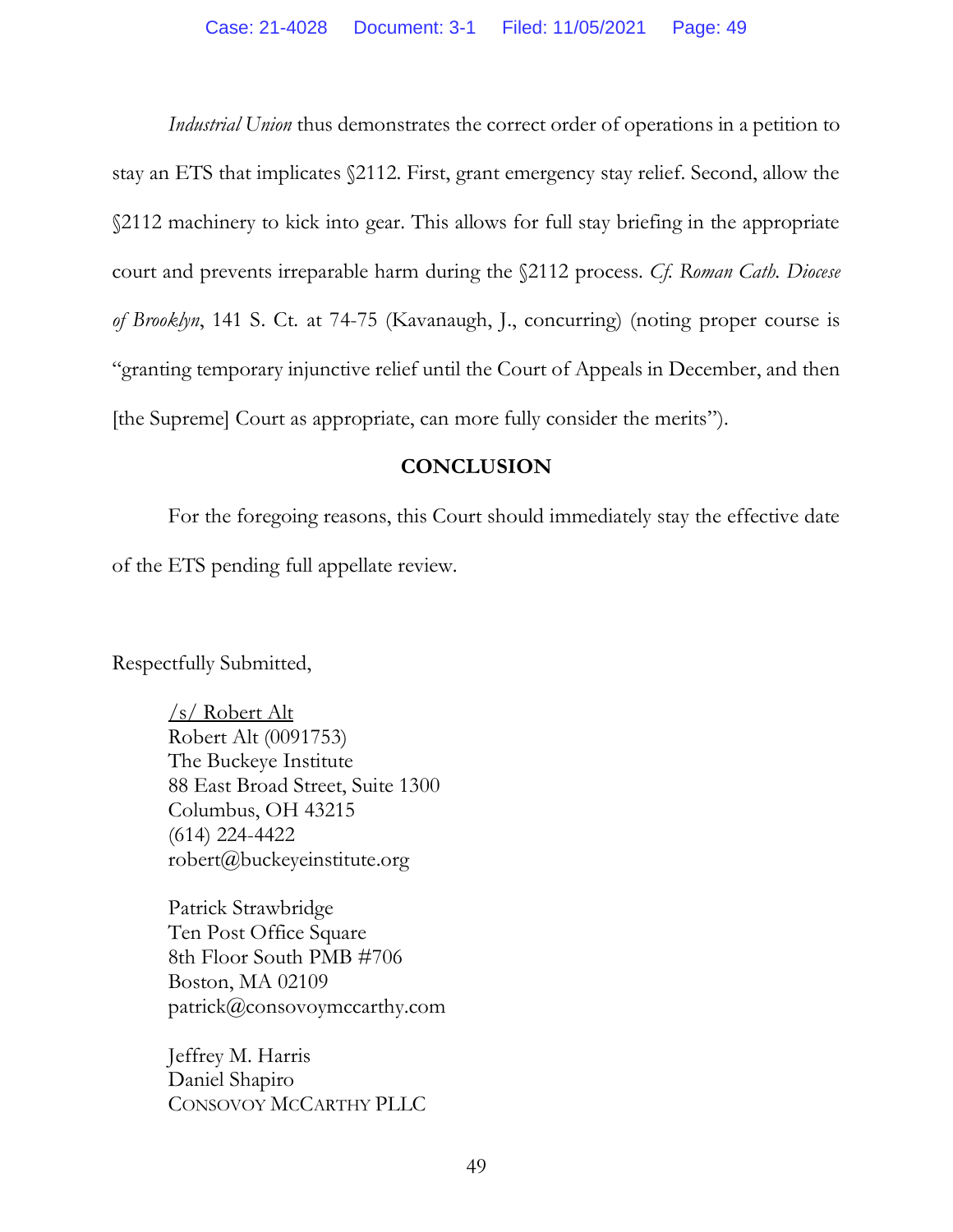*Industrial Union* thus demonstrates the correct order of operations in a petition to stay an ETS that implicates §2112. First, grant emergency stay relief. Second, allow the §2112 machinery to kick into gear. This allows for full stay briefing in the appropriate court and prevents irreparable harm during the §2112 process. *Cf. Roman Cath. Diocese of Brooklyn*, 141 S. Ct. at 74-75 (Kavanaugh, J., concurring) (noting proper course is "granting temporary injunctive relief until the Court of Appeals in December, and then [the Supreme] Court as appropriate, can more fully consider the merits").

## CONCLUSION

For the foregoing reasons, this Court should immediately stay the effective date of the ETS pending full appellate review.

Respectfully Submitted,

/s/ Robert Alt
Robert Alt (0091753)
The Buckeye Institute
88 East Broad Street, Suite 1300
Columbus, OH 43215
(614) 224-4422
robert@buckeyeinstitute.org

Patrick Strawbridge
Ten Post Office Square
8th Floor South PMB #706
Boston, MA 02109
patrick@consovoymccarthy.com

Jeffrey M. Harris
Daniel Shapiro
CONSOVOY MCCARTHY PLLC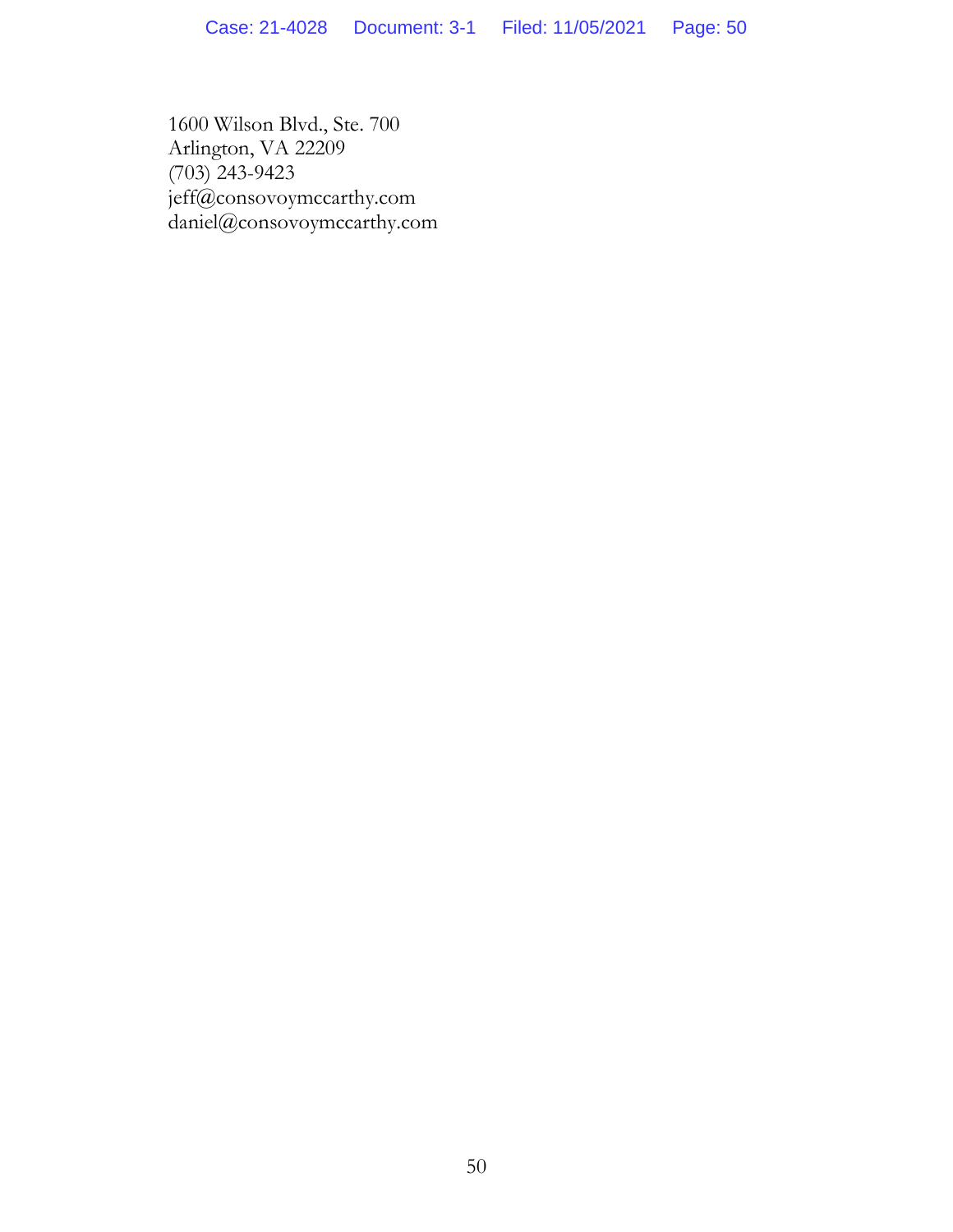1600 Wilson Blvd., Ste. 700
Arlington, VA 22209
(703) 243-9423
jeff@consovoymccarthy.com
daniel@consovoymccarthy.com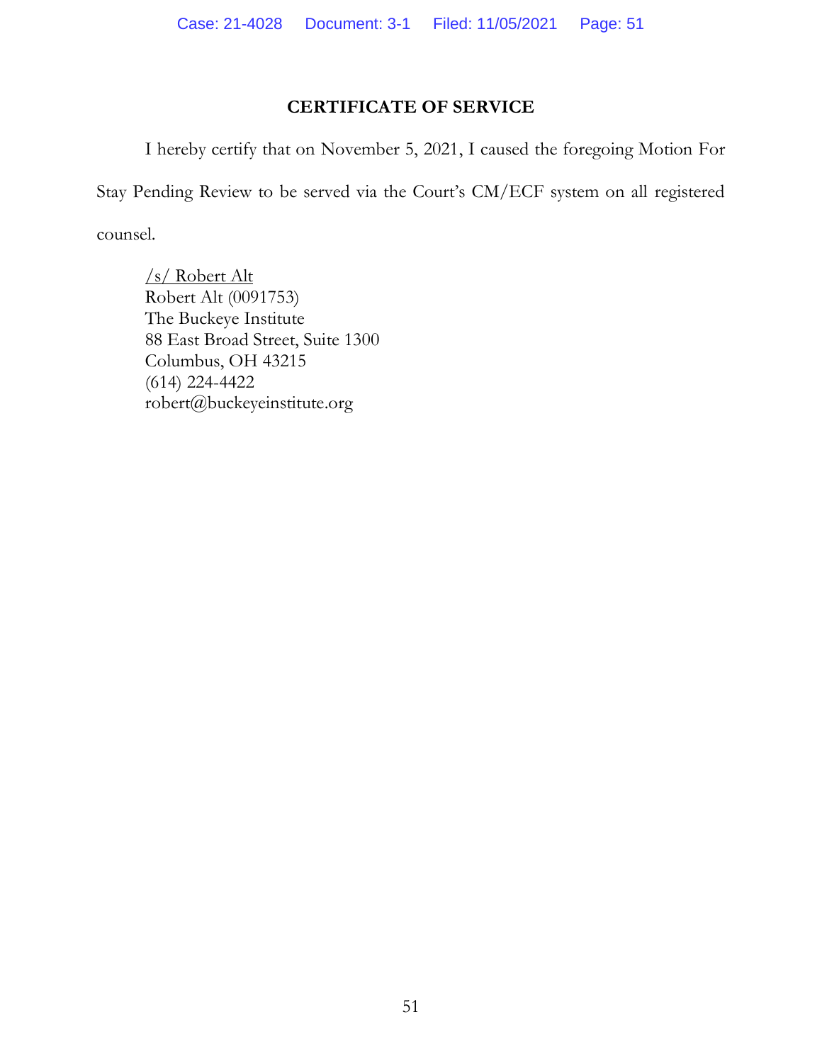## CERTIFICATE OF SERVICE

I hereby certify that on November 5, 2021, I caused the foregoing Motion For Stay Pending Review to be served via the Court's CM/ECF system on all registered counsel.

/s/ Robert Alt
Robert Alt (0091753)
The Buckeye Institute
88 East Broad Street, Suite 1300
Columbus, OH 43215
(614) 224-4422
robert@buckeyeinstitute.org